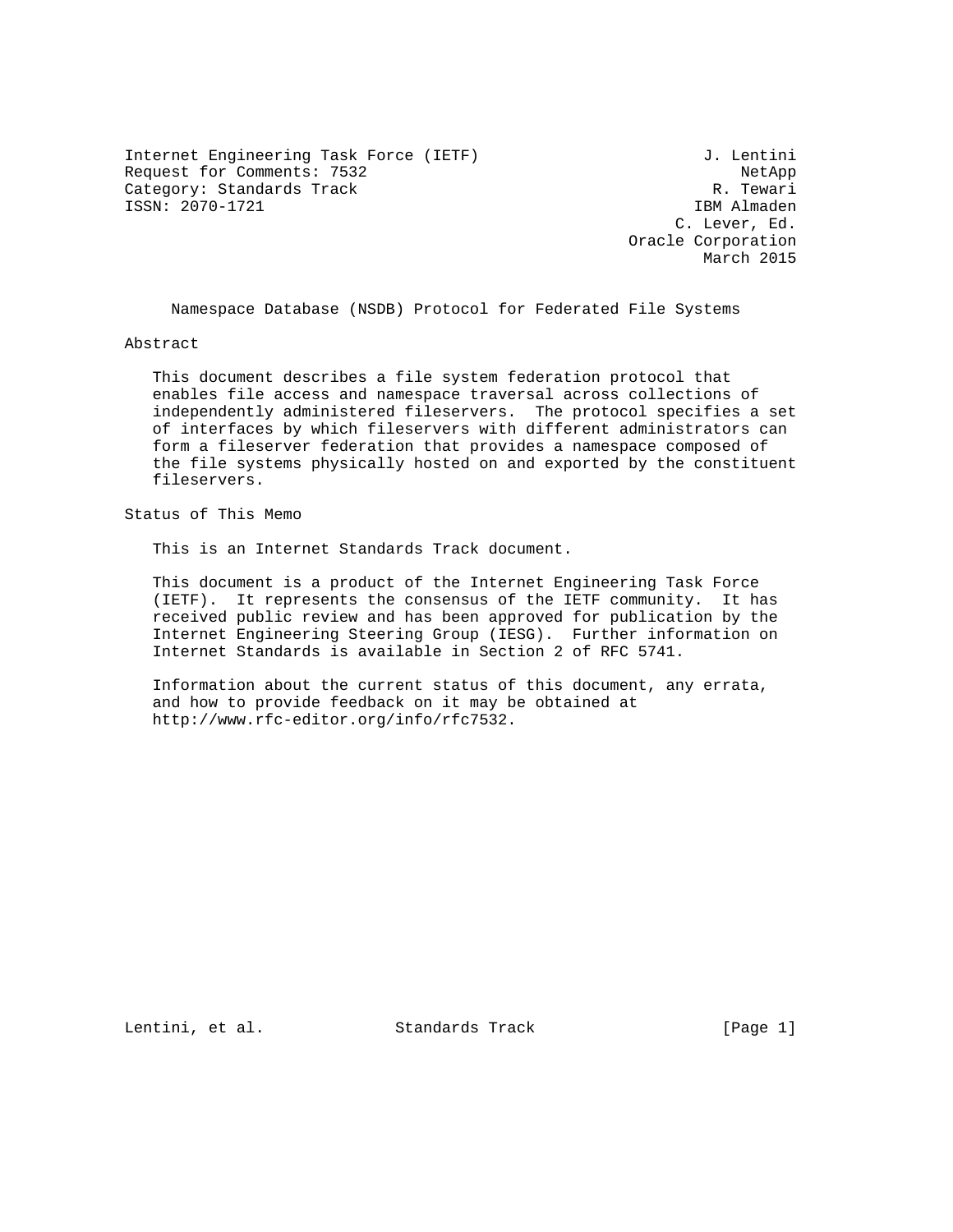Internet Engineering Task Force (IETF) J. Lentini
Request for Comments: 7532 NetApp
Category: Standards Track R. Tewari
ISSN: 2070-1721 IBM Almaden
C. Lever, Ed.
Oracle Corporation
March 2015

# Namespace Database (NSDB) Protocol for Federated File Systems

## Abstract

This document describes a file system federation protocol that enables file access and namespace traversal across collections of independently administered fileservers. The protocol specifies a set of interfaces by which fileservers with different administrators can form a fileserver federation that provides a namespace composed of the file systems physically hosted on and exported by the constituent fileservers.

## Status of This Memo

This is an Internet Standards Track document.

This document is a product of the Internet Engineering Task Force (IETF). It represents the consensus of the IETF community. It has received public review and has been approved for publication by the Internet Engineering Steering Group (IESG). Further information on Internet Standards is available in Section 2 of RFC 5741.

Information about the current status of this document, any errata, and how to provide feedback on it may be obtained at http://www.rfc-editor.org/info/rfc7532.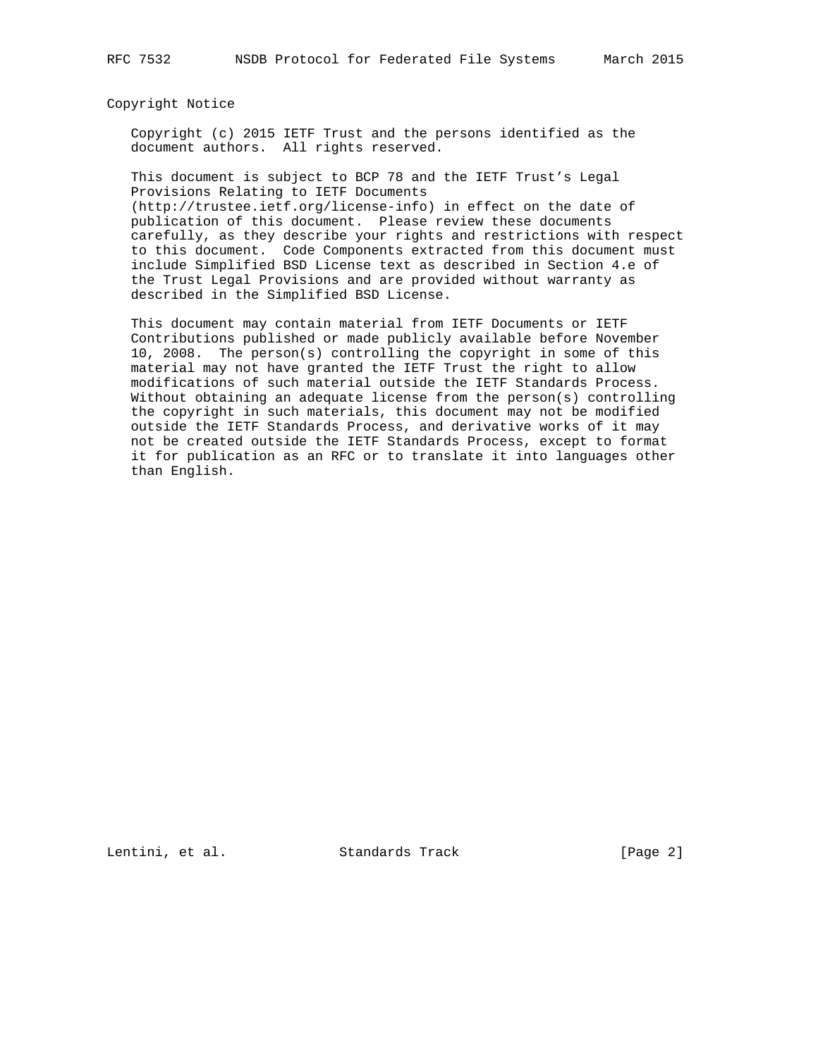## Copyright Notice

Copyright (c) 2015 IETF Trust and the persons identified as the document authors. All rights reserved.

This document is subject to BCP 78 and the IETF Trust's Legal Provisions Relating to IETF Documents (http://trustee.ietf.org/license-info) in effect on the date of publication of this document. Please review these documents carefully, as they describe your rights and restrictions with respect to this document. Code Components extracted from this document must include Simplified BSD License text as described in Section 4.e of the Trust Legal Provisions and are provided without warranty as described in the Simplified BSD License.

This document may contain material from IETF Documents or IETF Contributions published or made publicly available before November 10, 2008. The person(s) controlling the copyright in some of this material may not have granted the IETF Trust the right to allow modifications of such material outside the IETF Standards Process. Without obtaining an adequate license from the person(s) controlling the copyright in such materials, this document may not be modified outside the IETF Standards Process, and derivative works of it may not be created outside the IETF Standards Process, except to format it for publication as an RFC or to translate it into languages other than English.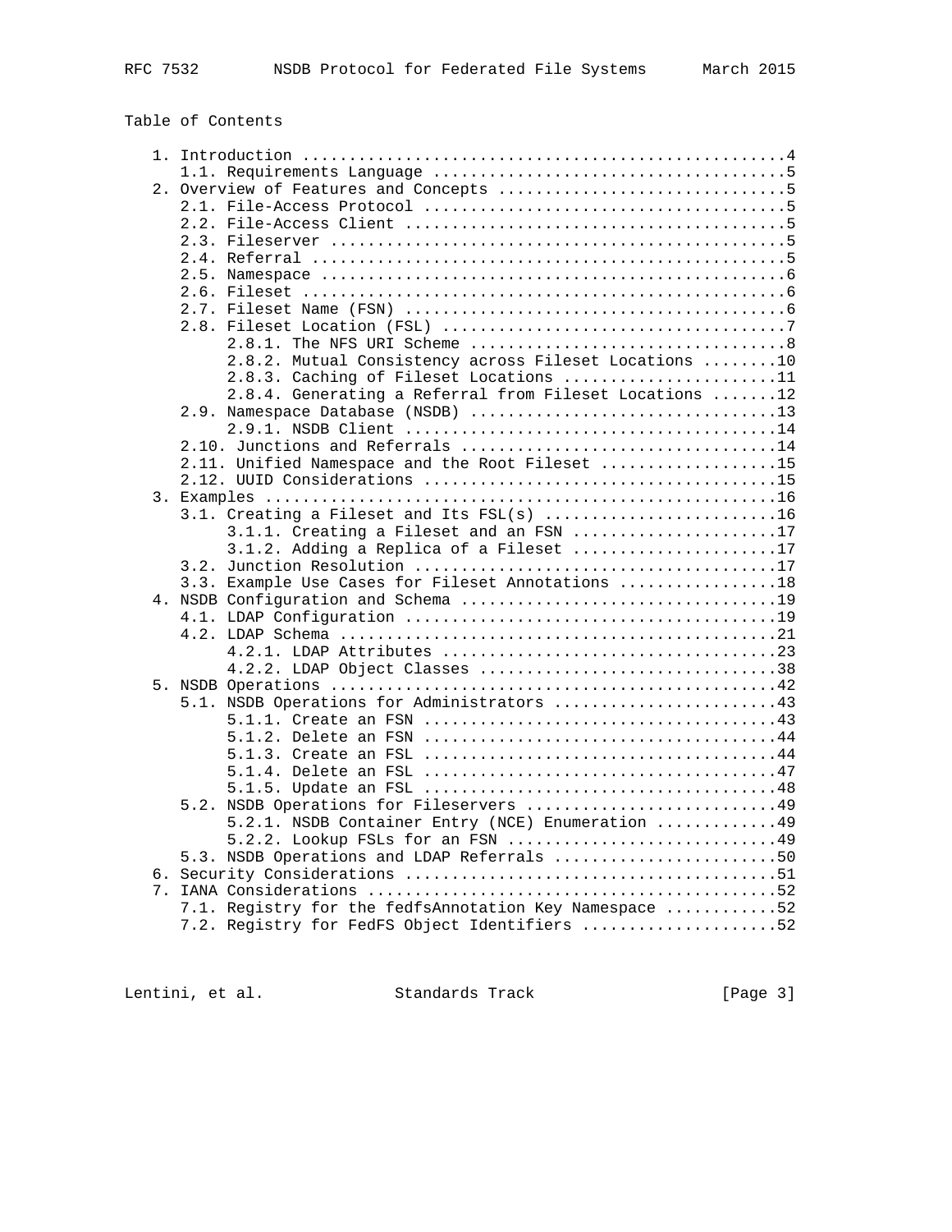Table of Contents

```
   1. Introduction ....................................................4
      1.1. Requirements Language ......................................5
   2. Overview of Features and Concepts ...............................5
      2.1. File-Access Protocol .......................................5
      2.2. File-Access Client .........................................5
      2.3. Fileserver .................................................5
      2.4. Referral ...................................................5
      2.5. Namespace ..................................................6
      2.6. Fileset ....................................................6
      2.7. Fileset Name (FSN) .........................................6
      2.8. Fileset Location (FSL) .....................................7
           2.8.1. The NFS URI Scheme ..................................8
           2.8.2. Mutual Consistency across Fileset Locations ........10
           2.8.3. Caching of Fileset Locations .......................11
           2.8.4. Generating a Referral from Fileset Locations .......12
      2.9. Namespace Database (NSDB) .................................13
           2.9.1. NSDB Client ........................................14
      2.10. Junctions and Referrals ..................................14
      2.11. Unified Namespace and the Root Fileset ...................15
      2.12. UUID Considerations ......................................15
   3. Examples .......................................................16
      3.1. Creating a Fileset and Its FSL(s) .........................16
           3.1.1. Creating a Fileset and an FSN ......................17
           3.1.2. Adding a Replica of a Fileset ......................17
      3.2. Junction Resolution .......................................17
      3.3. Example Use Cases for Fileset Annotations .................18
   4. NSDB Configuration and Schema ..................................19
      4.1. LDAP Configuration ........................................19
      4.2. LDAP Schema ...............................................21
           4.2.1. LDAP Attributes ....................................23
           4.2.2. LDAP Object Classes ................................38
   5. NSDB Operations ................................................42
      5.1. NSDB Operations for Administrators ........................43
           5.1.1. Create an FSN ......................................43
           5.1.2. Delete an FSN ......................................44
           5.1.3. Create an FSL ......................................44
           5.1.4. Delete an FSL ......................................47
           5.1.5. Update an FSL ......................................48
      5.2. NSDB Operations for Fileservers ...........................49
           5.2.1. NSDB Container Entry (NCE) Enumeration .............49
           5.2.2. Lookup FSLs for an FSN .............................49
      5.3. NSDB Operations and LDAP Referrals ........................50
   6. Security Considerations ........................................51
   7. IANA Considerations ............................................52
      7.1. Registry for the fedfsAnnotation Key Namespace ............52
      7.2. Registry for FedFS Object Identifiers .....................52
```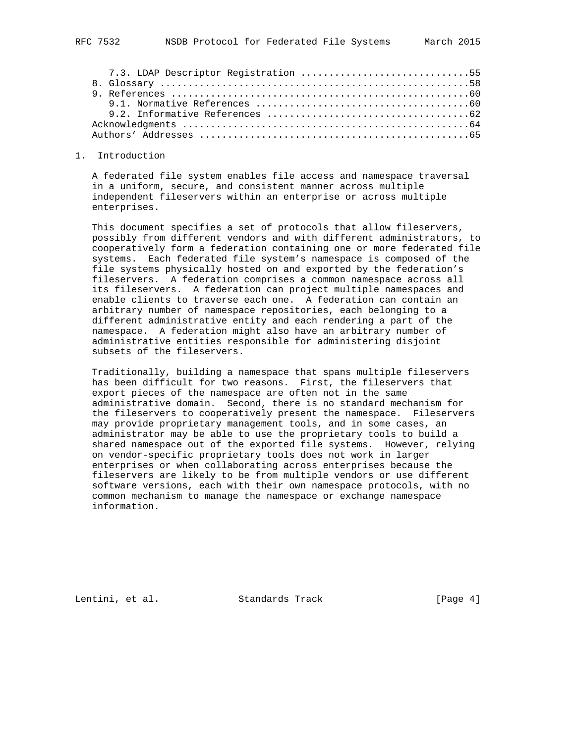7.3. LDAP Descriptor Registration .............................55
8. Glossary ......................................................58
9. References ....................................................60
9.1. Normative References .....................................60
9.2. Informative References ...................................62
Acknowledgments ..................................................64
Authors' Addresses ...............................................65

# 1. Introduction

A federated file system enables file access and namespace traversal in a uniform, secure, and consistent manner across multiple independent fileservers within an enterprise or across multiple enterprises.

This document specifies a set of protocols that allow fileservers, possibly from different vendors and with different administrators, to cooperatively form a federation containing one or more federated file systems. Each federated file system's namespace is composed of the file systems physically hosted on and exported by the federation's fileservers. A federation comprises a common namespace across all its fileservers. A federation can project multiple namespaces and enable clients to traverse each one. A federation can contain an arbitrary number of namespace repositories, each belonging to a different administrative entity and each rendering a part of the namespace. A federation might also have an arbitrary number of administrative entities responsible for administering disjoint subsets of the fileservers.

Traditionally, building a namespace that spans multiple fileservers has been difficult for two reasons. First, the fileservers that export pieces of the namespace are often not in the same administrative domain. Second, there is no standard mechanism for the fileservers to cooperatively present the namespace. Fileservers may provide proprietary management tools, and in some cases, an administrator may be able to use the proprietary tools to build a shared namespace out of the exported file systems. However, relying on vendor-specific proprietary tools does not work in larger enterprises or when collaborating across enterprises because the fileservers are likely to be from multiple vendors or use different software versions, each with their own namespace protocols, with no common mechanism to manage the namespace or exchange namespace information.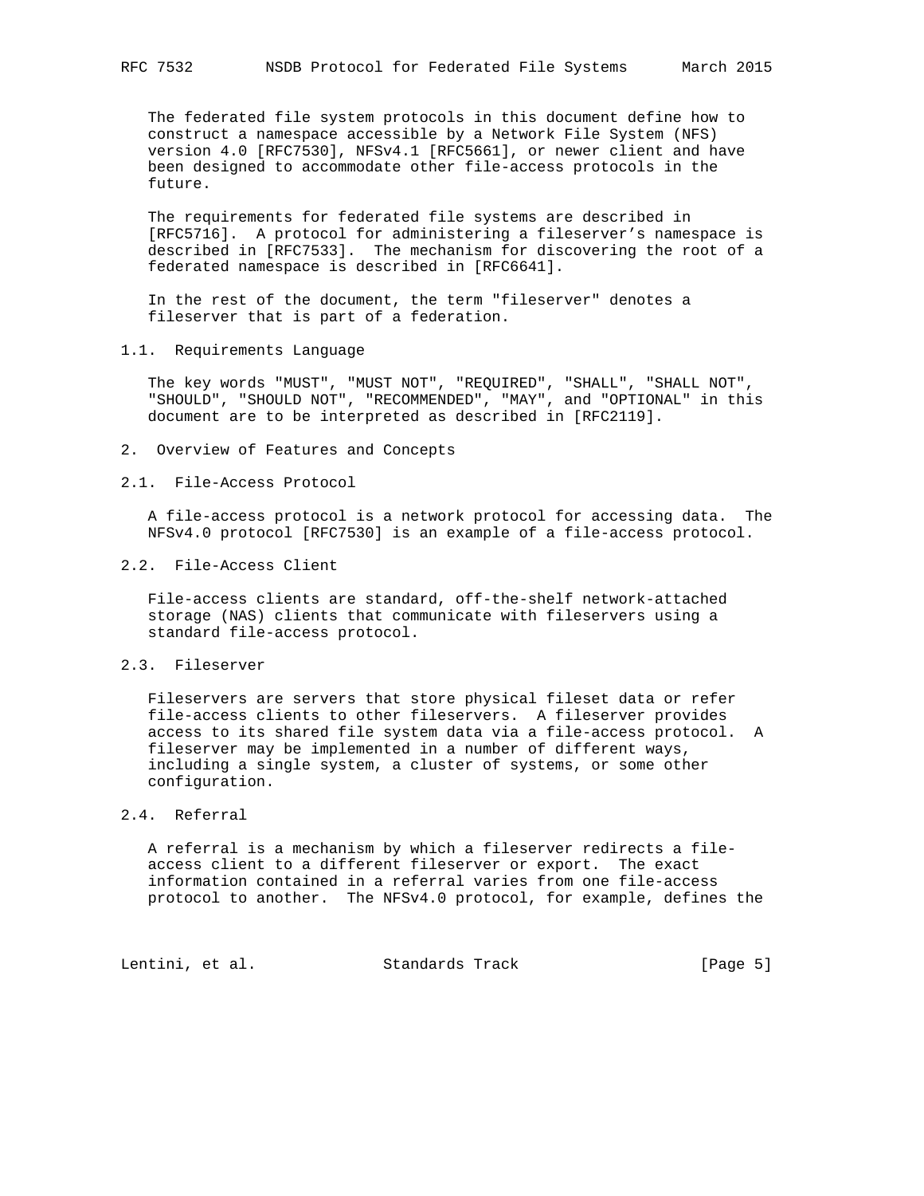The federated file system protocols in this document define how to construct a namespace accessible by a Network File System (NFS) version 4.0 [RFC7530], NFSv4.1 [RFC5661], or newer client and have been designed to accommodate other file-access protocols in the future.

The requirements for federated file systems are described in [RFC5716]. A protocol for administering a fileserver's namespace is described in [RFC7533]. The mechanism for discovering the root of a federated namespace is described in [RFC6641].

In the rest of the document, the term "fileserver" denotes a fileserver that is part of a federation.

### 1.1. Requirements Language

The key words "MUST", "MUST NOT", "REQUIRED", "SHALL", "SHALL NOT", "SHOULD", "SHOULD NOT", "RECOMMENDED", "MAY", and "OPTIONAL" in this document are to be interpreted as described in [RFC2119].

## 2. Overview of Features and Concepts

### 2.1. File-Access Protocol

A file-access protocol is a network protocol for accessing data. The NFSv4.0 protocol [RFC7530] is an example of a file-access protocol.

### 2.2. File-Access Client

File-access clients are standard, off-the-shelf network-attached storage (NAS) clients that communicate with fileservers using a standard file-access protocol.

### 2.3. Fileserver

Fileservers are servers that store physical fileset data or refer file-access clients to other fileservers. A fileserver provides access to its shared file system data via a file-access protocol. A fileserver may be implemented in a number of different ways, including a single system, a cluster of systems, or some other configuration.

### 2.4. Referral

A referral is a mechanism by which a fileserver redirects a file-access client to a different fileserver or export. The exact information contained in a referral varies from one file-access protocol to another. The NFSv4.0 protocol, for example, defines the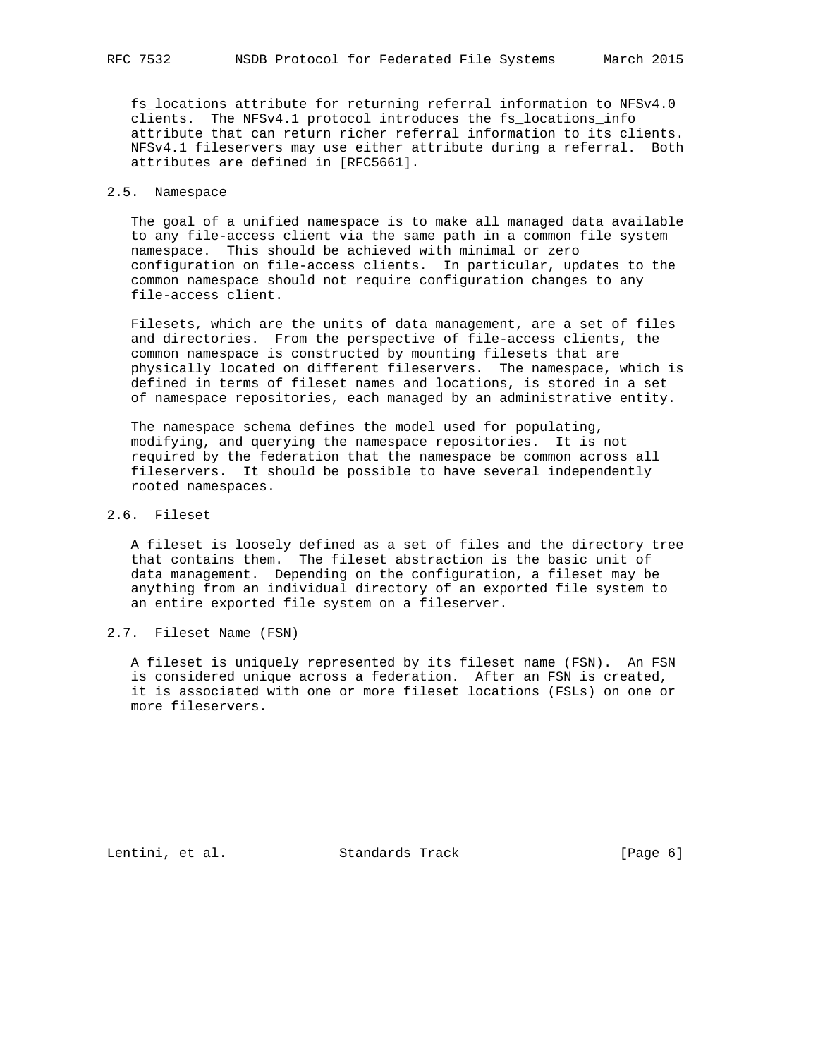fs_locations attribute for returning referral information to NFSv4.0 clients. The NFSv4.1 protocol introduces the fs_locations_info attribute that can return richer referral information to its clients. NFSv4.1 fileservers may use either attribute during a referral. Both attributes are defined in [RFC5661].

## 2.5. Namespace

The goal of a unified namespace is to make all managed data available to any file-access client via the same path in a common file system namespace. This should be achieved with minimal or zero configuration on file-access clients. In particular, updates to the common namespace should not require configuration changes to any file-access client.

Filesets, which are the units of data management, are a set of files and directories. From the perspective of file-access clients, the common namespace is constructed by mounting filesets that are physically located on different fileservers. The namespace, which is defined in terms of fileset names and locations, is stored in a set of namespace repositories, each managed by an administrative entity.

The namespace schema defines the model used for populating, modifying, and querying the namespace repositories. It is not required by the federation that the namespace be common across all fileservers. It should be possible to have several independently rooted namespaces.

## 2.6. Fileset

A fileset is loosely defined as a set of files and the directory tree that contains them. The fileset abstraction is the basic unit of data management. Depending on the configuration, a fileset may be anything from an individual directory of an exported file system to an entire exported file system on a fileserver.

## 2.7. Fileset Name (FSN)

A fileset is uniquely represented by its fileset name (FSN). An FSN is considered unique across a federation. After an FSN is created, it is associated with one or more fileset locations (FSLs) on one or more fileservers.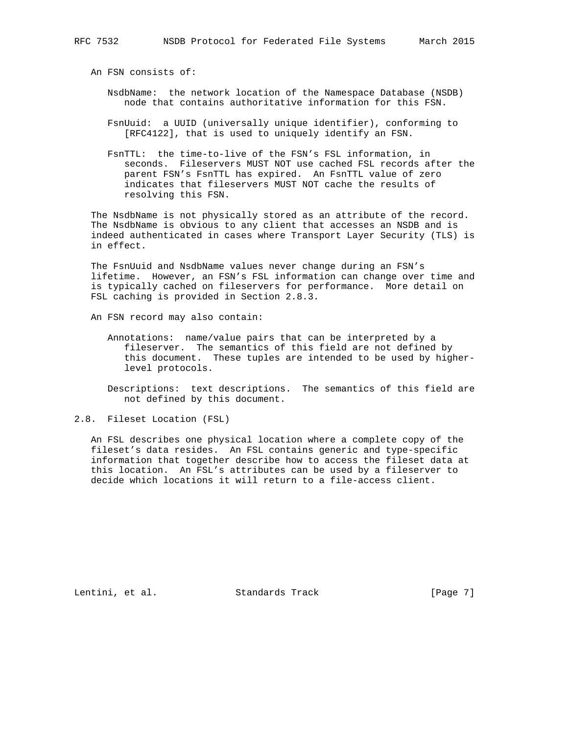An FSN consists of:

- NsdbName: the network location of the Namespace Database (NSDB) node that contains authoritative information for this FSN.

- FsnUuid: a UUID (universally unique identifier), conforming to [RFC4122], that is used to uniquely identify an FSN.

- FsnTTL: the time-to-live of the FSN's FSL information, in seconds. Fileservers MUST NOT use cached FSL records after the parent FSN's FsnTTL has expired. An FsnTTL value of zero indicates that fileservers MUST NOT cache the results of resolving this FSN.

The NsdbName is not physically stored as an attribute of the record. The NsdbName is obvious to any client that accesses an NSDB and is indeed authenticated in cases where Transport Layer Security (TLS) is in effect.

The FsnUuid and NsdbName values never change during an FSN's lifetime. However, an FSN's FSL information can change over time and is typically cached on fileservers for performance. More detail on FSL caching is provided in Section 2.8.3.

An FSN record may also contain:

- Annotations: name/value pairs that can be interpreted by a fileserver. The semantics of this field are not defined by this document. These tuples are intended to be used by higher-level protocols.

- Descriptions: text descriptions. The semantics of this field are not defined by this document.

## 2.8. Fileset Location (FSL)

An FSL describes one physical location where a complete copy of the fileset's data resides. An FSL contains generic and type-specific information that together describe how to access the fileset data at this location. An FSL's attributes can be used by a fileserver to decide which locations it will return to a file-access client.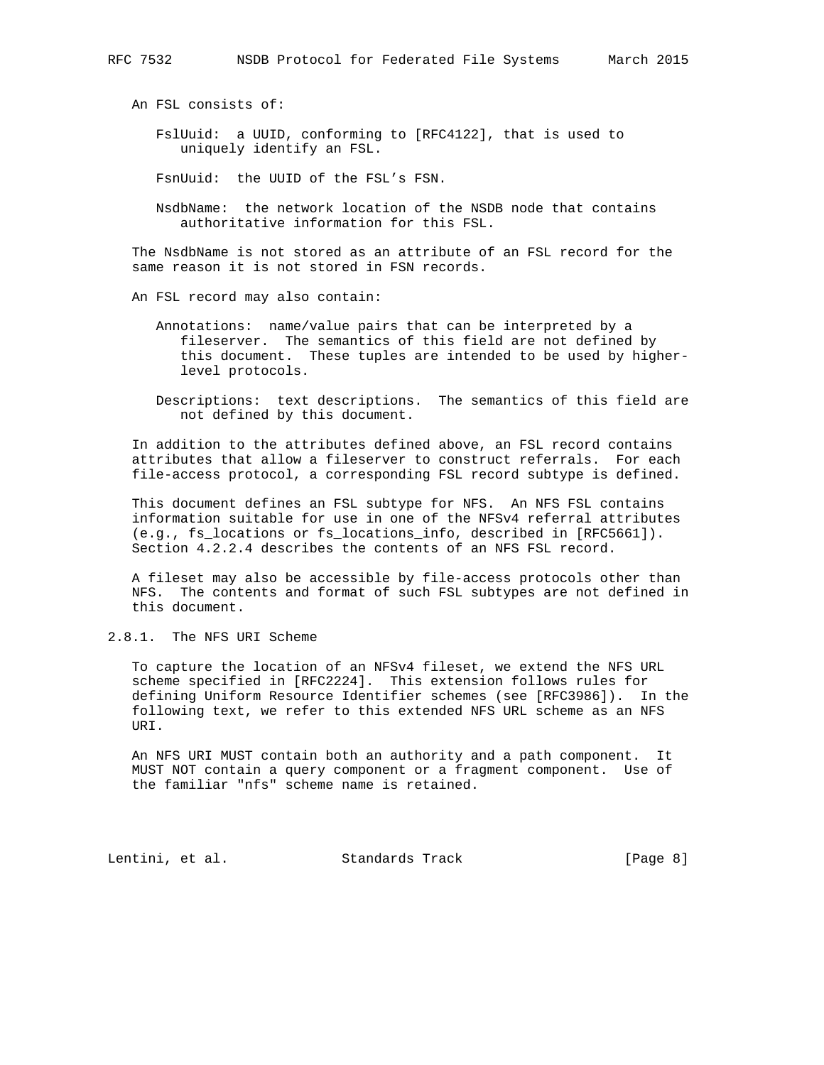An FSL consists of:

FslUuid: a UUID, conforming to [RFC4122], that is used to uniquely identify an FSL.

FsnUuid: the UUID of the FSL's FSN.

NsdbName: the network location of the NSDB node that contains authoritative information for this FSL.

The NsdbName is not stored as an attribute of an FSL record for the same reason it is not stored in FSN records.

An FSL record may also contain:

Annotations: name/value pairs that can be interpreted by a fileserver. The semantics of this field are not defined by this document. These tuples are intended to be used by higher-level protocols.

Descriptions: text descriptions. The semantics of this field are not defined by this document.

In addition to the attributes defined above, an FSL record contains attributes that allow a fileserver to construct referrals. For each file-access protocol, a corresponding FSL record subtype is defined.

This document defines an FSL subtype for NFS. An NFS FSL contains information suitable for use in one of the NFSv4 referral attributes (e.g., fs_locations or fs_locations_info, described in [RFC5661]). Section 4.2.2.4 describes the contents of an NFS FSL record.

A fileset may also be accessible by file-access protocols other than NFS. The contents and format of such FSL subtypes are not defined in this document.

### 2.8.1. The NFS URI Scheme

To capture the location of an NFSv4 fileset, we extend the NFS URL scheme specified in [RFC2224]. This extension follows rules for defining Uniform Resource Identifier schemes (see [RFC3986]). In the following text, we refer to this extended NFS URL scheme as an NFS URI.

An NFS URI MUST contain both an authority and a path component. It MUST NOT contain a query component or a fragment component. Use of the familiar "nfs" scheme name is retained.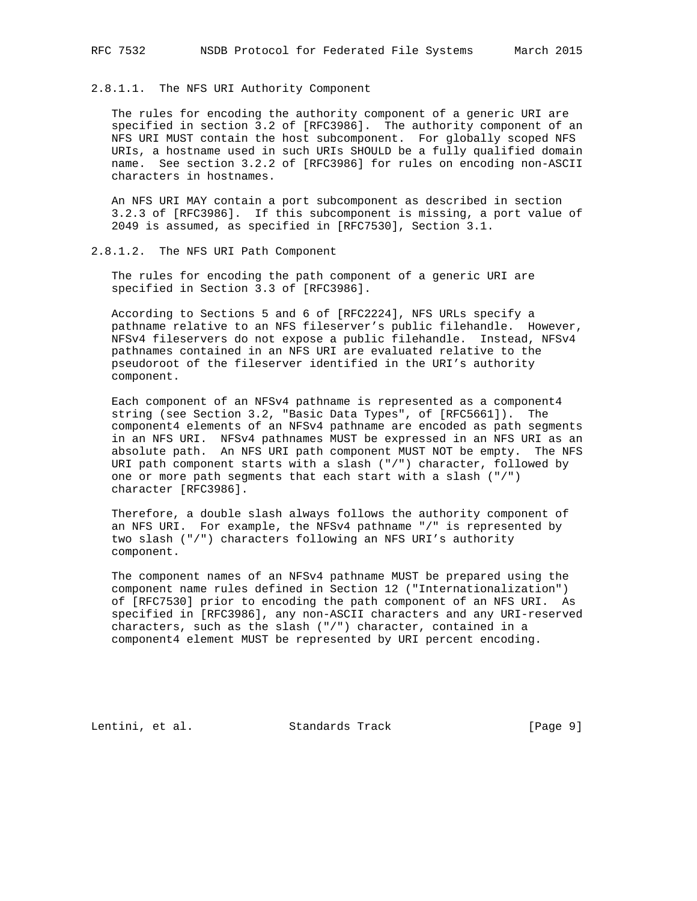#### 2.8.1.1. The NFS URI Authority Component

The rules for encoding the authority component of a generic URI are specified in section 3.2 of [RFC3986]. The authority component of an NFS URI MUST contain the host subcomponent. For globally scoped NFS URIs, a hostname used in such URIs SHOULD be a fully qualified domain name. See section 3.2.2 of [RFC3986] for rules on encoding non-ASCII characters in hostnames.

An NFS URI MAY contain a port subcomponent as described in section 3.2.3 of [RFC3986]. If this subcomponent is missing, a port value of 2049 is assumed, as specified in [RFC7530], Section 3.1.

#### 2.8.1.2. The NFS URI Path Component

The rules for encoding the path component of a generic URI are specified in Section 3.3 of [RFC3986].

According to Sections 5 and 6 of [RFC2224], NFS URLs specify a pathname relative to an NFS fileserver's public filehandle. However, NFSv4 fileservers do not expose a public filehandle. Instead, NFSv4 pathnames contained in an NFS URI are evaluated relative to the pseudoroot of the fileserver identified in the URI's authority component.

Each component of an NFSv4 pathname is represented as a component4 string (see Section 3.2, "Basic Data Types", of [RFC5661]). The component4 elements of an NFSv4 pathname are encoded as path segments in an NFS URI. NFSv4 pathnames MUST be expressed in an NFS URI as an absolute path. An NFS URI path component MUST NOT be empty. The NFS URI path component starts with a slash ("/") character, followed by one or more path segments that each start with a slash ("/") character [RFC3986].

Therefore, a double slash always follows the authority component of an NFS URI. For example, the NFSv4 pathname "/" is represented by two slash ("/") characters following an NFS URI's authority component.

The component names of an NFSv4 pathname MUST be prepared using the component name rules defined in Section 12 ("Internationalization") of [RFC7530] prior to encoding the path component of an NFS URI. As specified in [RFC3986], any non-ASCII characters and any URI-reserved characters, such as the slash ("/") character, contained in a component4 element MUST be represented by URI percent encoding.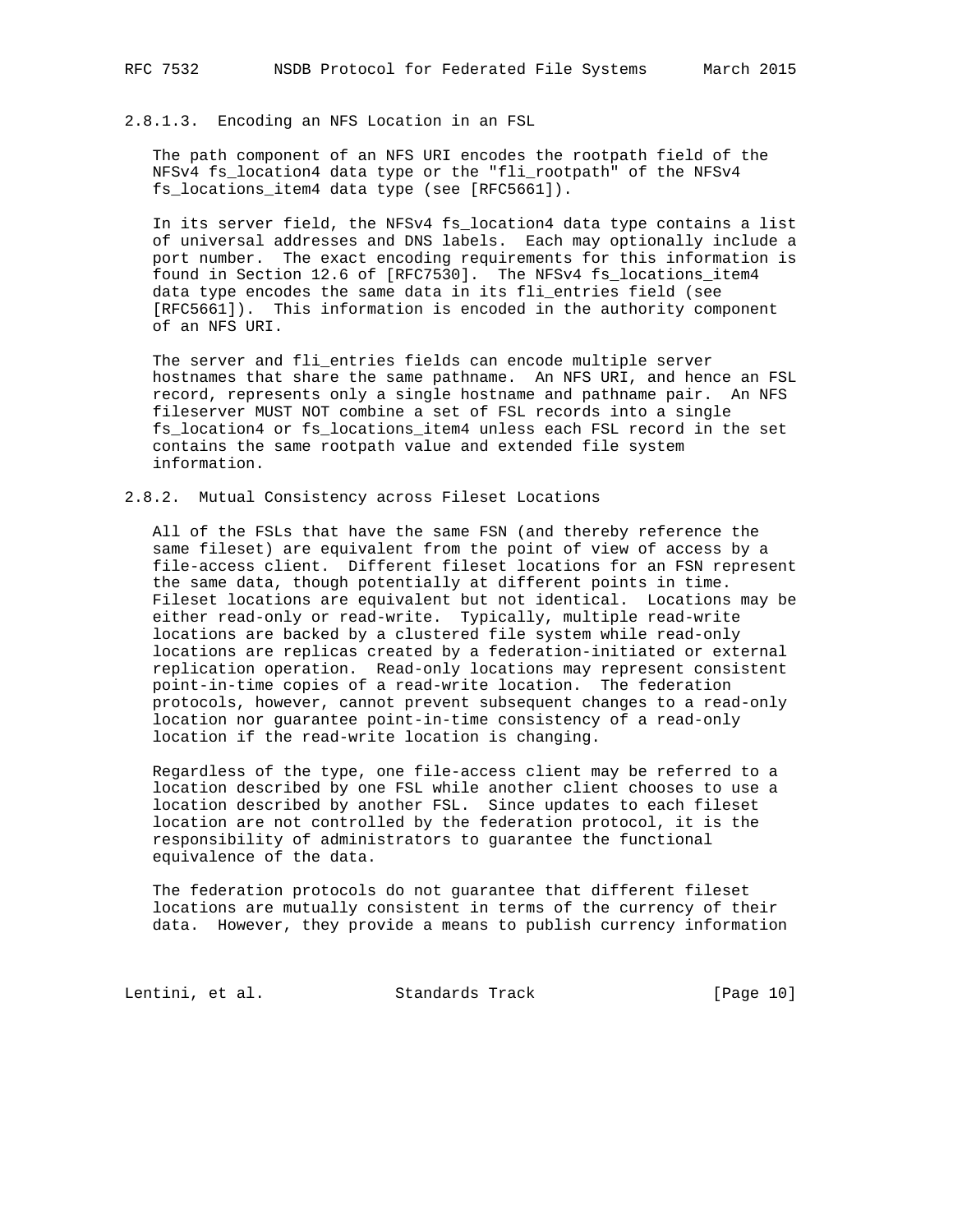#### 2.8.1.3. Encoding an NFS Location in an FSL

The path component of an NFS URI encodes the rootpath field of the NFSv4 fs_location4 data type or the "fli_rootpath" of the NFSv4 fs_locations_item4 data type (see [RFC5661]).

In its server field, the NFSv4 fs_location4 data type contains a list of universal addresses and DNS labels. Each may optionally include a port number. The exact encoding requirements for this information is found in Section 12.6 of [RFC7530]. The NFSv4 fs_locations_item4 data type encodes the same data in its fli_entries field (see [RFC5661]). This information is encoded in the authority component of an NFS URI.

The server and fli_entries fields can encode multiple server hostnames that share the same pathname. An NFS URI, and hence an FSL record, represents only a single hostname and pathname pair. An NFS fileserver MUST NOT combine a set of FSL records into a single fs_location4 or fs_locations_item4 unless each FSL record in the set contains the same rootpath value and extended file system information.

### 2.8.2. Mutual Consistency across Fileset Locations

All of the FSLs that have the same FSN (and thereby reference the same fileset) are equivalent from the point of view of access by a file-access client. Different fileset locations for an FSN represent the same data, though potentially at different points in time. Fileset locations are equivalent but not identical. Locations may be either read-only or read-write. Typically, multiple read-write locations are backed by a clustered file system while read-only locations are replicas created by a federation-initiated or external replication operation. Read-only locations may represent consistent point-in-time copies of a read-write location. The federation protocols, however, cannot prevent subsequent changes to a read-only location nor guarantee point-in-time consistency of a read-only location if the read-write location is changing.

Regardless of the type, one file-access client may be referred to a location described by one FSL while another client chooses to use a location described by another FSL. Since updates to each fileset location are not controlled by the federation protocol, it is the responsibility of administrators to guarantee the functional equivalence of the data.

The federation protocols do not guarantee that different fileset locations are mutually consistent in terms of the currency of their data. However, they provide a means to publish currency information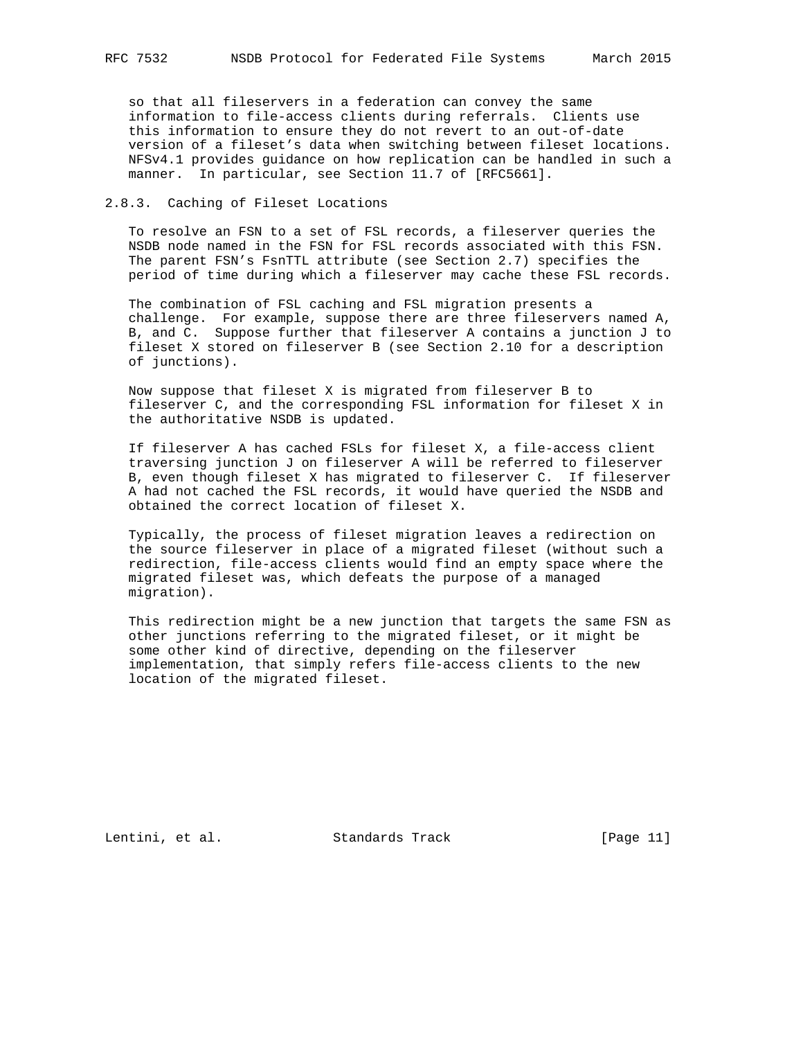so that all fileservers in a federation can convey the same information to file-access clients during referrals. Clients use this information to ensure they do not revert to an out-of-date version of a fileset's data when switching between fileset locations. NFSv4.1 provides guidance on how replication can be handled in such a manner. In particular, see Section 11.7 of [RFC5661].

### 2.8.3. Caching of Fileset Locations

To resolve an FSN to a set of FSL records, a fileserver queries the NSDB node named in the FSN for FSL records associated with this FSN. The parent FSN's FsnTTL attribute (see Section 2.7) specifies the period of time during which a fileserver may cache these FSL records.

The combination of FSL caching and FSL migration presents a challenge. For example, suppose there are three fileservers named A, B, and C. Suppose further that fileserver A contains a junction J to fileset X stored on fileserver B (see Section 2.10 for a description of junctions).

Now suppose that fileset X is migrated from fileserver B to fileserver C, and the corresponding FSL information for fileset X in the authoritative NSDB is updated.

If fileserver A has cached FSLs for fileset X, a file-access client traversing junction J on fileserver A will be referred to fileserver B, even though fileset X has migrated to fileserver C. If fileserver A had not cached the FSL records, it would have queried the NSDB and obtained the correct location of fileset X.

Typically, the process of fileset migration leaves a redirection on the source fileserver in place of a migrated fileset (without such a redirection, file-access clients would find an empty space where the migrated fileset was, which defeats the purpose of a managed migration).

This redirection might be a new junction that targets the same FSN as other junctions referring to the migrated fileset, or it might be some other kind of directive, depending on the fileserver implementation, that simply refers file-access clients to the new location of the migrated fileset.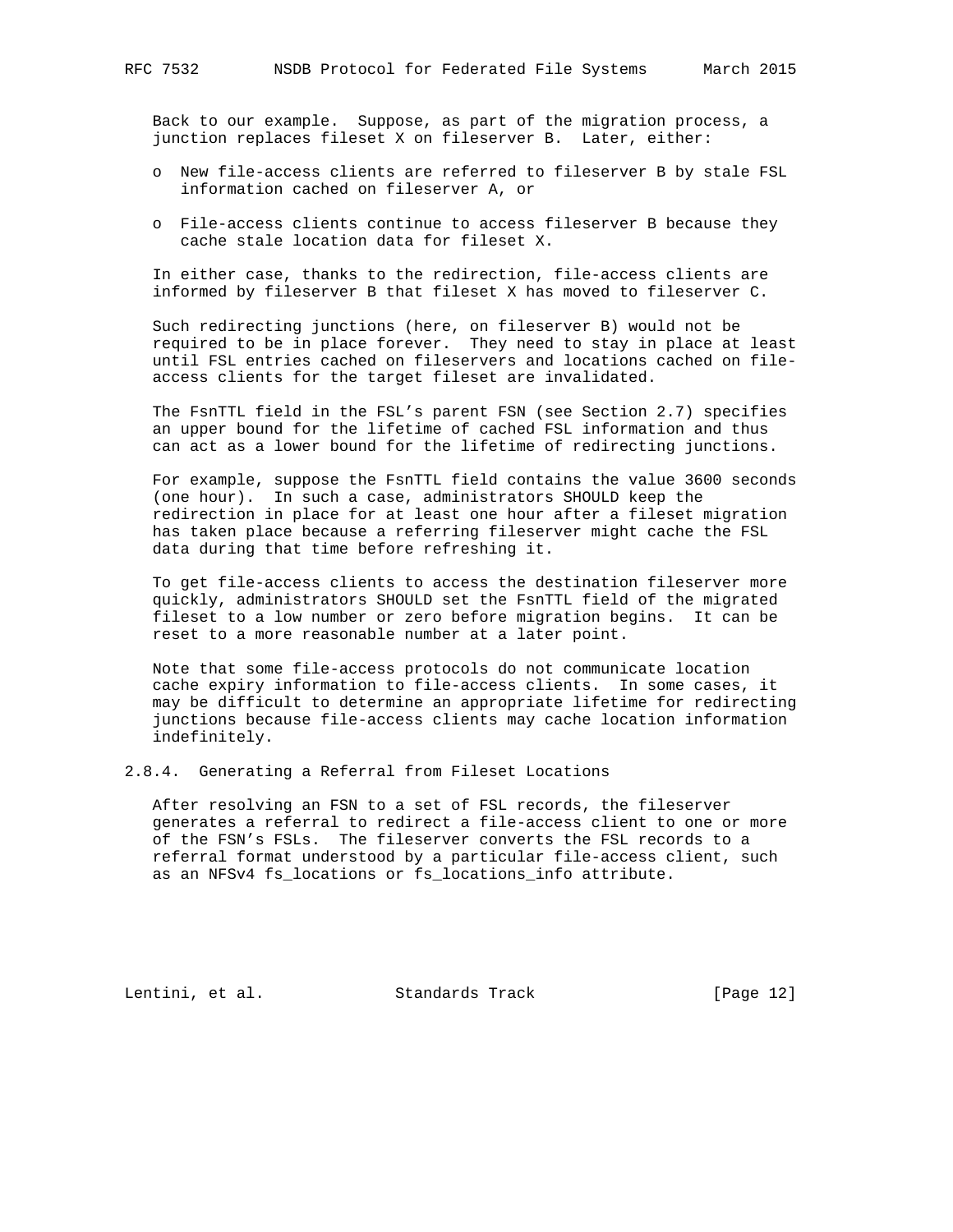Back to our example. Suppose, as part of the migration process, a junction replaces fileset X on fileserver B. Later, either:

- New file-access clients are referred to fileserver B by stale FSL information cached on fileserver A, or
- File-access clients continue to access fileserver B because they cache stale location data for fileset X.

In either case, thanks to the redirection, file-access clients are informed by fileserver B that fileset X has moved to fileserver C.

Such redirecting junctions (here, on fileserver B) would not be required to be in place forever. They need to stay in place at least until FSL entries cached on fileservers and locations cached on file-access clients for the target fileset are invalidated.

The FsnTTL field in the FSL's parent FSN (see Section 2.7) specifies an upper bound for the lifetime of cached FSL information and thus can act as a lower bound for the lifetime of redirecting junctions.

For example, suppose the FsnTTL field contains the value 3600 seconds (one hour). In such a case, administrators SHOULD keep the redirection in place for at least one hour after a fileset migration has taken place because a referring fileserver might cache the FSL data during that time before refreshing it.

To get file-access clients to access the destination fileserver more quickly, administrators SHOULD set the FsnTTL field of the migrated fileset to a low number or zero before migration begins. It can be reset to a more reasonable number at a later point.

Note that some file-access protocols do not communicate location cache expiry information to file-access clients. In some cases, it may be difficult to determine an appropriate lifetime for redirecting junctions because file-access clients may cache location information indefinitely.

### 2.8.4. Generating a Referral from Fileset Locations

After resolving an FSN to a set of FSL records, the fileserver generates a referral to redirect a file-access client to one or more of the FSN's FSLs. The fileserver converts the FSL records to a referral format understood by a particular file-access client, such as an NFSv4 fs_locations or fs_locations_info attribute.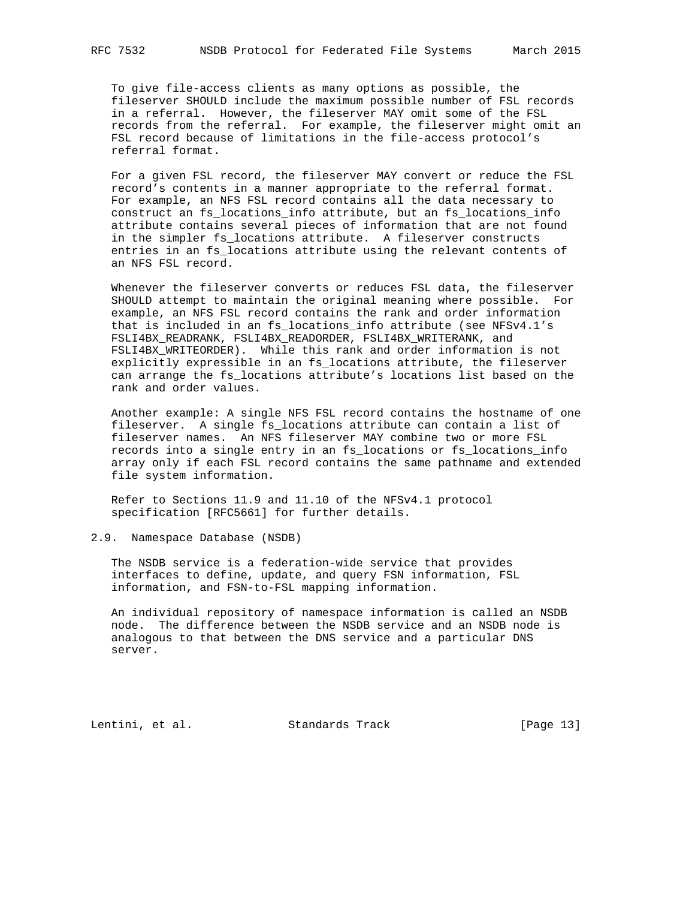To give file-access clients as many options as possible, the fileserver SHOULD include the maximum possible number of FSL records in a referral. However, the fileserver MAY omit some of the FSL records from the referral. For example, the fileserver might omit an FSL record because of limitations in the file-access protocol's referral format.

For a given FSL record, the fileserver MAY convert or reduce the FSL record's contents in a manner appropriate to the referral format. For example, an NFS FSL record contains all the data necessary to construct an fs_locations_info attribute, but an fs_locations_info attribute contains several pieces of information that are not found in the simpler fs_locations attribute. A fileserver constructs entries in an fs_locations attribute using the relevant contents of an NFS FSL record.

Whenever the fileserver converts or reduces FSL data, the fileserver SHOULD attempt to maintain the original meaning where possible. For example, an NFS FSL record contains the rank and order information that is included in an fs_locations_info attribute (see NFSv4.1's FSLI4BX_READRANK, FSLI4BX_READORDER, FSLI4BX_WRITERANK, and FSLI4BX_WRITEORDER). While this rank and order information is not explicitly expressible in an fs_locations attribute, the fileserver can arrange the fs_locations attribute's locations list based on the rank and order values.

Another example: A single NFS FSL record contains the hostname of one fileserver. A single fs_locations attribute can contain a list of fileserver names. An NFS fileserver MAY combine two or more FSL records into a single entry in an fs_locations or fs_locations_info array only if each FSL record contains the same pathname and extended file system information.

Refer to Sections 11.9 and 11.10 of the NFSv4.1 protocol specification [RFC5661] for further details.

## 2.9. Namespace Database (NSDB)

The NSDB service is a federation-wide service that provides interfaces to define, update, and query FSN information, FSL information, and FSN-to-FSL mapping information.

An individual repository of namespace information is called an NSDB node. The difference between the NSDB service and an NSDB node is analogous to that between the DNS service and a particular DNS server.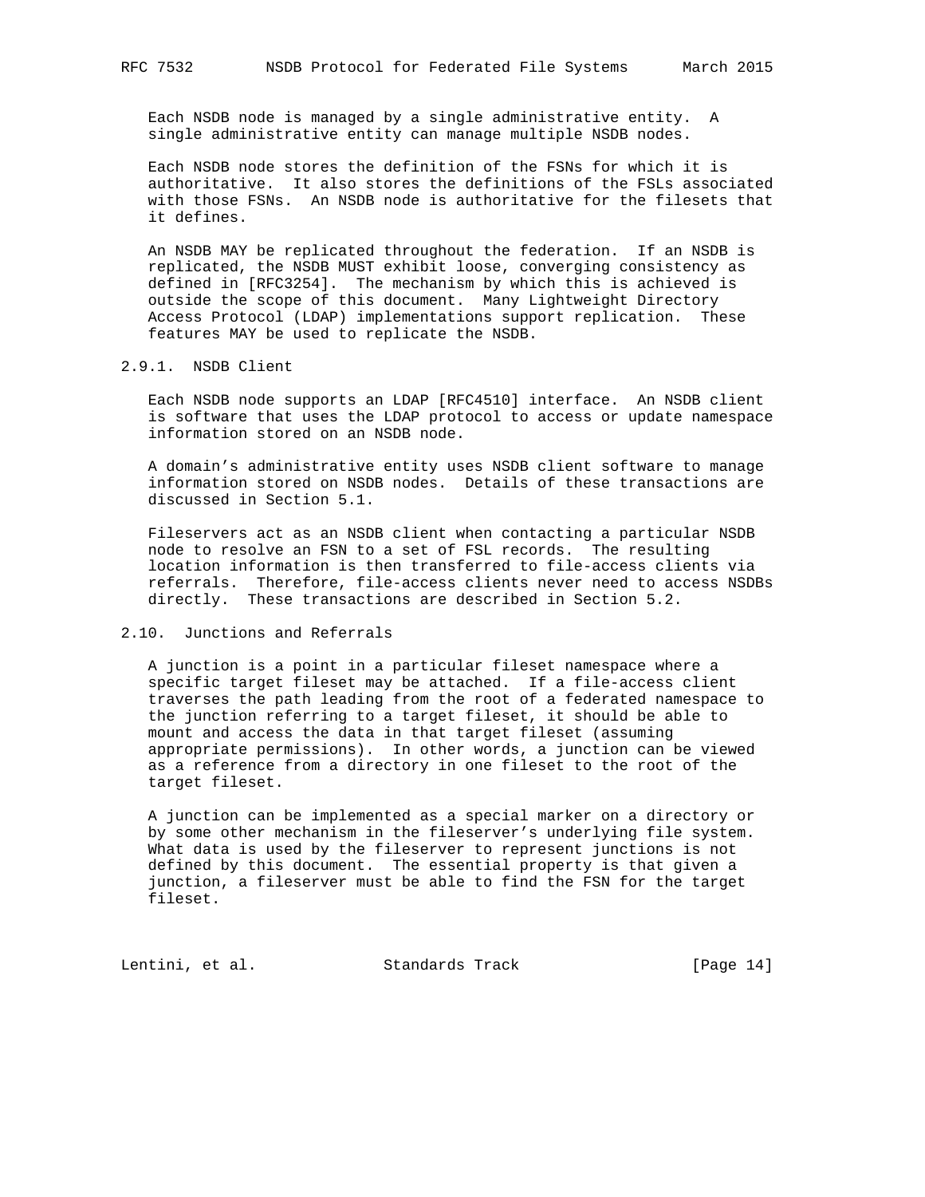Each NSDB node is managed by a single administrative entity. A single administrative entity can manage multiple NSDB nodes.

Each NSDB node stores the definition of the FSNs for which it is authoritative. It also stores the definitions of the FSLs associated with those FSNs. An NSDB node is authoritative for the filesets that it defines.

An NSDB MAY be replicated throughout the federation. If an NSDB is replicated, the NSDB MUST exhibit loose, converging consistency as defined in [RFC3254]. The mechanism by which this is achieved is outside the scope of this document. Many Lightweight Directory Access Protocol (LDAP) implementations support replication. These features MAY be used to replicate the NSDB.

### 2.9.1. NSDB Client

Each NSDB node supports an LDAP [RFC4510] interface. An NSDB client is software that uses the LDAP protocol to access or update namespace information stored on an NSDB node.

A domain's administrative entity uses NSDB client software to manage information stored on NSDB nodes. Details of these transactions are discussed in Section 5.1.

Fileservers act as an NSDB client when contacting a particular NSDB node to resolve an FSN to a set of FSL records. The resulting location information is then transferred to file-access clients via referrals. Therefore, file-access clients never need to access NSDBs directly. These transactions are described in Section 5.2.

## 2.10. Junctions and Referrals

A junction is a point in a particular fileset namespace where a specific target fileset may be attached. If a file-access client traverses the path leading from the root of a federated namespace to the junction referring to a target fileset, it should be able to mount and access the data in that target fileset (assuming appropriate permissions). In other words, a junction can be viewed as a reference from a directory in one fileset to the root of the target fileset.

A junction can be implemented as a special marker on a directory or by some other mechanism in the fileserver's underlying file system. What data is used by the fileserver to represent junctions is not defined by this document. The essential property is that given a junction, a fileserver must be able to find the FSN for the target fileset.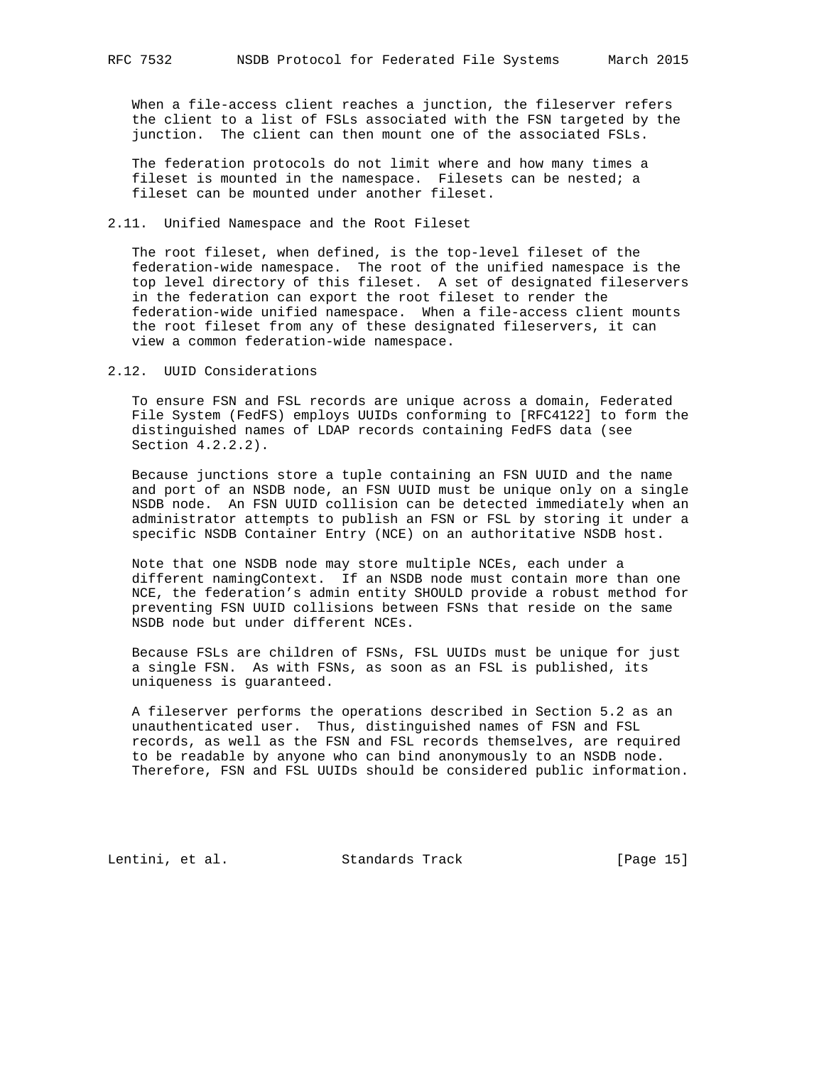When a file-access client reaches a junction, the fileserver refers the client to a list of FSLs associated with the FSN targeted by the junction. The client can then mount one of the associated FSLs.

The federation protocols do not limit where and how many times a fileset is mounted in the namespace. Filesets can be nested; a fileset can be mounted under another fileset.

## 2.11. Unified Namespace and the Root Fileset

The root fileset, when defined, is the top-level fileset of the federation-wide namespace. The root of the unified namespace is the top level directory of this fileset. A set of designated fileservers in the federation can export the root fileset to render the federation-wide unified namespace. When a file-access client mounts the root fileset from any of these designated fileservers, it can view a common federation-wide namespace.

## 2.12. UUID Considerations

To ensure FSN and FSL records are unique across a domain, Federated File System (FedFS) employs UUIDs conforming to [RFC4122] to form the distinguished names of LDAP records containing FedFS data (see Section 4.2.2.2).

Because junctions store a tuple containing an FSN UUID and the name and port of an NSDB node, an FSN UUID must be unique only on a single NSDB node. An FSN UUID collision can be detected immediately when an administrator attempts to publish an FSN or FSL by storing it under a specific NSDB Container Entry (NCE) on an authoritative NSDB host.

Note that one NSDB node may store multiple NCEs, each under a different namingContext. If an NSDB node must contain more than one NCE, the federation's admin entity SHOULD provide a robust method for preventing FSN UUID collisions between FSNs that reside on the same NSDB node but under different NCEs.

Because FSLs are children of FSNs, FSL UUIDs must be unique for just a single FSN. As with FSNs, as soon as an FSL is published, its uniqueness is guaranteed.

A fileserver performs the operations described in Section 5.2 as an unauthenticated user. Thus, distinguished names of FSN and FSL records, as well as the FSN and FSL records themselves, are required to be readable by anyone who can bind anonymously to an NSDB node. Therefore, FSN and FSL UUIDs should be considered public information.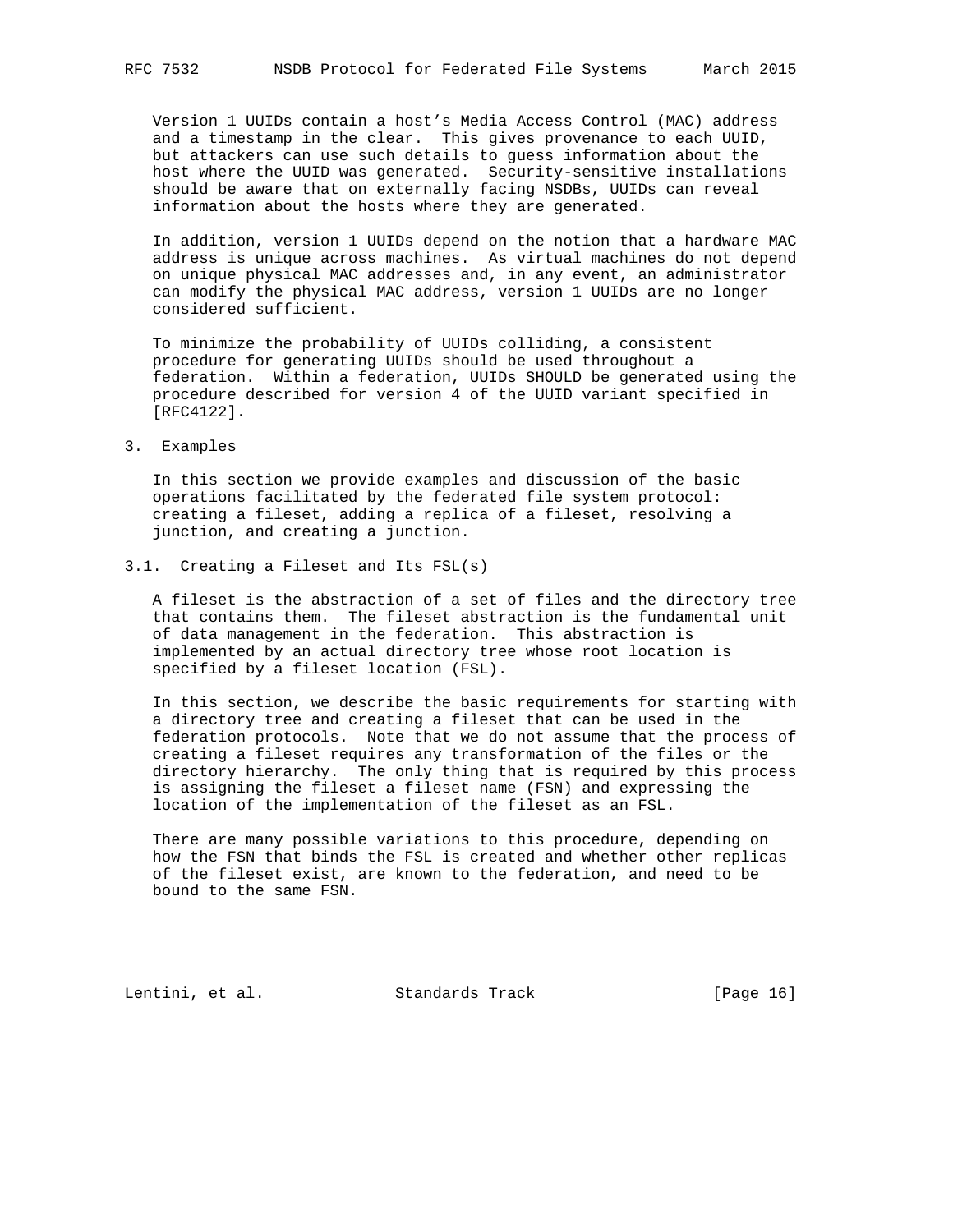Version 1 UUIDs contain a host's Media Access Control (MAC) address and a timestamp in the clear. This gives provenance to each UUID, but attackers can use such details to guess information about the host where the UUID was generated. Security-sensitive installations should be aware that on externally facing NSDBs, UUIDs can reveal information about the hosts where they are generated.

In addition, version 1 UUIDs depend on the notion that a hardware MAC address is unique across machines. As virtual machines do not depend on unique physical MAC addresses and, in any event, an administrator can modify the physical MAC address, version 1 UUIDs are no longer considered sufficient.

To minimize the probability of UUIDs colliding, a consistent procedure for generating UUIDs should be used throughout a federation. Within a federation, UUIDs SHOULD be generated using the procedure described for version 4 of the UUID variant specified in [RFC4122].

## 3. Examples

In this section we provide examples and discussion of the basic operations facilitated by the federated file system protocol: creating a fileset, adding a replica of a fileset, resolving a junction, and creating a junction.

### 3.1. Creating a Fileset and Its FSL(s)

A fileset is the abstraction of a set of files and the directory tree that contains them. The fileset abstraction is the fundamental unit of data management in the federation. This abstraction is implemented by an actual directory tree whose root location is specified by a fileset location (FSL).

In this section, we describe the basic requirements for starting with a directory tree and creating a fileset that can be used in the federation protocols. Note that we do not assume that the process of creating a fileset requires any transformation of the files or the directory hierarchy. The only thing that is required by this process is assigning the fileset a fileset name (FSN) and expressing the location of the implementation of the fileset as an FSL.

There are many possible variations to this procedure, depending on how the FSN that binds the FSL is created and whether other replicas of the fileset exist, are known to the federation, and need to be bound to the same FSN.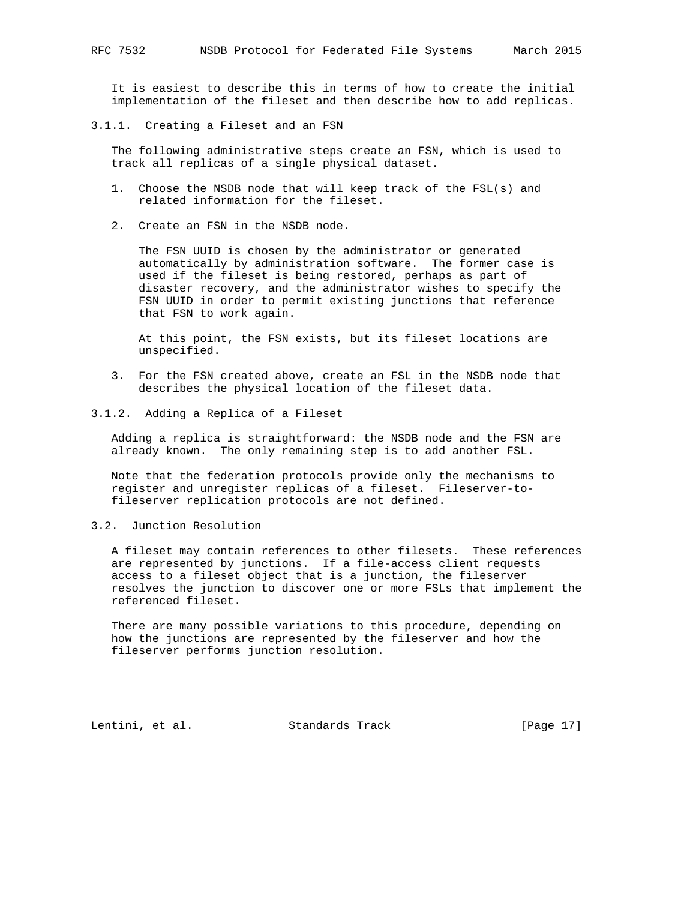It is easiest to describe this in terms of how to create the initial implementation of the fileset and then describe how to add replicas.

### 3.1.1. Creating a Fileset and an FSN

The following administrative steps create an FSN, which is used to track all replicas of a single physical dataset.

1. Choose the NSDB node that will keep track of the FSL(s) and related information for the fileset.

2. Create an FSN in the NSDB node.

   The FSN UUID is chosen by the administrator or generated automatically by administration software. The former case is used if the fileset is being restored, perhaps as part of disaster recovery, and the administrator wishes to specify the FSN UUID in order to permit existing junctions that reference that FSN to work again.

   At this point, the FSN exists, but its fileset locations are unspecified.

3. For the FSN created above, create an FSL in the NSDB node that describes the physical location of the fileset data.

### 3.1.2. Adding a Replica of a Fileset

Adding a replica is straightforward: the NSDB node and the FSN are already known. The only remaining step is to add another FSL.

Note that the federation protocols provide only the mechanisms to register and unregister replicas of a fileset. Fileserver-to-fileserver replication protocols are not defined.

## 3.2. Junction Resolution

A fileset may contain references to other filesets. These references are represented by junctions. If a file-access client requests access to a fileset object that is a junction, the fileserver resolves the junction to discover one or more FSLs that implement the referenced fileset.

There are many possible variations to this procedure, depending on how the junctions are represented by the fileserver and how the fileserver performs junction resolution.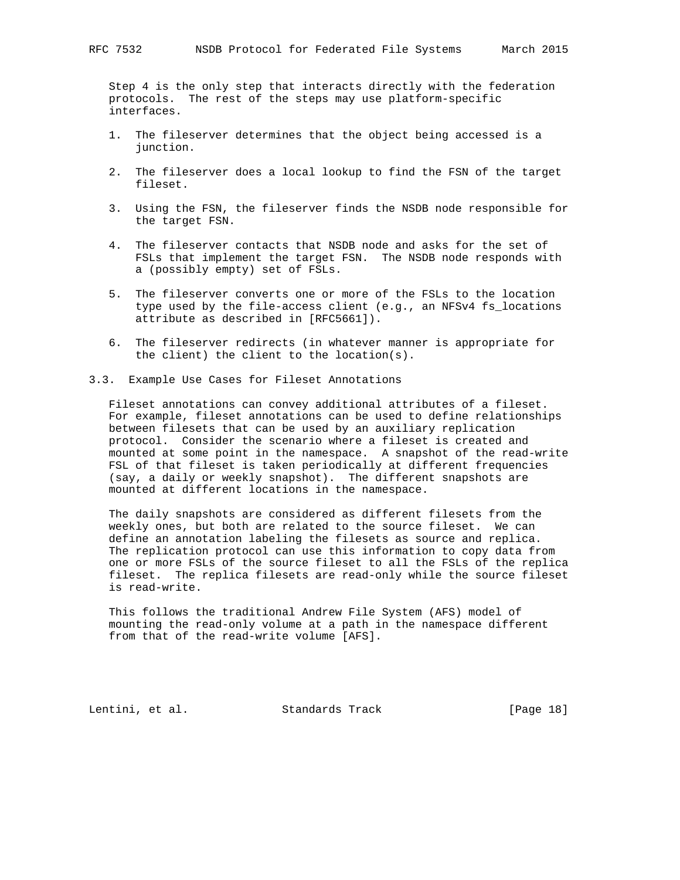Step 4 is the only step that interacts directly with the federation protocols. The rest of the steps may use platform-specific interfaces.

1. The fileserver determines that the object being accessed is a junction.

2. The fileserver does a local lookup to find the FSN of the target fileset.

3. Using the FSN, the fileserver finds the NSDB node responsible for the target FSN.

4. The fileserver contacts that NSDB node and asks for the set of FSLs that implement the target FSN. The NSDB node responds with a (possibly empty) set of FSLs.

5. The fileserver converts one or more of the FSLs to the location type used by the file-access client (e.g., an NFSv4 fs_locations attribute as described in [RFC5661]).

6. The fileserver redirects (in whatever manner is appropriate for the client) the client to the location(s).

### 3.3. Example Use Cases for Fileset Annotations

Fileset annotations can convey additional attributes of a fileset. For example, fileset annotations can be used to define relationships between filesets that can be used by an auxiliary replication protocol. Consider the scenario where a fileset is created and mounted at some point in the namespace. A snapshot of the read-write FSL of that fileset is taken periodically at different frequencies (say, a daily or weekly snapshot). The different snapshots are mounted at different locations in the namespace.

The daily snapshots are considered as different filesets from the weekly ones, but both are related to the source fileset. We can define an annotation labeling the filesets as source and replica. The replication protocol can use this information to copy data from one or more FSLs of the source fileset to all the FSLs of the replica fileset. The replica filesets are read-only while the source fileset is read-write.

This follows the traditional Andrew File System (AFS) model of mounting the read-only volume at a path in the namespace different from that of the read-write volume [AFS].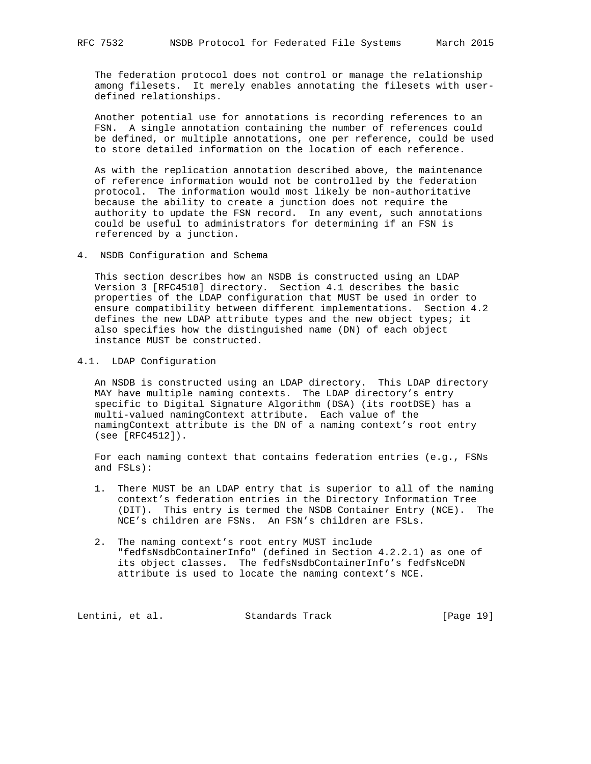The federation protocol does not control or manage the relationship among filesets. It merely enables annotating the filesets with user-defined relationships.

Another potential use for annotations is recording references to an FSN. A single annotation containing the number of references could be defined, or multiple annotations, one per reference, could be used to store detailed information on the location of each reference.

As with the replication annotation described above, the maintenance of reference information would not be controlled by the federation protocol. The information would most likely be non-authoritative because the ability to create a junction does not require the authority to update the FSN record. In any event, such annotations could be useful to administrators for determining if an FSN is referenced by a junction.

## 4. NSDB Configuration and Schema

This section describes how an NSDB is constructed using an LDAP Version 3 [RFC4510] directory. Section 4.1 describes the basic properties of the LDAP configuration that MUST be used in order to ensure compatibility between different implementations. Section 4.2 defines the new LDAP attribute types and the new object types; it also specifies how the distinguished name (DN) of each object instance MUST be constructed.

### 4.1. LDAP Configuration

An NSDB is constructed using an LDAP directory. This LDAP directory MAY have multiple naming contexts. The LDAP directory's entry specific to Digital Signature Algorithm (DSA) (its rootDSE) has a multi-valued namingContext attribute. Each value of the namingContext attribute is the DN of a naming context's root entry (see [RFC4512]).

For each naming context that contains federation entries (e.g., FSNs and FSLs):

1. There MUST be an LDAP entry that is superior to all of the naming context's federation entries in the Directory Information Tree (DIT). This entry is termed the NSDB Container Entry (NCE). The NCE's children are FSNs. An FSN's children are FSLs.

2. The naming context's root entry MUST include "fedfsNsdbContainerInfo" (defined in Section 4.2.2.1) as one of its object classes. The fedfsNsdbContainerInfo's fedfsNceDN attribute is used to locate the naming context's NCE.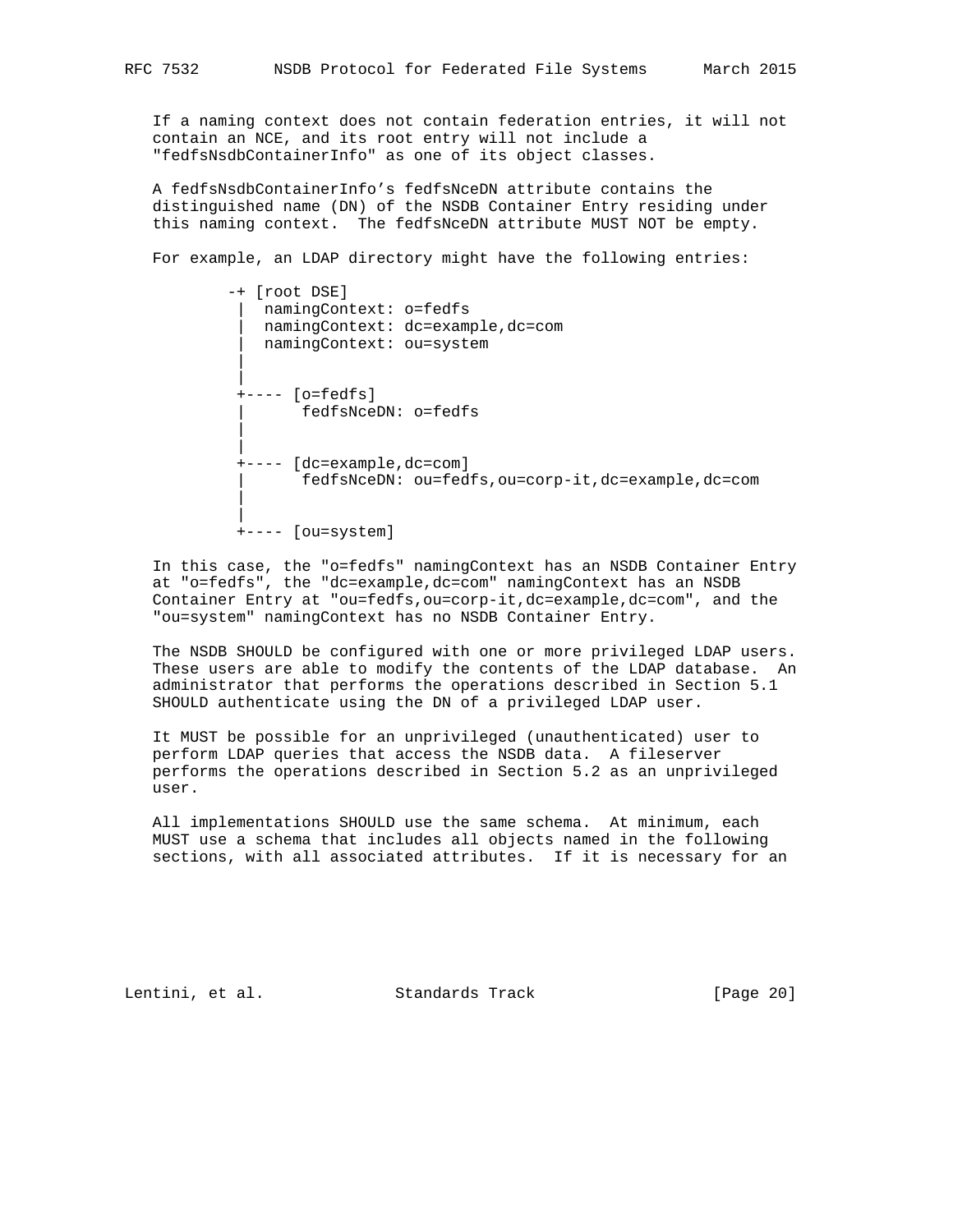If a naming context does not contain federation entries, it will not contain an NCE, and its root entry will not include a "fedfsNsdbContainerInfo" as one of its object classes.

A fedfsNsdbContainerInfo's fedfsNceDN attribute contains the distinguished name (DN) of the NSDB Container Entry residing under this naming context. The fedfsNceDN attribute MUST NOT be empty.

For example, an LDAP directory might have the following entries:

```
        -+ [root DSE]
         |  namingContext: o=fedfs
         |  namingContext: dc=example,dc=com
         |  namingContext: ou=system
         |
         |
         +---- [o=fedfs]
         |       fedfsNceDN: o=fedfs
         |
         |
         +---- [dc=example,dc=com]
         |       fedfsNceDN: ou=fedfs,ou=corp-it,dc=example,dc=com
         |
         |
         +---- [ou=system]
```

In this case, the "o=fedfs" namingContext has an NSDB Container Entry at "o=fedfs", the "dc=example,dc=com" namingContext has an NSDB Container Entry at "ou=fedfs,ou=corp-it,dc=example,dc=com", and the "ou=system" namingContext has no NSDB Container Entry.

The NSDB SHOULD be configured with one or more privileged LDAP users. These users are able to modify the contents of the LDAP database. An administrator that performs the operations described in Section 5.1 SHOULD authenticate using the DN of a privileged LDAP user.

It MUST be possible for an unprivileged (unauthenticated) user to perform LDAP queries that access the NSDB data. A fileserver performs the operations described in Section 5.2 as an unprivileged user.

All implementations SHOULD use the same schema. At minimum, each MUST use a schema that includes all objects named in the following sections, with all associated attributes. If it is necessary for an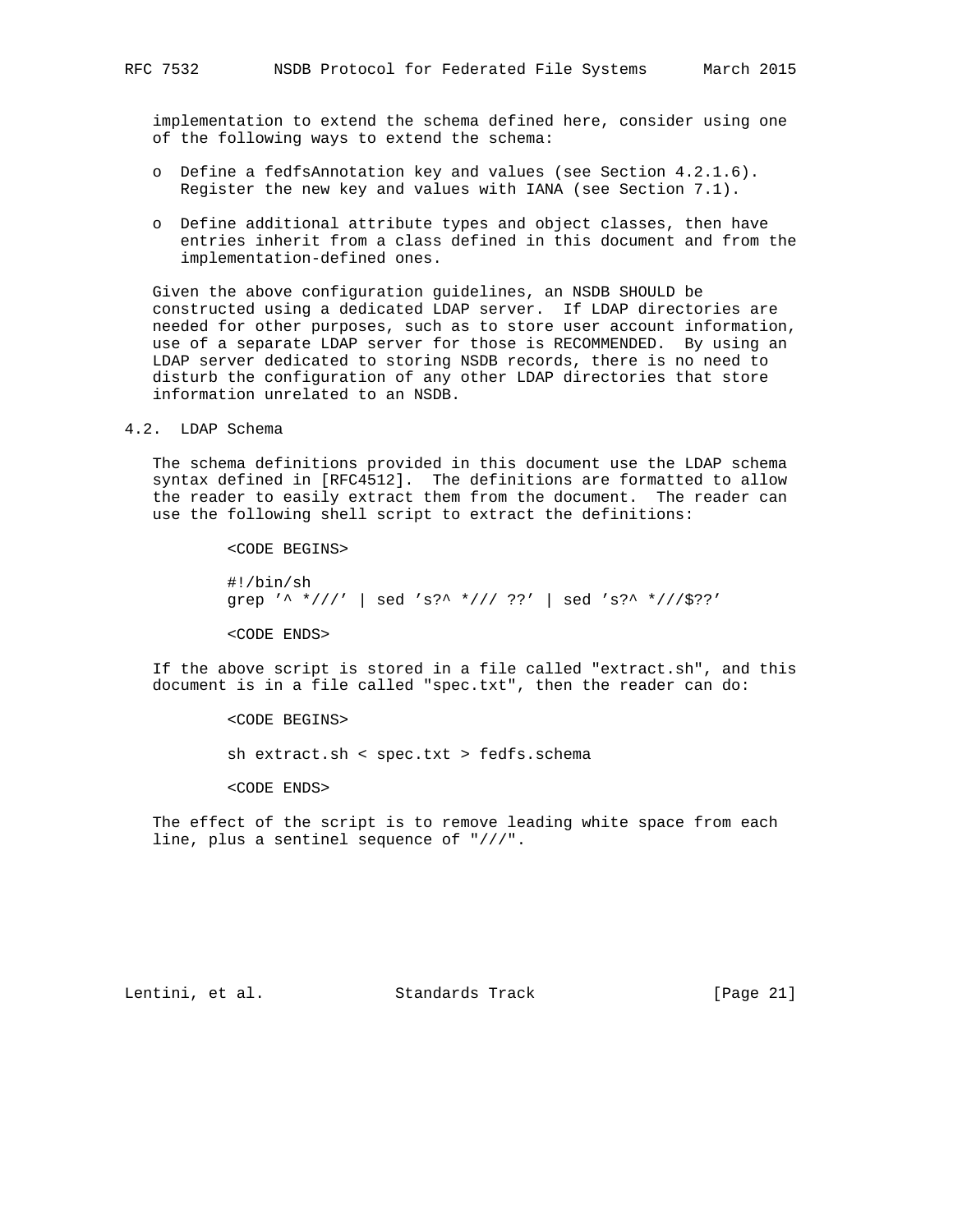implementation to extend the schema defined here, consider using one of the following ways to extend the schema:

- o Define a fedfsAnnotation key and values (see Section 4.2.1.6). Register the new key and values with IANA (see Section 7.1).

- o Define additional attribute types and object classes, then have entries inherit from a class defined in this document and from the implementation-defined ones.

Given the above configuration guidelines, an NSDB SHOULD be constructed using a dedicated LDAP server. If LDAP directories are needed for other purposes, such as to store user account information, use of a separate LDAP server for those is RECOMMENDED. By using an LDAP server dedicated to storing NSDB records, there is no need to disturb the configuration of any other LDAP directories that store information unrelated to an NSDB.

## 4.2. LDAP Schema

The schema definitions provided in this document use the LDAP schema syntax defined in [RFC4512]. The definitions are formatted to allow the reader to easily extract them from the document. The reader can use the following shell script to extract the definitions:

```
<CODE BEGINS>

#!/bin/sh
grep '^ *///' | sed 's?^ */// ??' | sed 's?^ *///$??'

<CODE ENDS>
```

If the above script is stored in a file called "extract.sh", and this document is in a file called "spec.txt", then the reader can do:

```
<CODE BEGINS>

sh extract.sh < spec.txt > fedfs.schema

<CODE ENDS>
```

The effect of the script is to remove leading white space from each line, plus a sentinel sequence of "///".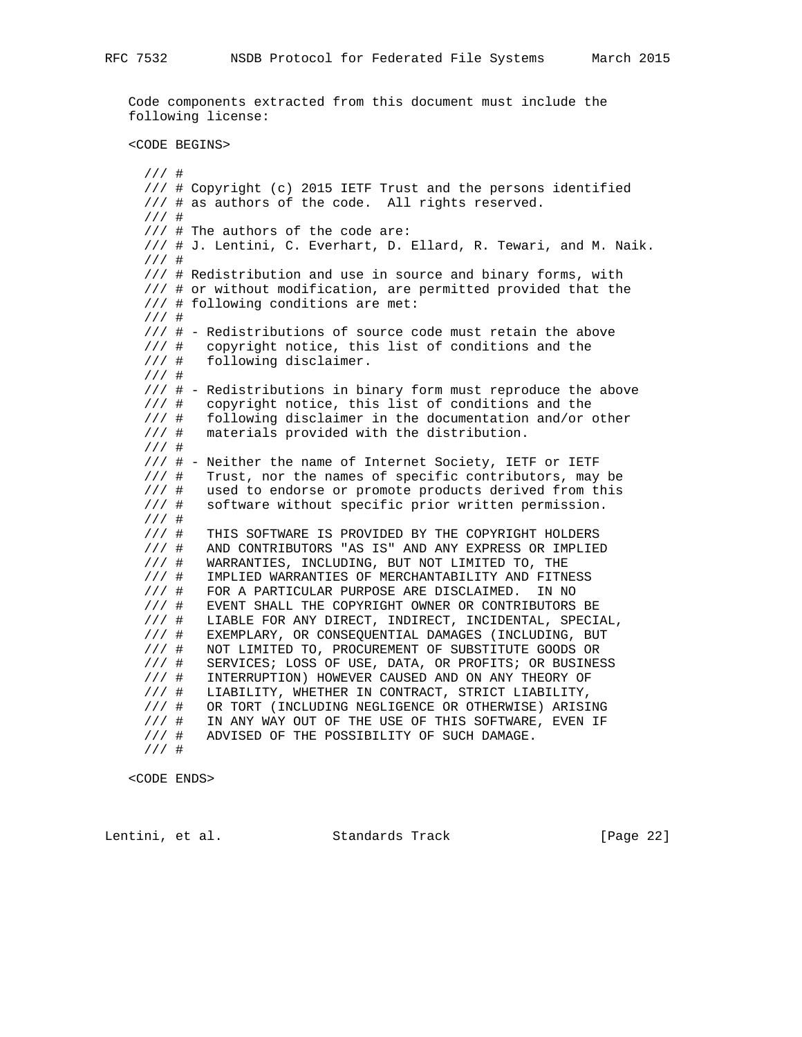Code components extracted from this document must include the following license:

<CODE BEGINS>

```
/// #
/// # Copyright (c) 2015 IETF Trust and the persons identified
/// # as authors of the code.  All rights reserved.
/// #
/// # The authors of the code are:
/// # J. Lentini, C. Everhart, D. Ellard, R. Tewari, and M. Naik.
/// #
/// # Redistribution and use in source and binary forms, with
/// # or without modification, are permitted provided that the
/// # following conditions are met:
/// #
/// # - Redistributions of source code must retain the above
/// #   copyright notice, this list of conditions and the
/// #   following disclaimer.
/// #
/// # - Redistributions in binary form must reproduce the above
/// #   copyright notice, this list of conditions and the
/// #   following disclaimer in the documentation and/or other
/// #   materials provided with the distribution.
/// #
/// # - Neither the name of Internet Society, IETF or IETF
/// #   Trust, nor the names of specific contributors, may be
/// #   used to endorse or promote products derived from this
/// #   software without specific prior written permission.
/// #
/// #   THIS SOFTWARE IS PROVIDED BY THE COPYRIGHT HOLDERS
/// #   AND CONTRIBUTORS "AS IS" AND ANY EXPRESS OR IMPLIED
/// #   WARRANTIES, INCLUDING, BUT NOT LIMITED TO, THE
/// #   IMPLIED WARRANTIES OF MERCHANTABILITY AND FITNESS
/// #   FOR A PARTICULAR PURPOSE ARE DISCLAIMED.  IN NO
/// #   EVENT SHALL THE COPYRIGHT OWNER OR CONTRIBUTORS BE
/// #   LIABLE FOR ANY DIRECT, INDIRECT, INCIDENTAL, SPECIAL,
/// #   EXEMPLARY, OR CONSEQUENTIAL DAMAGES (INCLUDING, BUT
/// #   NOT LIMITED TO, PROCUREMENT OF SUBSTITUTE GOODS OR
/// #   SERVICES; LOSS OF USE, DATA, OR PROFITS; OR BUSINESS
/// #   INTERRUPTION) HOWEVER CAUSED AND ON ANY THEORY OF
/// #   LIABILITY, WHETHER IN CONTRACT, STRICT LIABILITY,
/// #   OR TORT (INCLUDING NEGLIGENCE OR OTHERWISE) ARISING
/// #   IN ANY WAY OUT OF THE USE OF THIS SOFTWARE, EVEN IF
/// #   ADVISED OF THE POSSIBILITY OF SUCH DAMAGE.
/// #
```

<CODE ENDS>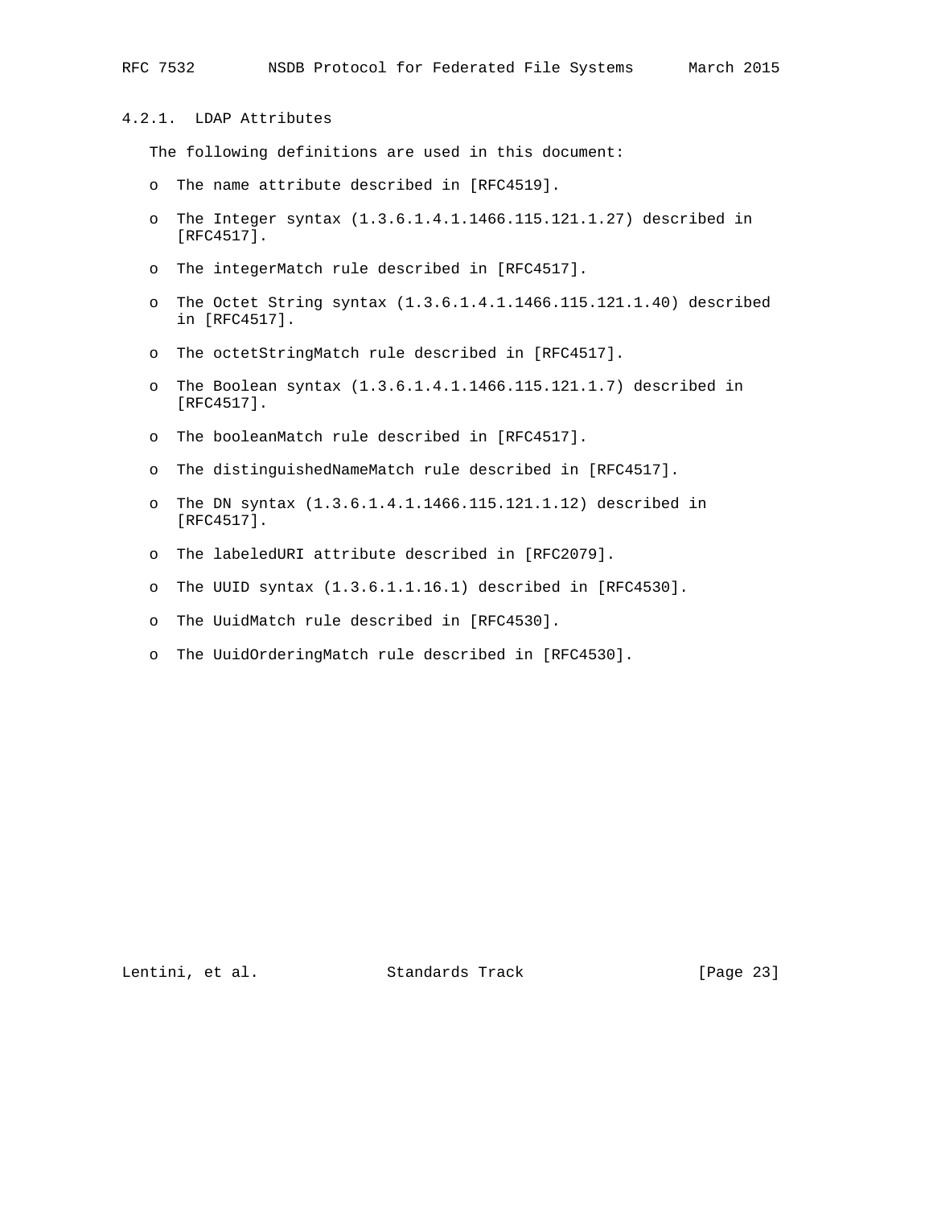#### 4.2.1. LDAP Attributes

The following definitions are used in this document:

- The name attribute described in [RFC4519].
- The Integer syntax (1.3.6.1.4.1.1466.115.121.1.27) described in [RFC4517].
- The integerMatch rule described in [RFC4517].
- The Octet String syntax (1.3.6.1.4.1.1466.115.121.1.40) described in [RFC4517].
- The octetStringMatch rule described in [RFC4517].
- The Boolean syntax (1.3.6.1.4.1.1466.115.121.1.7) described in [RFC4517].
- The booleanMatch rule described in [RFC4517].
- The distinguishedNameMatch rule described in [RFC4517].
- The DN syntax (1.3.6.1.4.1.1466.115.121.1.12) described in [RFC4517].
- The labeledURI attribute described in [RFC2079].
- The UUID syntax (1.3.6.1.1.16.1) described in [RFC4530].
- The UuidMatch rule described in [RFC4530].
- The UuidOrderingMatch rule described in [RFC4530].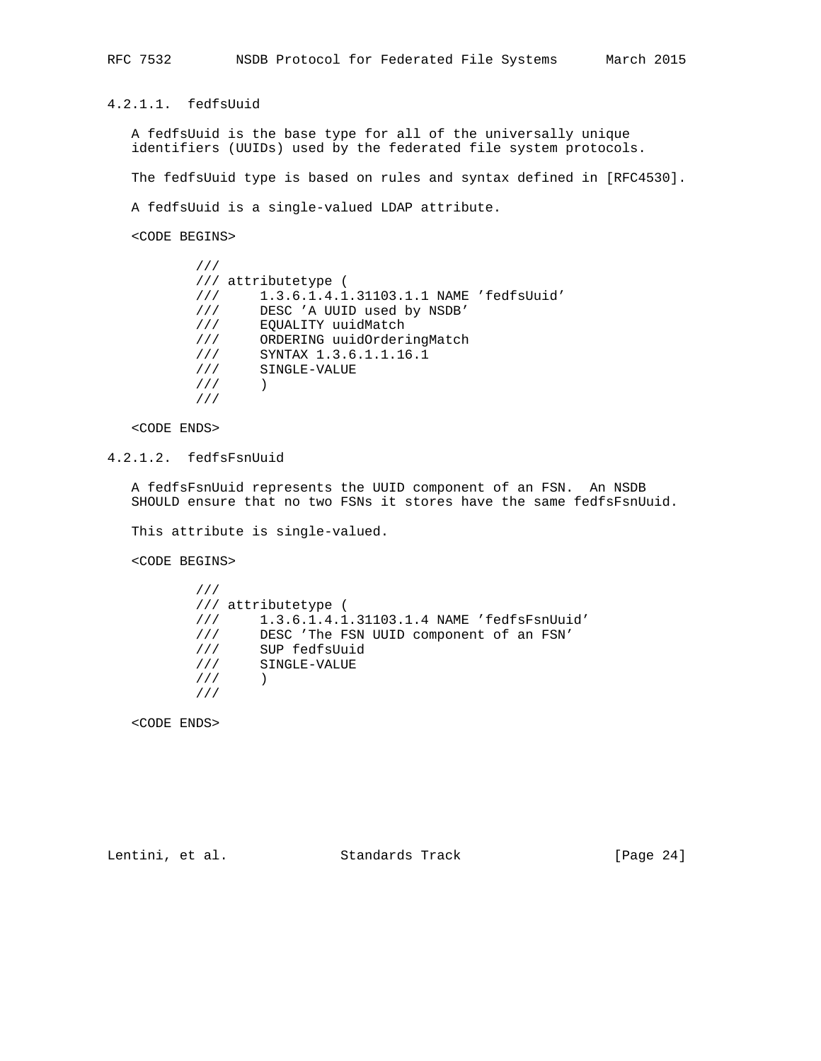#### 4.2.1.1. fedfsUuid

A fedfsUuid is the base type for all of the universally unique identifiers (UUIDs) used by the federated file system protocols.

The fedfsUuid type is based on rules and syntax defined in [RFC4530].

A fedfsUuid is a single-valued LDAP attribute.

<CODE BEGINS>

```
        ///
        /// attributetype (
        ///     1.3.6.1.4.1.31103.1.1 NAME 'fedfsUuid'
        ///     DESC 'A UUID used by NSDB'
        ///     EQUALITY uuidMatch
        ///     ORDERING uuidOrderingMatch
        ///     SYNTAX 1.3.6.1.1.16.1
        ///     SINGLE-VALUE
        ///     )
        ///
```

<CODE ENDS>

#### 4.2.1.2. fedfsFsnUuid

A fedfsFsnUuid represents the UUID component of an FSN. An NSDB SHOULD ensure that no two FSNs it stores have the same fedfsFsnUuid.

This attribute is single-valued.

<CODE BEGINS>

```
        ///
        /// attributetype (
        ///     1.3.6.1.4.1.31103.1.4 NAME 'fedfsFsnUuid'
        ///     DESC 'The FSN UUID component of an FSN'
        ///     SUP fedfsUuid
        ///     SINGLE-VALUE
        ///     )
        ///
```

<CODE ENDS>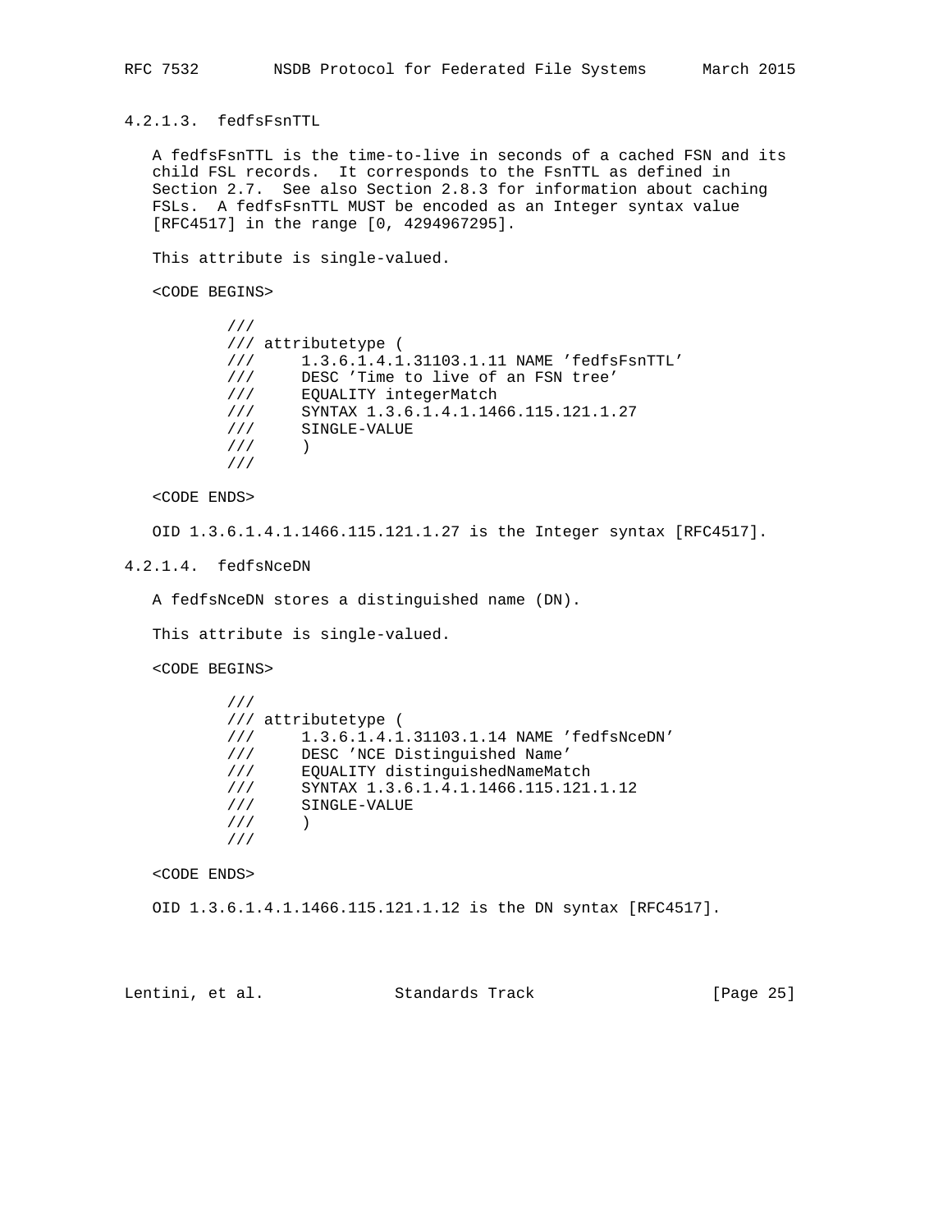#### 4.2.1.3. fedfsFsnTTL

A fedfsFsnTTL is the time-to-live in seconds of a cached FSN and its child FSL records. It corresponds to the FsnTTL as defined in Section 2.7. See also Section 2.8.3 for information about caching FSLs. A fedfsFsnTTL MUST be encoded as an Integer syntax value [RFC4517] in the range [0, 4294967295].

This attribute is single-valued.

<CODE BEGINS>

```
///
/// attributetype (
///     1.3.6.1.4.1.31103.1.11 NAME 'fedfsFsnTTL'
///     DESC 'Time to live of an FSN tree'
///     EQUALITY integerMatch
///     SYNTAX 1.3.6.1.4.1.1466.115.121.1.27
///     SINGLE-VALUE
///     )
///
```

<CODE ENDS>

OID 1.3.6.1.4.1.1466.115.121.1.27 is the Integer syntax [RFC4517].

#### 4.2.1.4. fedfsNceDN

A fedfsNceDN stores a distinguished name (DN).

This attribute is single-valued.

<CODE BEGINS>

```
///
/// attributetype (
///     1.3.6.1.4.1.31103.1.14 NAME 'fedfsNceDN'
///     DESC 'NCE Distinguished Name'
///     EQUALITY distinguishedNameMatch
///     SYNTAX 1.3.6.1.4.1.1466.115.121.1.12
///     SINGLE-VALUE
///     )
///
```

<CODE ENDS>

OID 1.3.6.1.4.1.1466.115.121.1.12 is the DN syntax [RFC4517].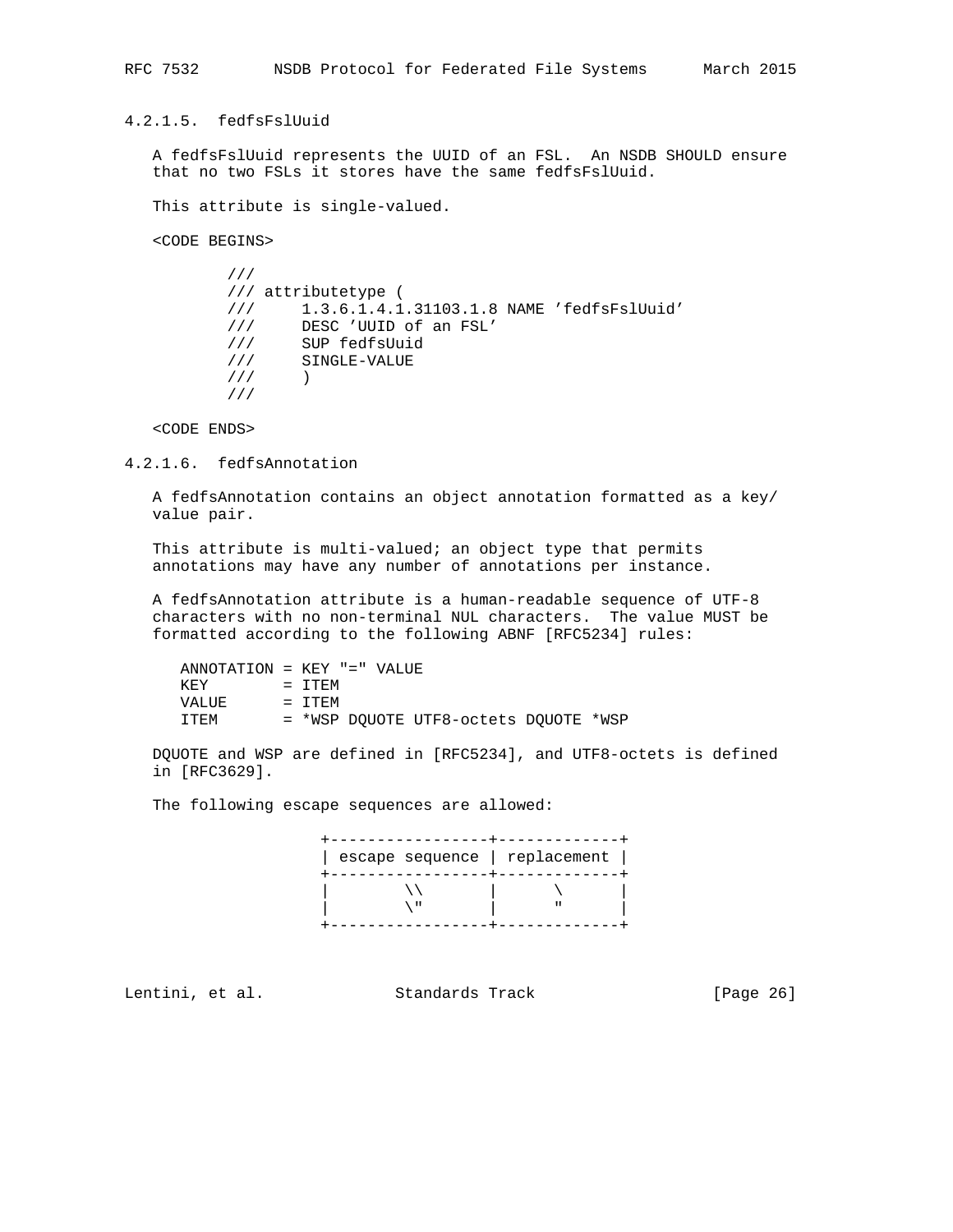#### 4.2.1.5. fedfsFslUuid

A fedfsFslUuid represents the UUID of an FSL. An NSDB SHOULD ensure that no two FSLs it stores have the same fedfsFslUuid.

This attribute is single-valued.

<CODE BEGINS>

```
        ///
        /// attributetype (
        ///     1.3.6.1.4.1.31103.1.8 NAME 'fedfsFslUuid'
        ///     DESC 'UUID of an FSL'
        ///     SUP fedfsUuid
        ///     SINGLE-VALUE
        ///     )
        ///
```

<CODE ENDS>

#### 4.2.1.6. fedfsAnnotation

A fedfsAnnotation contains an object annotation formatted as a key/value pair.

This attribute is multi-valued; an object type that permits annotations may have any number of annotations per instance.

A fedfsAnnotation attribute is a human-readable sequence of UTF-8 characters with no non-terminal NUL characters. The value MUST be formatted according to the following ABNF [RFC5234] rules:

```
ANNOTATION = KEY "=" VALUE
KEY        = ITEM
VALUE      = ITEM
ITEM       = *WSP DQUOTE UTF8-octets DQUOTE *WSP
```

DQUOTE and WSP are defined in [RFC5234], and UTF8-octets is defined in [RFC3629].

The following escape sequences are allowed:

| escape sequence | replacement |
|---|---|
| \\ | \ |
| \" | " |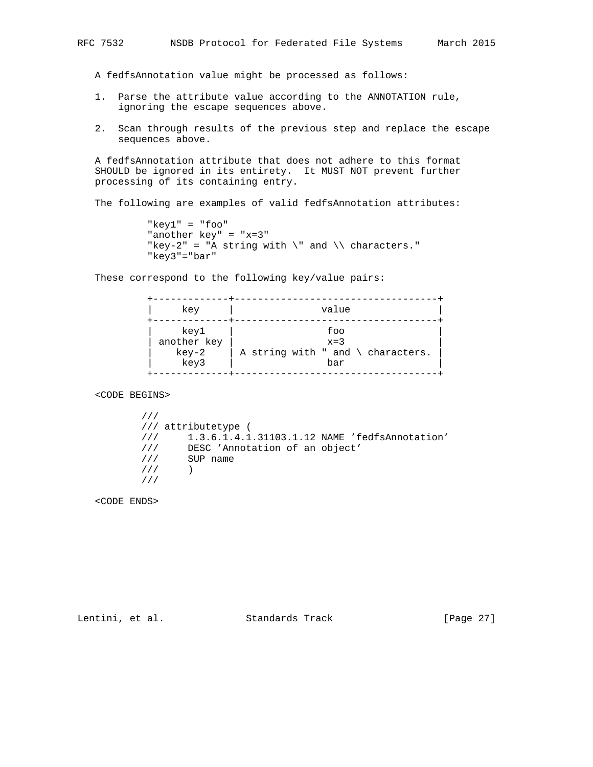A fedfsAnnotation value might be processed as follows:

1. Parse the attribute value according to the ANNOTATION rule, ignoring the escape sequences above.

2. Scan through results of the previous step and replace the escape sequences above.

A fedfsAnnotation attribute that does not adhere to this format SHOULD be ignored in its entirety. It MUST NOT prevent further processing of its containing entry.

The following are examples of valid fedfsAnnotation attributes:

```
"key1" = "foo"
"another key" = "x=3"
"key-2" = "A string with \" and \\ characters."
"key3"="bar"
```

These correspond to the following key/value pairs:

| key | value |
|---|---|
| key1 | foo |
| another key | x=3 |
| key-2 | A string with " and \ characters. |
| key3 | bar |

<CODE BEGINS>

```
///
/// attributetype (
///     1.3.6.1.4.1.31103.1.12 NAME 'fedfsAnnotation'
///     DESC 'Annotation of an object'
///     SUP name
///     )
///
```

<CODE ENDS>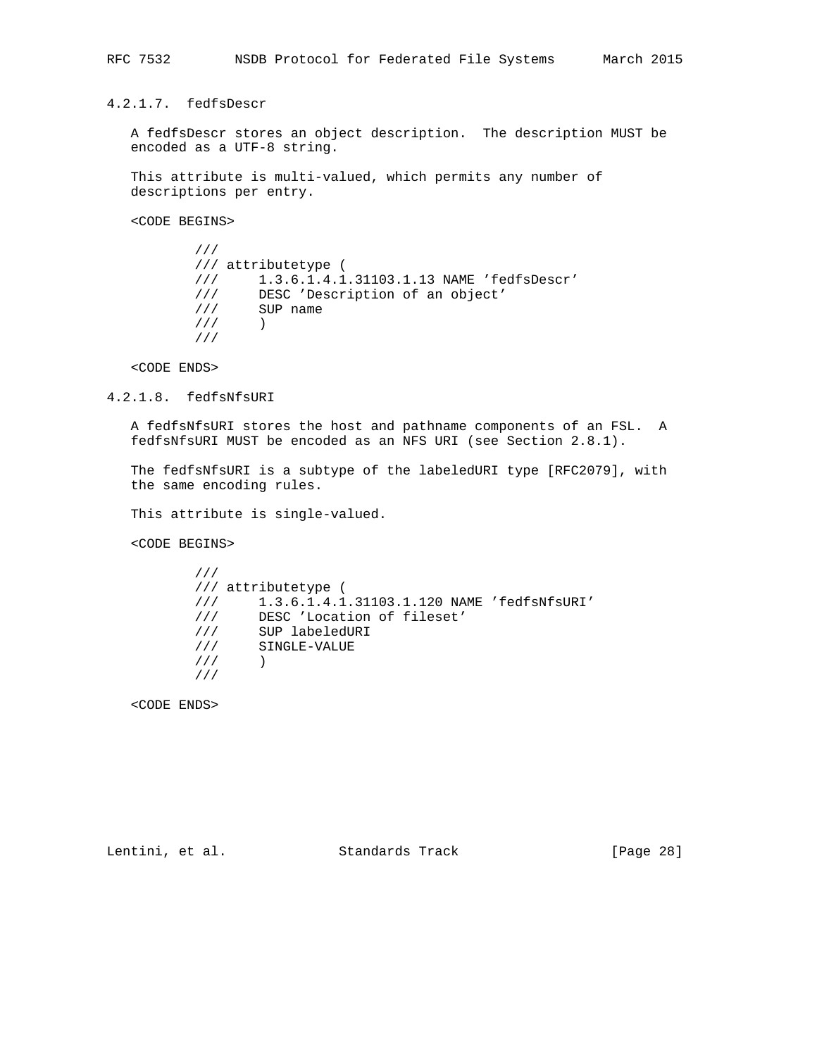#### 4.2.1.7. fedfsDescr

A fedfsDescr stores an object description. The description MUST be encoded as a UTF-8 string.

This attribute is multi-valued, which permits any number of descriptions per entry.

<CODE BEGINS>

```
///
/// attributetype (
///     1.3.6.1.4.1.31103.1.13 NAME 'fedfsDescr'
///     DESC 'Description of an object'
///     SUP name
///     )
///
```

<CODE ENDS>

#### 4.2.1.8. fedfsNfsURI

A fedfsNfsURI stores the host and pathname components of an FSL. A fedfsNfsURI MUST be encoded as an NFS URI (see Section 2.8.1).

The fedfsNfsURI is a subtype of the labeledURI type [RFC2079], with the same encoding rules.

This attribute is single-valued.

<CODE BEGINS>

```
///
/// attributetype (
///     1.3.6.1.4.1.31103.1.120 NAME 'fedfsNfsURI'
///     DESC 'Location of fileset'
///     SUP labeledURI
///     SINGLE-VALUE
///     )
///
```

<CODE ENDS>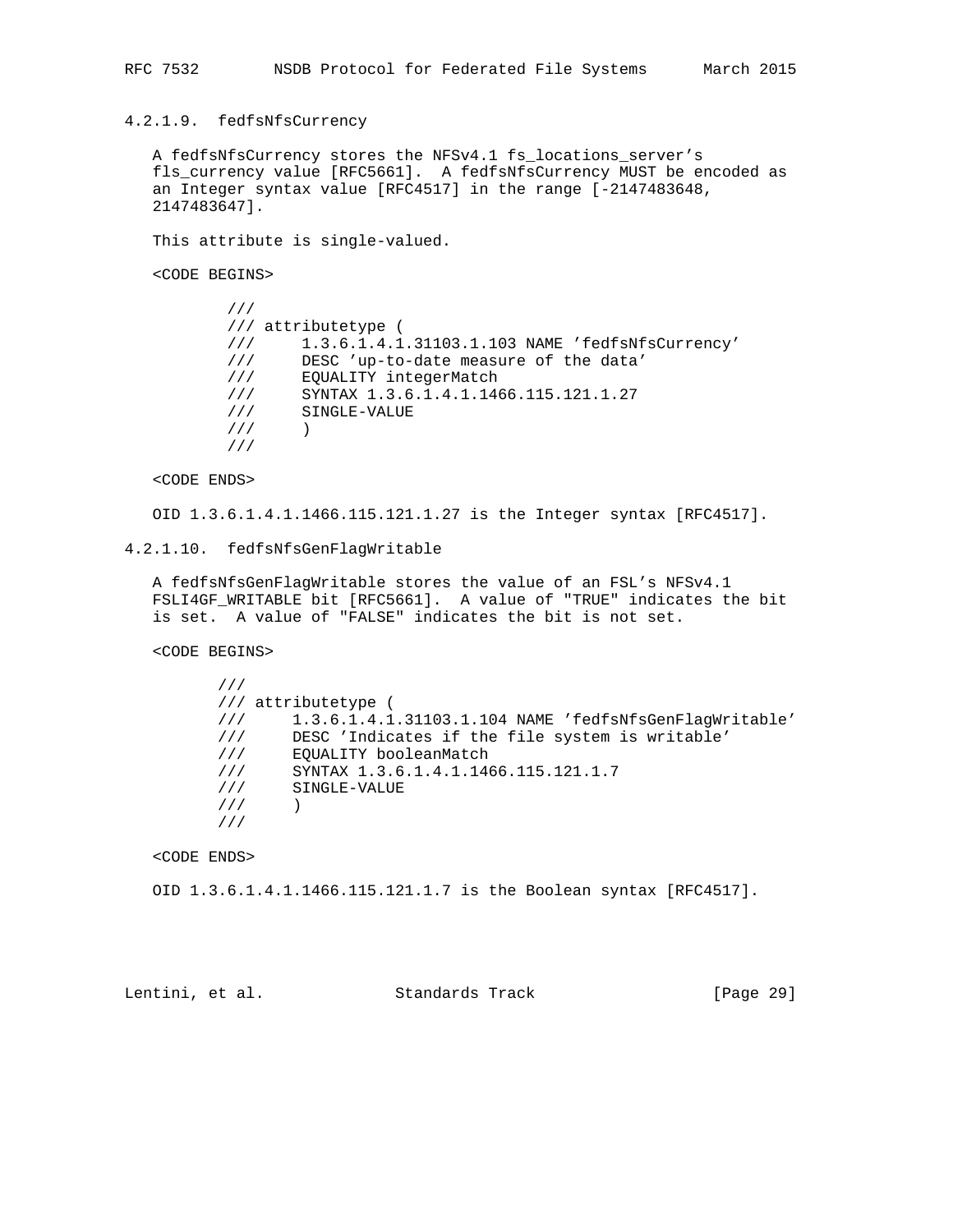#### 4.2.1.9. fedfsNfsCurrency

A fedfsNfsCurrency stores the NFSv4.1 fs_locations_server's fls_currency value [RFC5661]. A fedfsNfsCurrency MUST be encoded as an Integer syntax value [RFC4517] in the range [-2147483648, 2147483647].

This attribute is single-valued.

<CODE BEGINS>

```
///
/// attributetype (
///     1.3.6.1.4.1.31103.1.103 NAME 'fedfsNfsCurrency'
///     DESC 'up-to-date measure of the data'
///     EQUALITY integerMatch
///     SYNTAX 1.3.6.1.4.1.1466.115.121.1.27
///     SINGLE-VALUE
///     )
///
```

<CODE ENDS>

OID 1.3.6.1.4.1.1466.115.121.1.27 is the Integer syntax [RFC4517].

#### 4.2.1.10. fedfsNfsGenFlagWritable

A fedfsNfsGenFlagWritable stores the value of an FSL's NFSv4.1 FSLI4GF_WRITABLE bit [RFC5661]. A value of "TRUE" indicates the bit is set. A value of "FALSE" indicates the bit is not set.

<CODE BEGINS>

```
///
/// attributetype (
///     1.3.6.1.4.1.31103.1.104 NAME 'fedfsNfsGenFlagWritable'
///     DESC 'Indicates if the file system is writable'
///     EQUALITY booleanMatch
///     SYNTAX 1.3.6.1.4.1.1466.115.121.1.7
///     SINGLE-VALUE
///     )
///
```

<CODE ENDS>

OID 1.3.6.1.4.1.1466.115.121.1.7 is the Boolean syntax [RFC4517].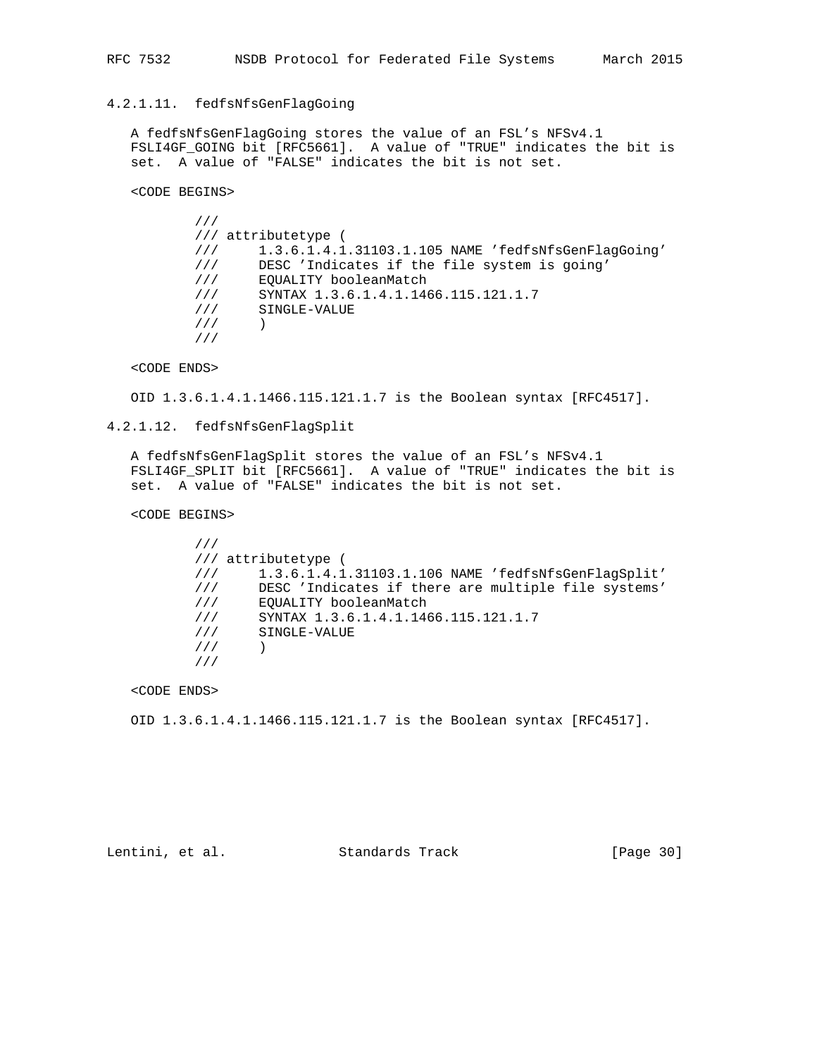#### 4.2.1.11. fedfsNfsGenFlagGoing

A fedfsNfsGenFlagGoing stores the value of an FSL's NFSv4.1 FSLI4GF_GOING bit [RFC5661]. A value of "TRUE" indicates the bit is set. A value of "FALSE" indicates the bit is not set.

<CODE BEGINS>

```
///
/// attributetype (
///     1.3.6.1.4.1.31103.1.105 NAME 'fedfsNfsGenFlagGoing'
///     DESC 'Indicates if the file system is going'
///     EQUALITY booleanMatch
///     SYNTAX 1.3.6.1.4.1.1466.115.121.1.7
///     SINGLE-VALUE
///     )
///
```

<CODE ENDS>

OID 1.3.6.1.4.1.1466.115.121.1.7 is the Boolean syntax [RFC4517].

#### 4.2.1.12. fedfsNfsGenFlagSplit

A fedfsNfsGenFlagSplit stores the value of an FSL's NFSv4.1 FSLI4GF_SPLIT bit [RFC5661]. A value of "TRUE" indicates the bit is set. A value of "FALSE" indicates the bit is not set.

<CODE BEGINS>

```
///
/// attributetype (
///     1.3.6.1.4.1.31103.1.106 NAME 'fedfsNfsGenFlagSplit'
///     DESC 'Indicates if there are multiple file systems'
///     EQUALITY booleanMatch
///     SYNTAX 1.3.6.1.4.1.1466.115.121.1.7
///     SINGLE-VALUE
///     )
///
```

<CODE ENDS>

OID 1.3.6.1.4.1.1466.115.121.1.7 is the Boolean syntax [RFC4517].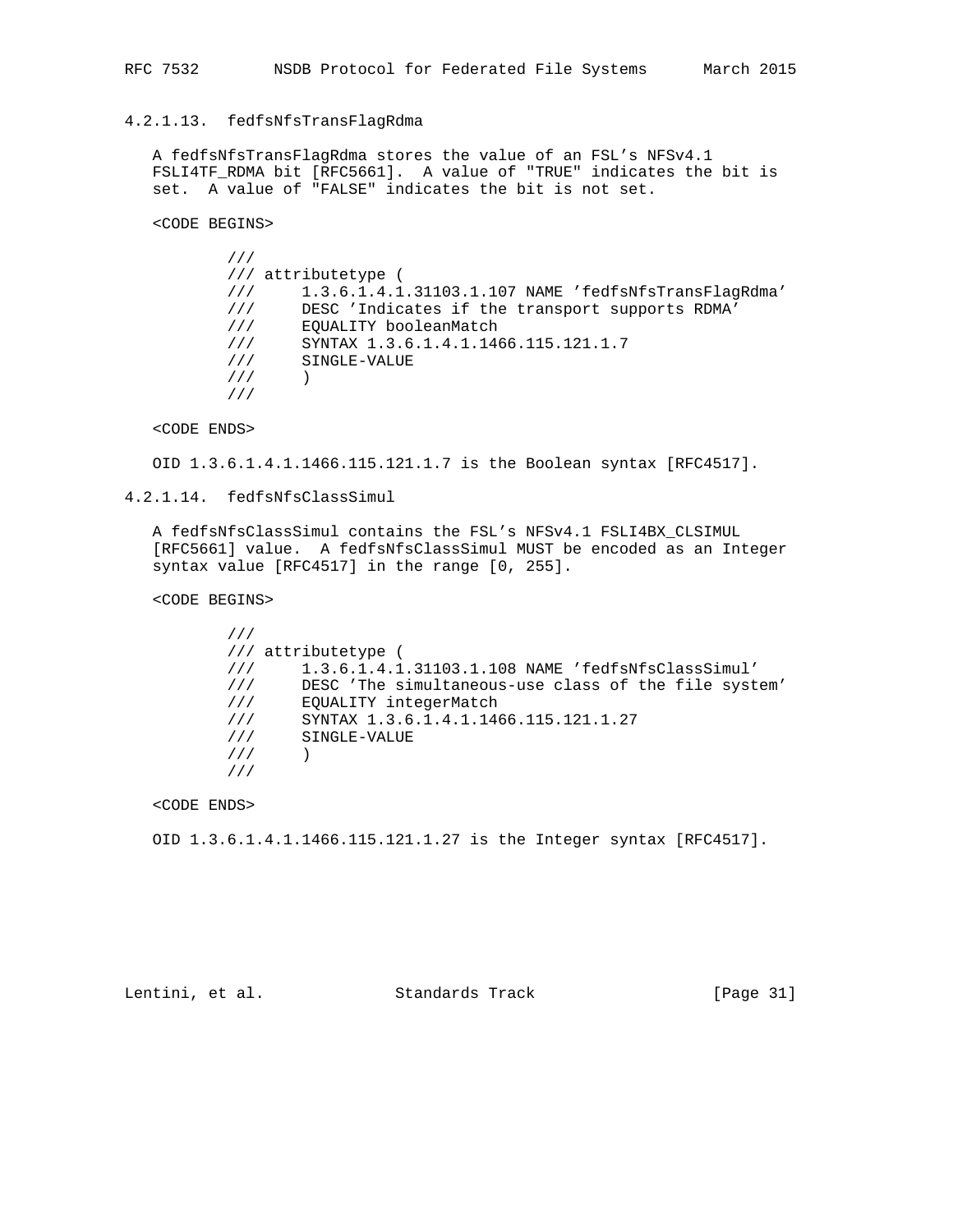#### 4.2.1.13. fedfsNfsTransFlagRdma

A fedfsNfsTransFlagRdma stores the value of an FSL's NFSv4.1 FSLI4TF_RDMA bit [RFC5661]. A value of "TRUE" indicates the bit is set. A value of "FALSE" indicates the bit is not set.

<CODE BEGINS>

```
///
/// attributetype (
///     1.3.6.1.4.1.31103.1.107 NAME 'fedfsNfsTransFlagRdma'
///     DESC 'Indicates if the transport supports RDMA'
///     EQUALITY booleanMatch
///     SYNTAX 1.3.6.1.4.1.1466.115.121.1.7
///     SINGLE-VALUE
///     )
///
```

<CODE ENDS>

OID 1.3.6.1.4.1.1466.115.121.1.7 is the Boolean syntax [RFC4517].

#### 4.2.1.14. fedfsNfsClassSimul

A fedfsNfsClassSimul contains the FSL's NFSv4.1 FSLI4BX_CLSIMUL [RFC5661] value. A fedfsNfsClassSimul MUST be encoded as an Integer syntax value [RFC4517] in the range [0, 255].

<CODE BEGINS>

```
///
/// attributetype (
///     1.3.6.1.4.1.31103.1.108 NAME 'fedfsNfsClassSimul'
///     DESC 'The simultaneous-use class of the file system'
///     EQUALITY integerMatch
///     SYNTAX 1.3.6.1.4.1.1466.115.121.1.27
///     SINGLE-VALUE
///     )
///
```

<CODE ENDS>

OID 1.3.6.1.4.1.1466.115.121.1.27 is the Integer syntax [RFC4517].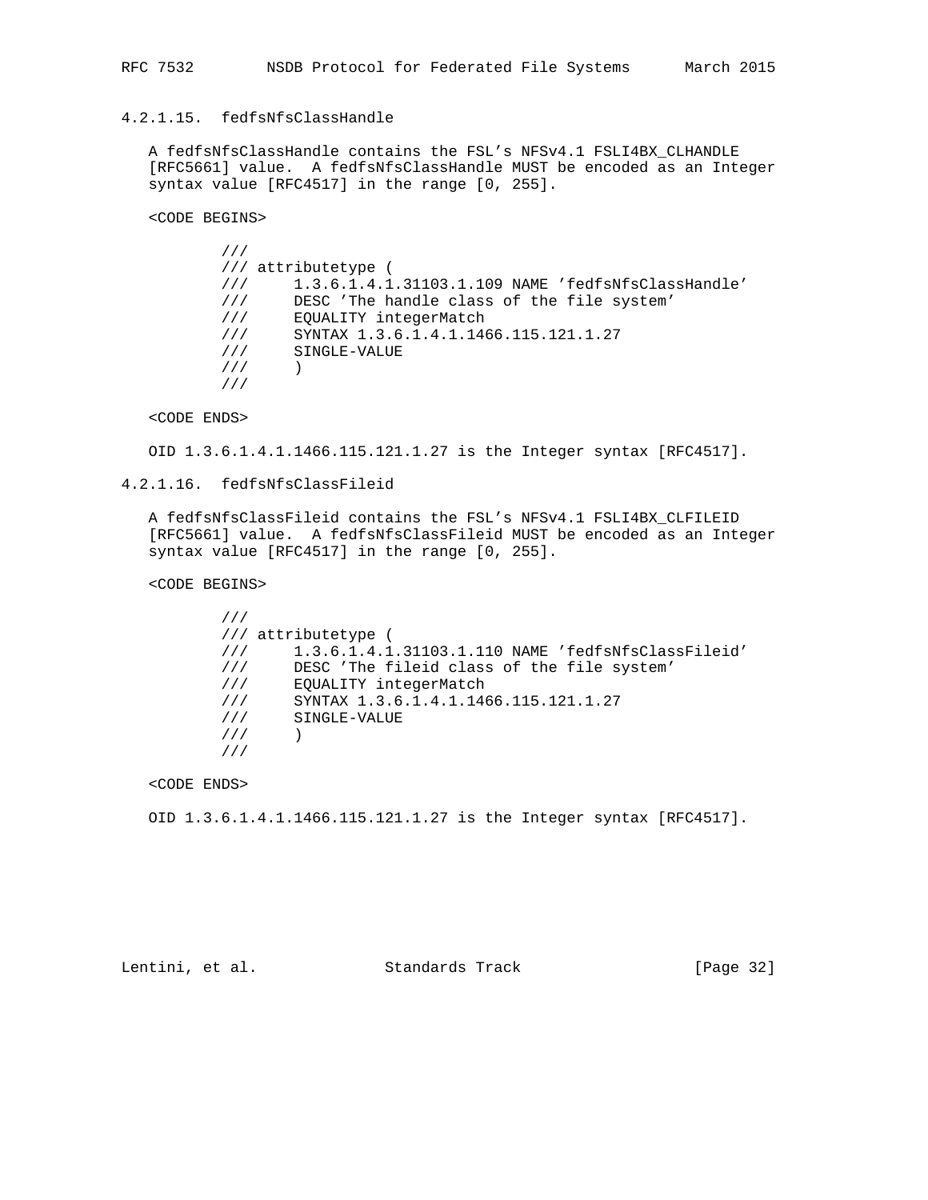#### 4.2.1.15. fedfsNfsClassHandle

A fedfsNfsClassHandle contains the FSL's NFSv4.1 FSLI4BX_CLHANDLE [RFC5661] value. A fedfsNfsClassHandle MUST be encoded as an Integer syntax value [RFC4517] in the range [0, 255].

<CODE BEGINS>

```
///
/// attributetype (
///     1.3.6.1.4.1.31103.1.109 NAME 'fedfsNfsClassHandle'
///     DESC 'The handle class of the file system'
///     EQUALITY integerMatch
///     SYNTAX 1.3.6.1.4.1.1466.115.121.1.27
///     SINGLE-VALUE
///     )
///
```

<CODE ENDS>

OID 1.3.6.1.4.1.1466.115.121.1.27 is the Integer syntax [RFC4517].

#### 4.2.1.16. fedfsNfsClassFileid

A fedfsNfsClassFileid contains the FSL's NFSv4.1 FSLI4BX_CLFILEID [RFC5661] value. A fedfsNfsClassFileid MUST be encoded as an Integer syntax value [RFC4517] in the range [0, 255].

<CODE BEGINS>

```
///
/// attributetype (
///     1.3.6.1.4.1.31103.1.110 NAME 'fedfsNfsClassFileid'
///     DESC 'The fileid class of the file system'
///     EQUALITY integerMatch
///     SYNTAX 1.3.6.1.4.1.1466.115.121.1.27
///     SINGLE-VALUE
///     )
///
```

<CODE ENDS>

OID 1.3.6.1.4.1.1466.115.121.1.27 is the Integer syntax [RFC4517].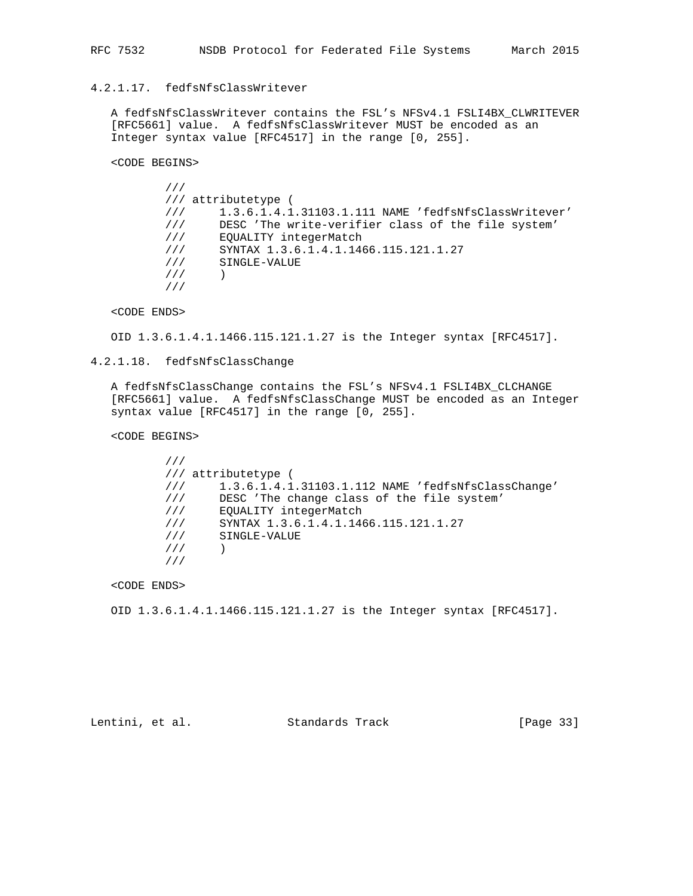#### 4.2.1.17. fedfsNfsClassWritever

A fedfsNfsClassWritever contains the FSL's NFSv4.1 FSLI4BX_CLWRITEVER [RFC5661] value. A fedfsNfsClassWritever MUST be encoded as an Integer syntax value [RFC4517] in the range [0, 255].

<CODE BEGINS>

```
///
/// attributetype (
///     1.3.6.1.4.1.31103.1.111 NAME 'fedfsNfsClassWritever'
///     DESC 'The write-verifier class of the file system'
///     EQUALITY integerMatch
///     SYNTAX 1.3.6.1.4.1.1466.115.121.1.27
///     SINGLE-VALUE
///     )
///
```

<CODE ENDS>

OID 1.3.6.1.4.1.1466.115.121.1.27 is the Integer syntax [RFC4517].

#### 4.2.1.18. fedfsNfsClassChange

A fedfsNfsClassChange contains the FSL's NFSv4.1 FSLI4BX_CLCHANGE [RFC5661] value. A fedfsNfsClassChange MUST be encoded as an Integer syntax value [RFC4517] in the range [0, 255].

<CODE BEGINS>

```
///
/// attributetype (
///     1.3.6.1.4.1.31103.1.112 NAME 'fedfsNfsClassChange'
///     DESC 'The change class of the file system'
///     EQUALITY integerMatch
///     SYNTAX 1.3.6.1.4.1.1466.115.121.1.27
///     SINGLE-VALUE
///     )
///
```

<CODE ENDS>

OID 1.3.6.1.4.1.1466.115.121.1.27 is the Integer syntax [RFC4517].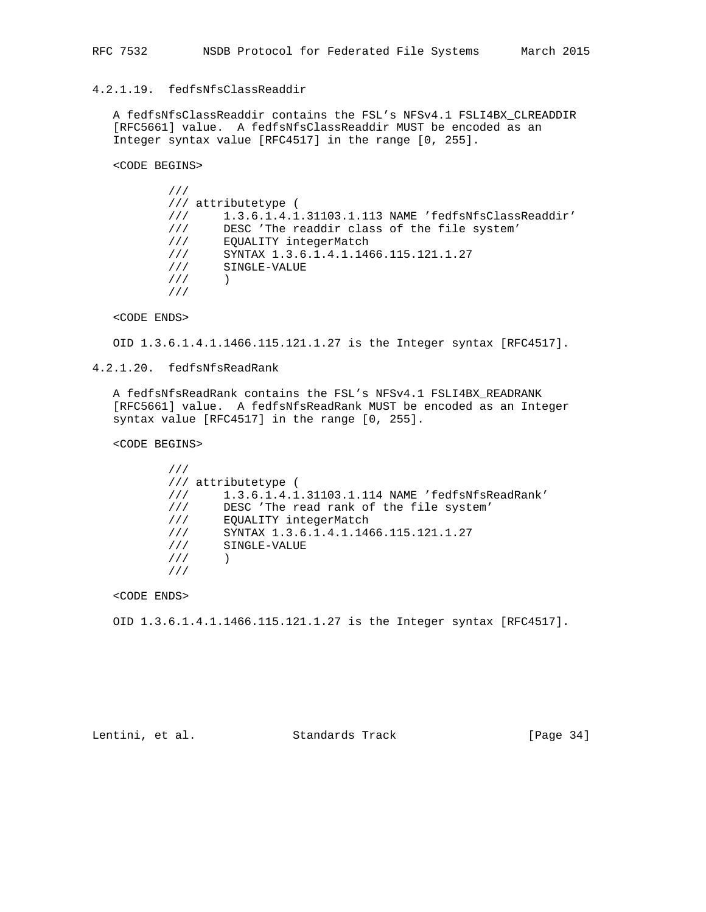#### 4.2.1.19. fedfsNfsClassReaddir

A fedfsNfsClassReaddir contains the FSL's NFSv4.1 FSLI4BX_CLREADDIR [RFC5661] value. A fedfsNfsClassReaddir MUST be encoded as an Integer syntax value [RFC4517] in the range [0, 255].

<CODE BEGINS>

```
///
/// attributetype (
///     1.3.6.1.4.1.31103.1.113 NAME 'fedfsNfsClassReaddir'
///     DESC 'The readdir class of the file system'
///     EQUALITY integerMatch
///     SYNTAX 1.3.6.1.4.1.1466.115.121.1.27
///     SINGLE-VALUE
///     )
///
```

<CODE ENDS>

OID 1.3.6.1.4.1.1466.115.121.1.27 is the Integer syntax [RFC4517].

#### 4.2.1.20. fedfsNfsReadRank

A fedfsNfsReadRank contains the FSL's NFSv4.1 FSLI4BX_READRANK [RFC5661] value. A fedfsNfsReadRank MUST be encoded as an Integer syntax value [RFC4517] in the range [0, 255].

<CODE BEGINS>

```
///
/// attributetype (
///     1.3.6.1.4.1.31103.1.114 NAME 'fedfsNfsReadRank'
///     DESC 'The read rank of the file system'
///     EQUALITY integerMatch
///     SYNTAX 1.3.6.1.4.1.1466.115.121.1.27
///     SINGLE-VALUE
///     )
///
```

<CODE ENDS>

OID 1.3.6.1.4.1.1466.115.121.1.27 is the Integer syntax [RFC4517].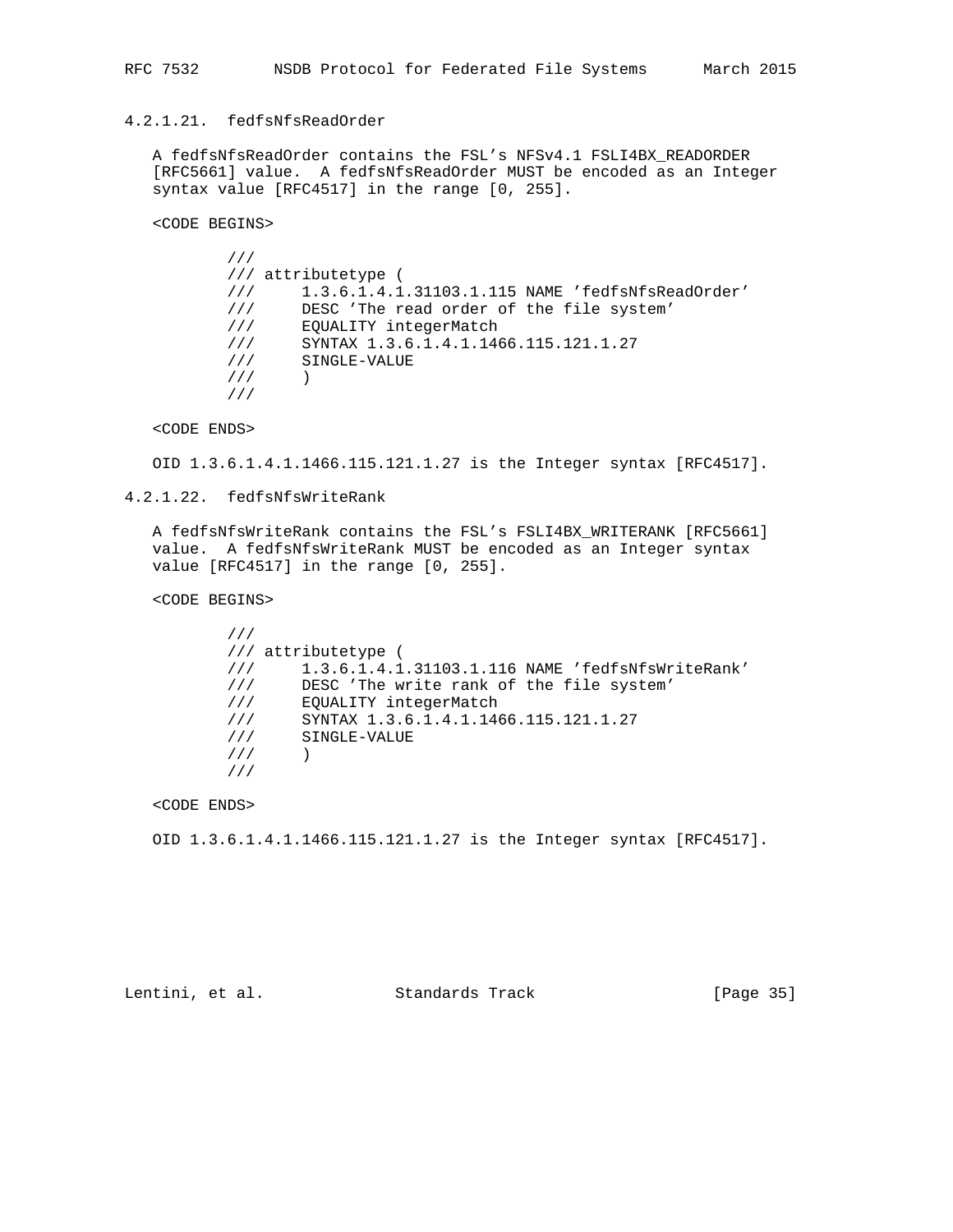#### 4.2.1.21. fedfsNfsReadOrder

A fedfsNfsReadOrder contains the FSL's NFSv4.1 FSLI4BX_READORDER [RFC5661] value. A fedfsNfsReadOrder MUST be encoded as an Integer syntax value [RFC4517] in the range [0, 255].

<CODE BEGINS>

```
///
/// attributetype (
///     1.3.6.1.4.1.31103.1.115 NAME 'fedfsNfsReadOrder'
///     DESC 'The read order of the file system'
///     EQUALITY integerMatch
///     SYNTAX 1.3.6.1.4.1.1466.115.121.1.27
///     SINGLE-VALUE
///     )
///
```

<CODE ENDS>

OID 1.3.6.1.4.1.1466.115.121.1.27 is the Integer syntax [RFC4517].

#### 4.2.1.22. fedfsNfsWriteRank

A fedfsNfsWriteRank contains the FSL's FSLI4BX_WRITERANK [RFC5661] value. A fedfsNfsWriteRank MUST be encoded as an Integer syntax value [RFC4517] in the range [0, 255].

<CODE BEGINS>

```
///
/// attributetype (
///     1.3.6.1.4.1.31103.1.116 NAME 'fedfsNfsWriteRank'
///     DESC 'The write rank of the file system'
///     EQUALITY integerMatch
///     SYNTAX 1.3.6.1.4.1.1466.115.121.1.27
///     SINGLE-VALUE
///     )
///
```

<CODE ENDS>

OID 1.3.6.1.4.1.1466.115.121.1.27 is the Integer syntax [RFC4517].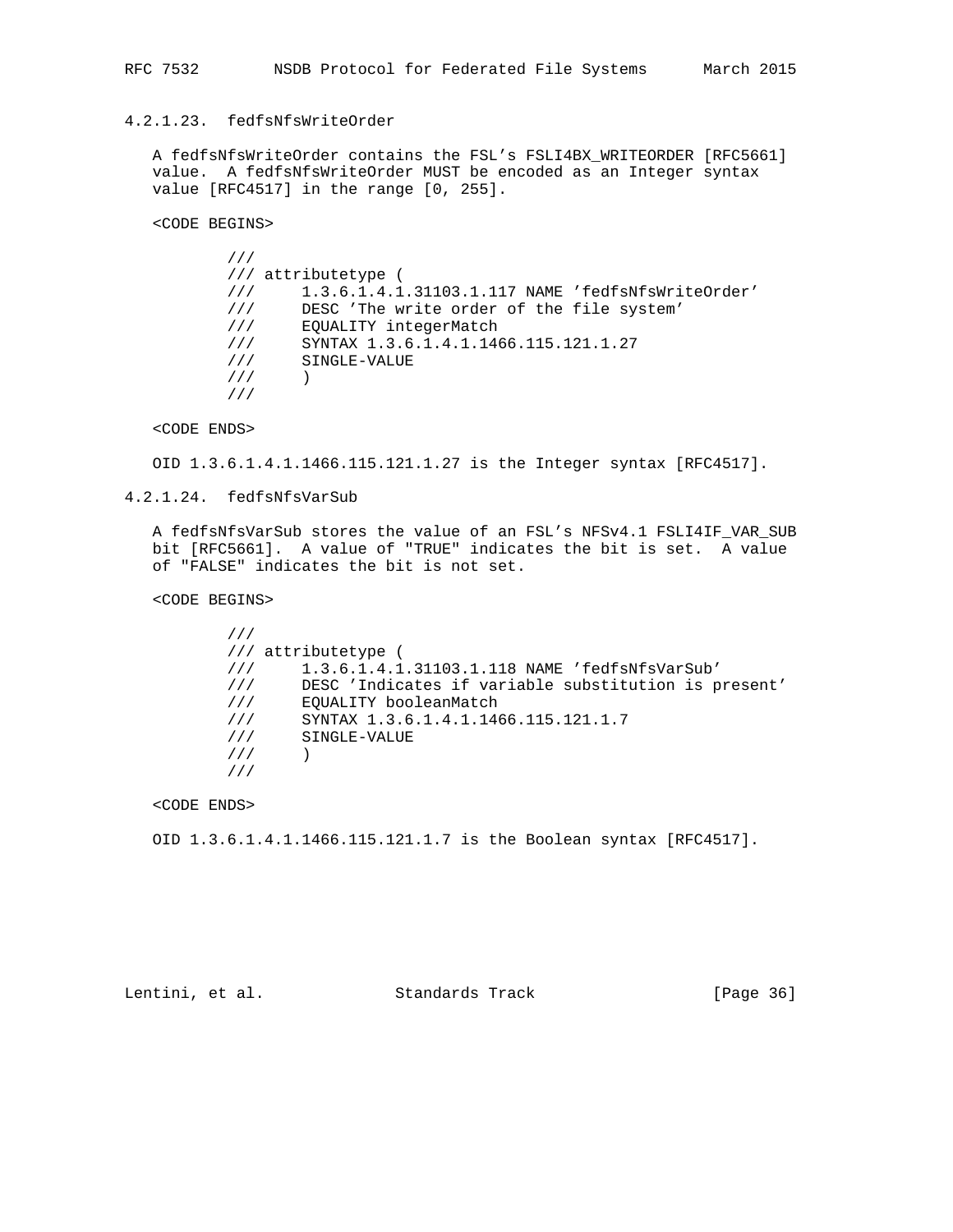#### 4.2.1.23. fedfsNfsWriteOrder

A fedfsNfsWriteOrder contains the FSL's FSLI4BX_WRITEORDER [RFC5661] value. A fedfsNfsWriteOrder MUST be encoded as an Integer syntax value [RFC4517] in the range [0, 255].

<CODE BEGINS>

```
///
/// attributetype (
///     1.3.6.1.4.1.31103.1.117 NAME 'fedfsNfsWriteOrder'
///     DESC 'The write order of the file system'
///     EQUALITY integerMatch
///     SYNTAX 1.3.6.1.4.1.1466.115.121.1.27
///     SINGLE-VALUE
///     )
///
```

<CODE ENDS>

OID 1.3.6.1.4.1.1466.115.121.1.27 is the Integer syntax [RFC4517].

#### 4.2.1.24. fedfsNfsVarSub

A fedfsNfsVarSub stores the value of an FSL's NFSv4.1 FSLI4IF_VAR_SUB bit [RFC5661]. A value of "TRUE" indicates the bit is set. A value of "FALSE" indicates the bit is not set.

<CODE BEGINS>

```
///
/// attributetype (
///     1.3.6.1.4.1.31103.1.118 NAME 'fedfsNfsVarSub'
///     DESC 'Indicates if variable substitution is present'
///     EQUALITY booleanMatch
///     SYNTAX 1.3.6.1.4.1.1466.115.121.1.7
///     SINGLE-VALUE
///     )
///
```

<CODE ENDS>

OID 1.3.6.1.4.1.1466.115.121.1.7 is the Boolean syntax [RFC4517].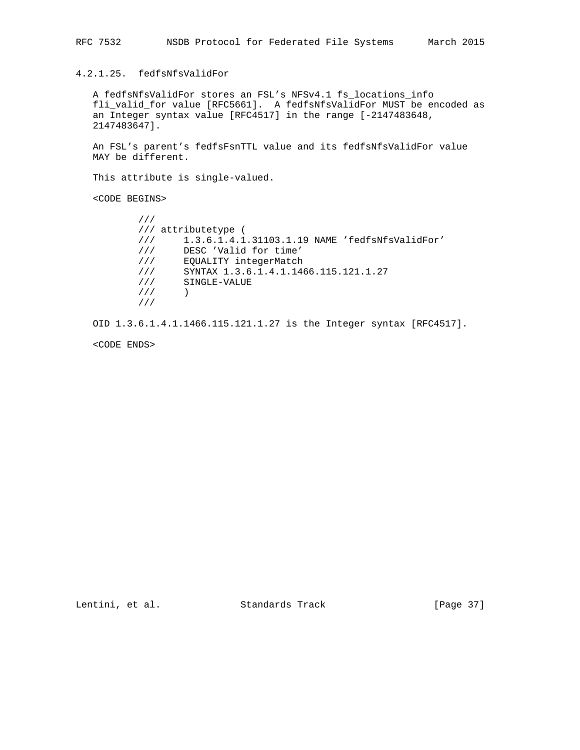#### 4.2.1.25. fedfsNfsValidFor

A fedfsNfsValidFor stores an FSL's NFSv4.1 fs_locations_info fli_valid_for value [RFC5661]. A fedfsNfsValidFor MUST be encoded as an Integer syntax value [RFC4517] in the range [-2147483648, 2147483647].

An FSL's parent's fedfsFsnTTL value and its fedfsNfsValidFor value MAY be different.

This attribute is single-valued.

<CODE BEGINS>

```
///
/// attributetype (
///     1.3.6.1.4.1.31103.1.19 NAME 'fedfsNfsValidFor'
///     DESC 'Valid for time'
///     EQUALITY integerMatch
///     SYNTAX 1.3.6.1.4.1.1466.115.121.1.27
///     SINGLE-VALUE
///     )
///
```

OID 1.3.6.1.4.1.1466.115.121.1.27 is the Integer syntax [RFC4517].

<CODE ENDS>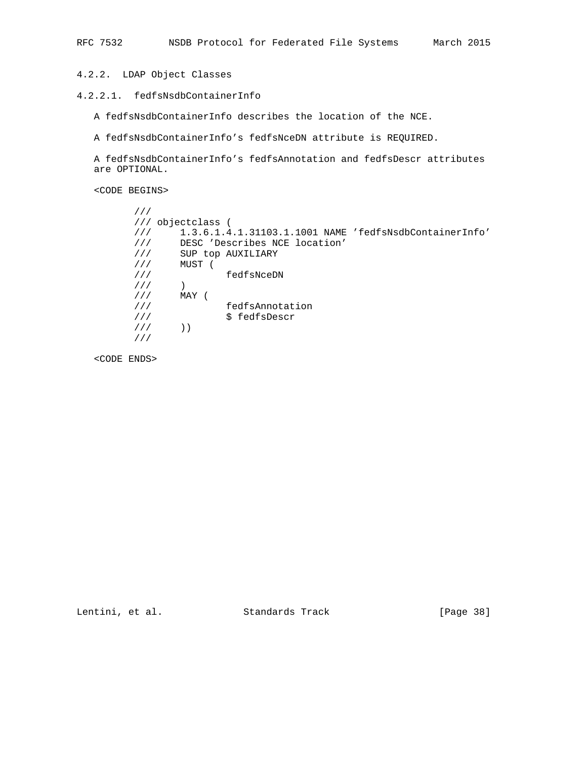#### 4.2.2. LDAP Object Classes

##### 4.2.2.1. fedfsNsdbContainerInfo

A fedfsNsdbContainerInfo describes the location of the NCE.

A fedfsNsdbContainerInfo's fedfsNceDN attribute is REQUIRED.

A fedfsNsdbContainerInfo's fedfsAnnotation and fedfsDescr attributes are OPTIONAL.

<CODE BEGINS>

```
///
/// objectclass (
///     1.3.6.1.4.1.31103.1.1001 NAME 'fedfsNsdbContainerInfo'
///     DESC 'Describes NCE location'
///     SUP top AUXILIARY
///     MUST (
///             fedfsNceDN
///     )
///     MAY (
///             fedfsAnnotation
///             $ fedfsDescr
///     ))
///
```

<CODE ENDS>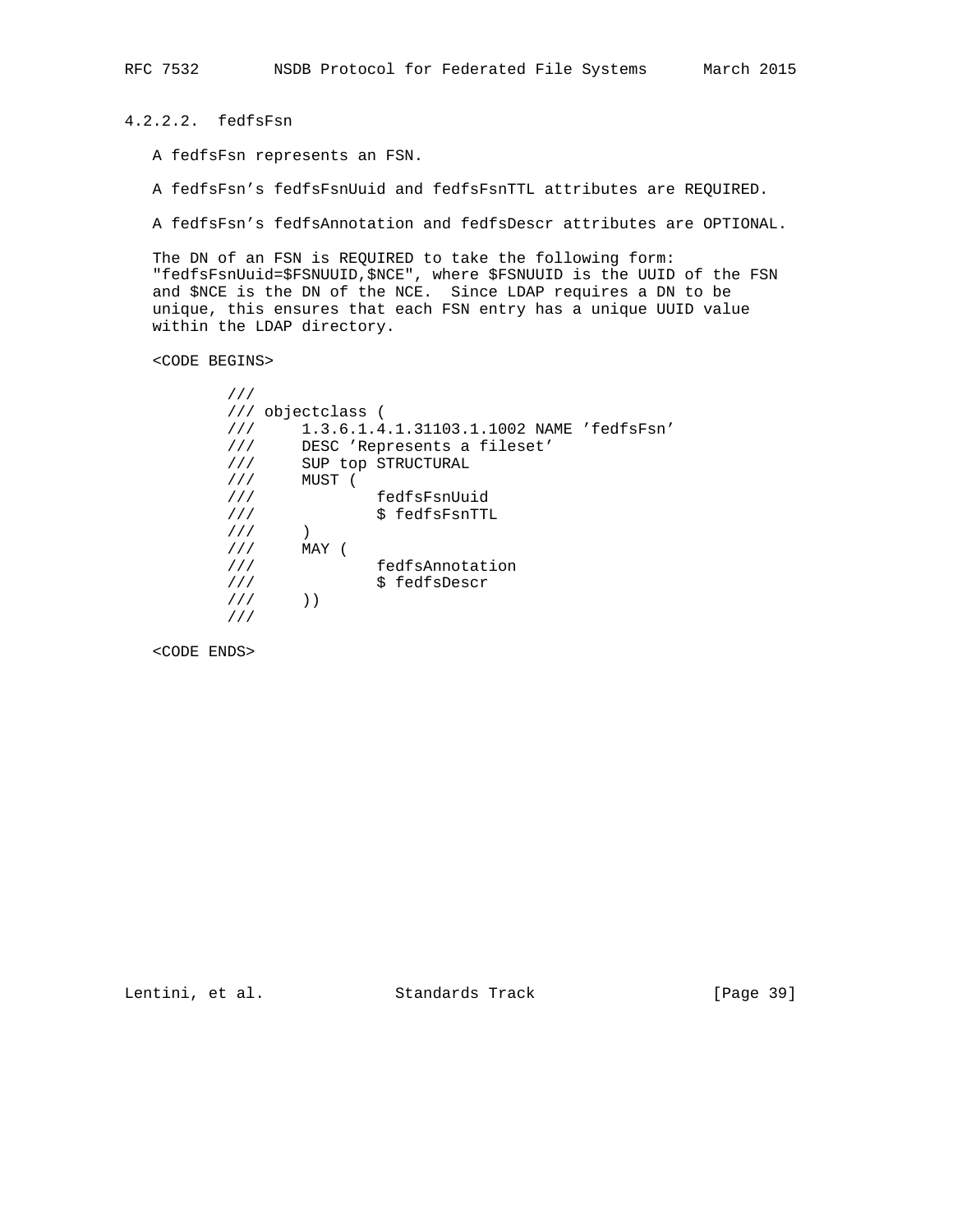#### 4.2.2.2. fedfsFsn

A fedfsFsn represents an FSN.

A fedfsFsn's fedfsFsnUuid and fedfsFsnTTL attributes are REQUIRED.

A fedfsFsn's fedfsAnnotation and fedfsDescr attributes are OPTIONAL.

The DN of an FSN is REQUIRED to take the following form: "fedfsFsnUuid=$FSNUUID,$NCE", where $FSNUUID is the UUID of the FSN and $NCE is the DN of the NCE. Since LDAP requires a DN to be unique, this ensures that each FSN entry has a unique UUID value within the LDAP directory.

<CODE BEGINS>

```
///
/// objectclass (
///     1.3.6.1.4.1.31103.1.1002 NAME 'fedfsFsn'
///     DESC 'Represents a fileset'
///     SUP top STRUCTURAL
///     MUST (
///             fedfsFsnUuid
///             $ fedfsFsnTTL
///     )
///     MAY (
///             fedfsAnnotation
///             $ fedfsDescr
///     ))
///
```

<CODE ENDS>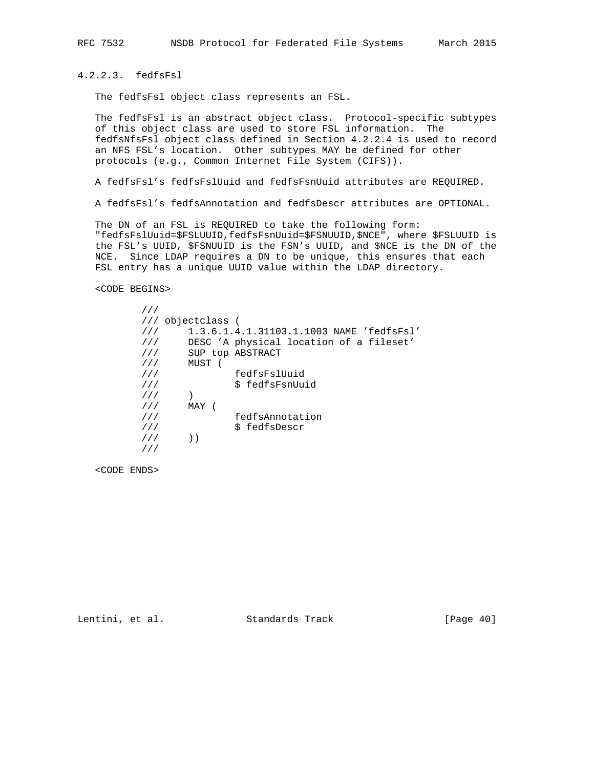#### 4.2.2.3. fedfsFsl

The fedfsFsl object class represents an FSL.

The fedfsFsl is an abstract object class. Protocol-specific subtypes of this object class are used to store FSL information. The fedfsNfsFsl object class defined in Section 4.2.2.4 is used to record an NFS FSL's location. Other subtypes MAY be defined for other protocols (e.g., Common Internet File System (CIFS)).

A fedfsFsl's fedfsFslUuid and fedfsFsnUuid attributes are REQUIRED.

A fedfsFsl's fedfsAnnotation and fedfsDescr attributes are OPTIONAL.

The DN of an FSL is REQUIRED to take the following form: "fedfsFslUuid=$FSLUUID,fedfsFsnUuid=$FSNUUID,$NCE", where $FSLUUID is the FSL's UUID, $FSNUUID is the FSN's UUID, and $NCE is the DN of the NCE. Since LDAP requires a DN to be unique, this ensures that each FSL entry has a unique UUID value within the LDAP directory.

<CODE BEGINS>

```
        ///
        /// objectclass (
        ///     1.3.6.1.4.1.31103.1.1003 NAME 'fedfsFsl'
        ///     DESC 'A physical location of a fileset'
        ///     SUP top ABSTRACT
        ///     MUST (
        ///             fedfsFslUuid
        ///             $ fedfsFsnUuid
        ///     )
        ///     MAY (
        ///             fedfsAnnotation
        ///             $ fedfsDescr
        ///     ))
        ///
```

<CODE ENDS>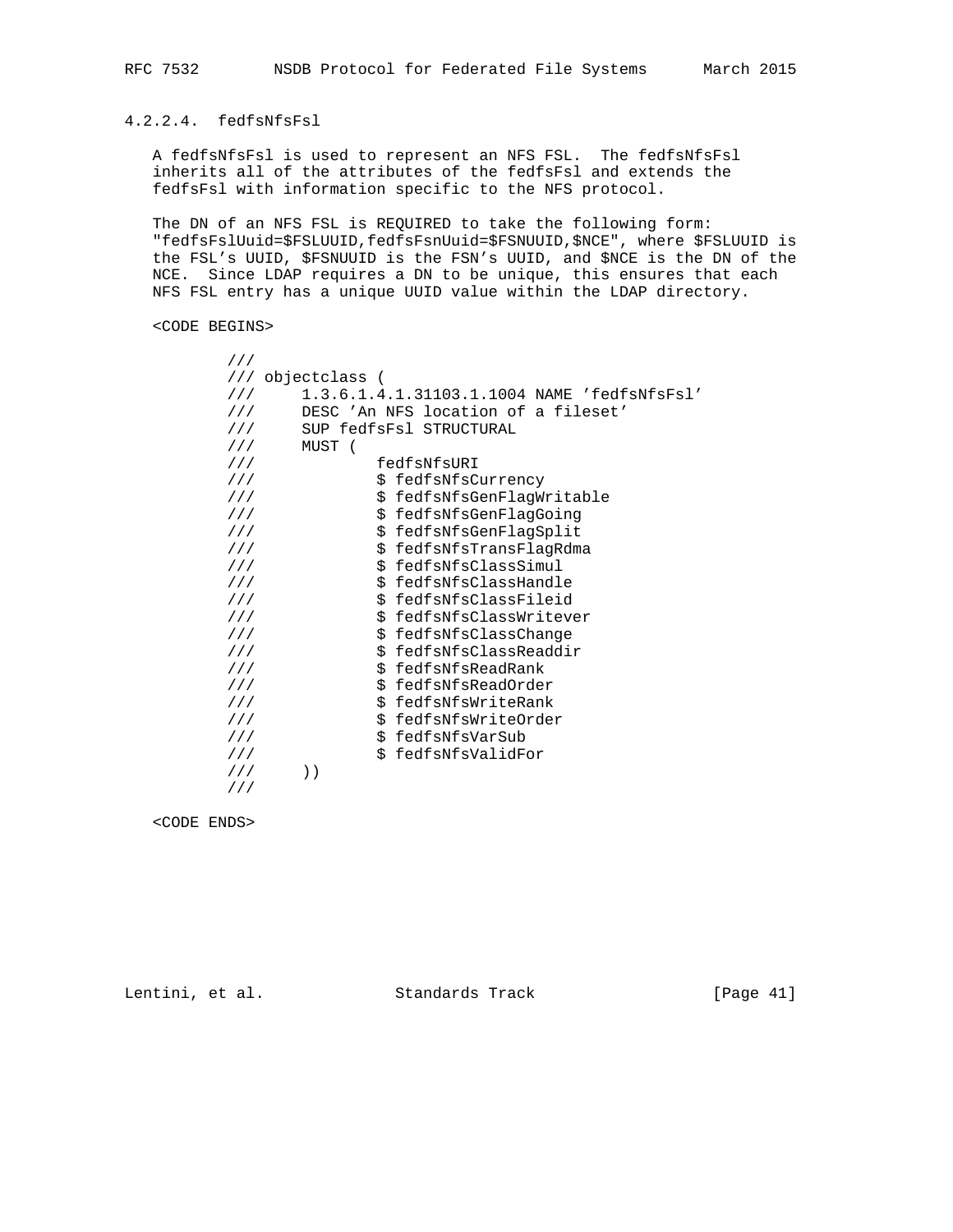#### 4.2.2.4. fedfsNfsFsl

A fedfsNfsFsl is used to represent an NFS FSL. The fedfsNfsFsl inherits all of the attributes of the fedfsFsl and extends the fedfsFsl with information specific to the NFS protocol.

The DN of an NFS FSL is REQUIRED to take the following form: "fedfsFslUuid=$FSLUUID,fedfsFsnUuid=$FSNUUID,$NCE", where $FSLUUID is the FSL's UUID, $FSNUUID is the FSN's UUID, and $NCE is the DN of the NCE. Since LDAP requires a DN to be unique, this ensures that each NFS FSL entry has a unique UUID value within the LDAP directory.

<CODE BEGINS>

```
        ///
        /// objectclass (
        ///     1.3.6.1.4.1.31103.1.1004 NAME 'fedfsNfsFsl'
        ///     DESC 'An NFS location of a fileset'
        ///     SUP fedfsFsl STRUCTURAL
        ///     MUST (
        ///             fedfsNfsURI
        ///             $ fedfsNfsCurrency
        ///             $ fedfsNfsGenFlagWritable
        ///             $ fedfsNfsGenFlagGoing
        ///             $ fedfsNfsGenFlagSplit
        ///             $ fedfsNfsTransFlagRdma
        ///             $ fedfsNfsClassSimul
        ///             $ fedfsNfsClassHandle
        ///             $ fedfsNfsClassFileid
        ///             $ fedfsNfsClassWritever
        ///             $ fedfsNfsClassChange
        ///             $ fedfsNfsClassReaddir
        ///             $ fedfsNfsReadRank
        ///             $ fedfsNfsReadOrder
        ///             $ fedfsNfsWriteRank
        ///             $ fedfsNfsWriteOrder
        ///             $ fedfsNfsVarSub
        ///             $ fedfsNfsValidFor
        ///     ))
        ///
```

<CODE ENDS>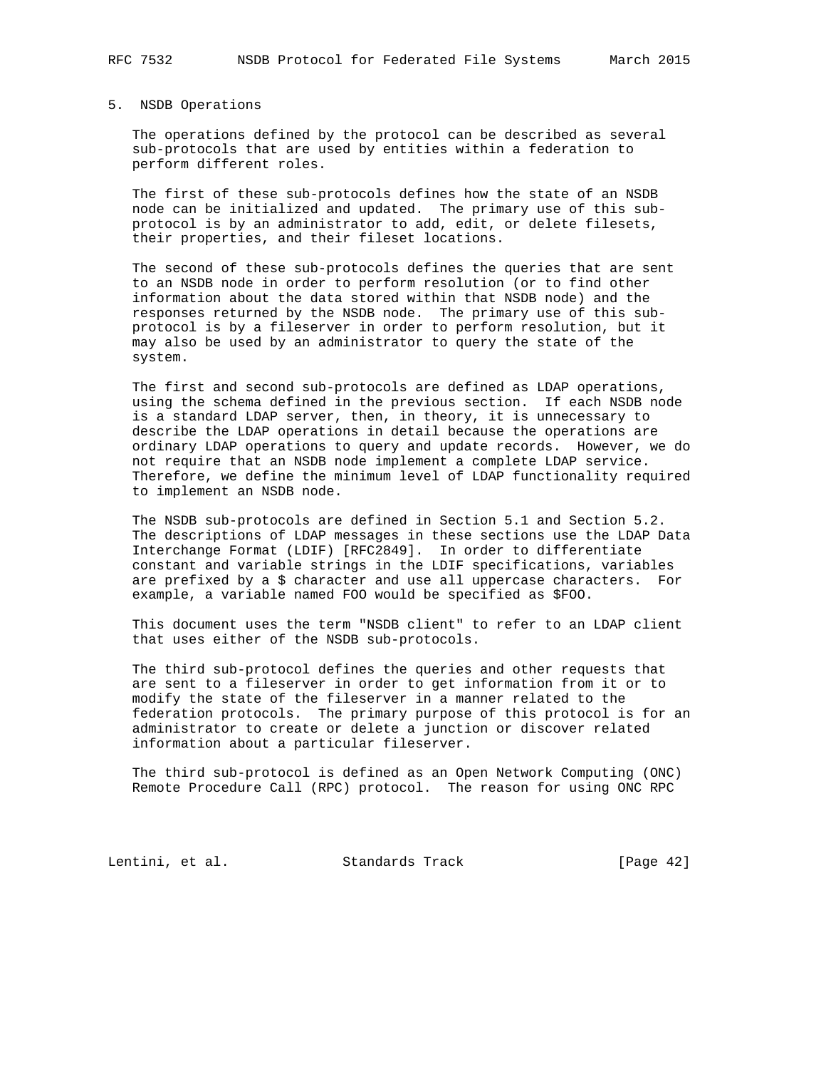## 5. NSDB Operations

The operations defined by the protocol can be described as several sub-protocols that are used by entities within a federation to perform different roles.

The first of these sub-protocols defines how the state of an NSDB node can be initialized and updated. The primary use of this sub-protocol is by an administrator to add, edit, or delete filesets, their properties, and their fileset locations.

The second of these sub-protocols defines the queries that are sent to an NSDB node in order to perform resolution (or to find other information about the data stored within that NSDB node) and the responses returned by the NSDB node. The primary use of this sub-protocol is by a fileserver in order to perform resolution, but it may also be used by an administrator to query the state of the system.

The first and second sub-protocols are defined as LDAP operations, using the schema defined in the previous section. If each NSDB node is a standard LDAP server, then, in theory, it is unnecessary to describe the LDAP operations in detail because the operations are ordinary LDAP operations to query and update records. However, we do not require that an NSDB node implement a complete LDAP service. Therefore, we define the minimum level of LDAP functionality required to implement an NSDB node.

The NSDB sub-protocols are defined in Section 5.1 and Section 5.2. The descriptions of LDAP messages in these sections use the LDAP Data Interchange Format (LDIF) [RFC2849]. In order to differentiate constant and variable strings in the LDIF specifications, variables are prefixed by a $ character and use all uppercase characters. For example, a variable named FOO would be specified as $FOO.

This document uses the term "NSDB client" to refer to an LDAP client that uses either of the NSDB sub-protocols.

The third sub-protocol defines the queries and other requests that are sent to a fileserver in order to get information from it or to modify the state of the fileserver in a manner related to the federation protocols. The primary purpose of this protocol is for an administrator to create or delete a junction or discover related information about a particular fileserver.

The third sub-protocol is defined as an Open Network Computing (ONC) Remote Procedure Call (RPC) protocol. The reason for using ONC RPC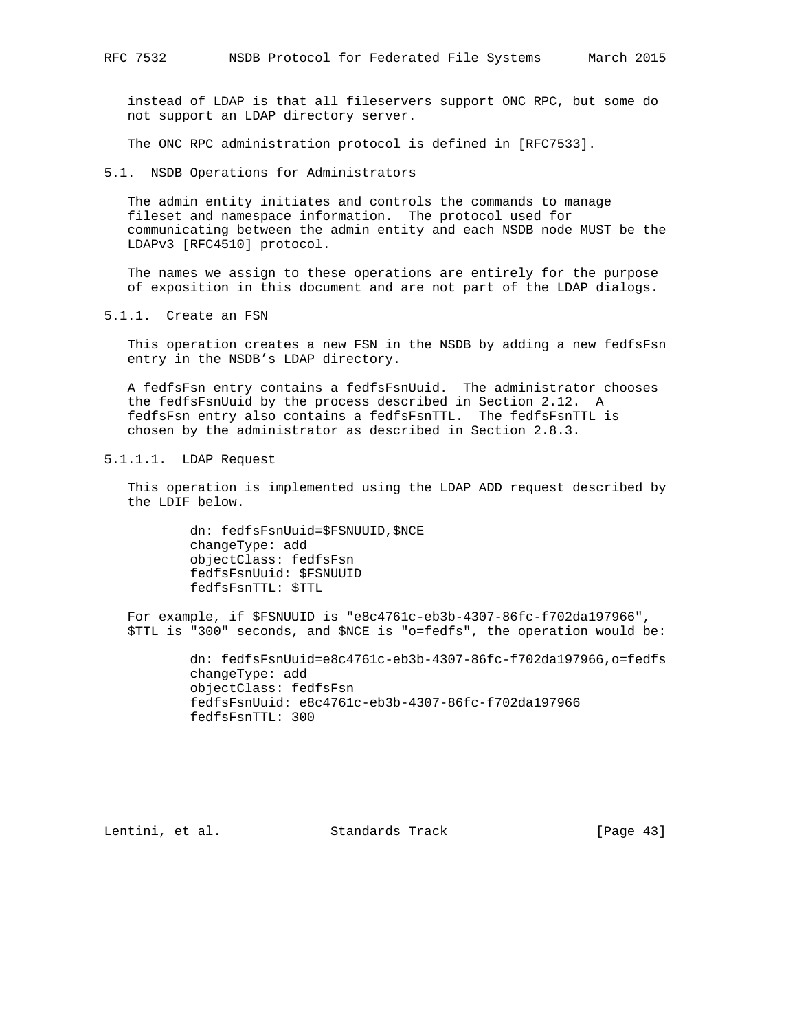instead of LDAP is that all fileservers support ONC RPC, but some do not support an LDAP directory server.

The ONC RPC administration protocol is defined in [RFC7533].

### 5.1. NSDB Operations for Administrators

The admin entity initiates and controls the commands to manage fileset and namespace information. The protocol used for communicating between the admin entity and each NSDB node MUST be the LDAPv3 [RFC4510] protocol.

The names we assign to these operations are entirely for the purpose of exposition in this document and are not part of the LDAP dialogs.

#### 5.1.1. Create an FSN

This operation creates a new FSN in the NSDB by adding a new fedfsFsn entry in the NSDB's LDAP directory.

A fedfsFsn entry contains a fedfsFsnUuid. The administrator chooses the fedfsFsnUuid by the process described in Section 2.12. A fedfsFsn entry also contains a fedfsFsnTTL. The fedfsFsnTTL is chosen by the administrator as described in Section 2.8.3.

##### 5.1.1.1. LDAP Request

This operation is implemented using the LDAP ADD request described by the LDIF below.

```
dn: fedfsFsnUuid=$FSNUUID,$NCE
changeType: add
objectClass: fedfsFsn
fedfsFsnUuid: $FSNUUID
fedfsFsnTTL: $TTL
```

For example, if $FSNUUID is "e8c4761c-eb3b-4307-86fc-f702da197966", $TTL is "300" seconds, and $NCE is "o=fedfs", the operation would be:

```
dn: fedfsFsnUuid=e8c4761c-eb3b-4307-86fc-f702da197966,o=fedfs
changeType: add
objectClass: fedfsFsn
fedfsFsnUuid: e8c4761c-eb3b-4307-86fc-f702da197966
fedfsFsnTTL: 300
```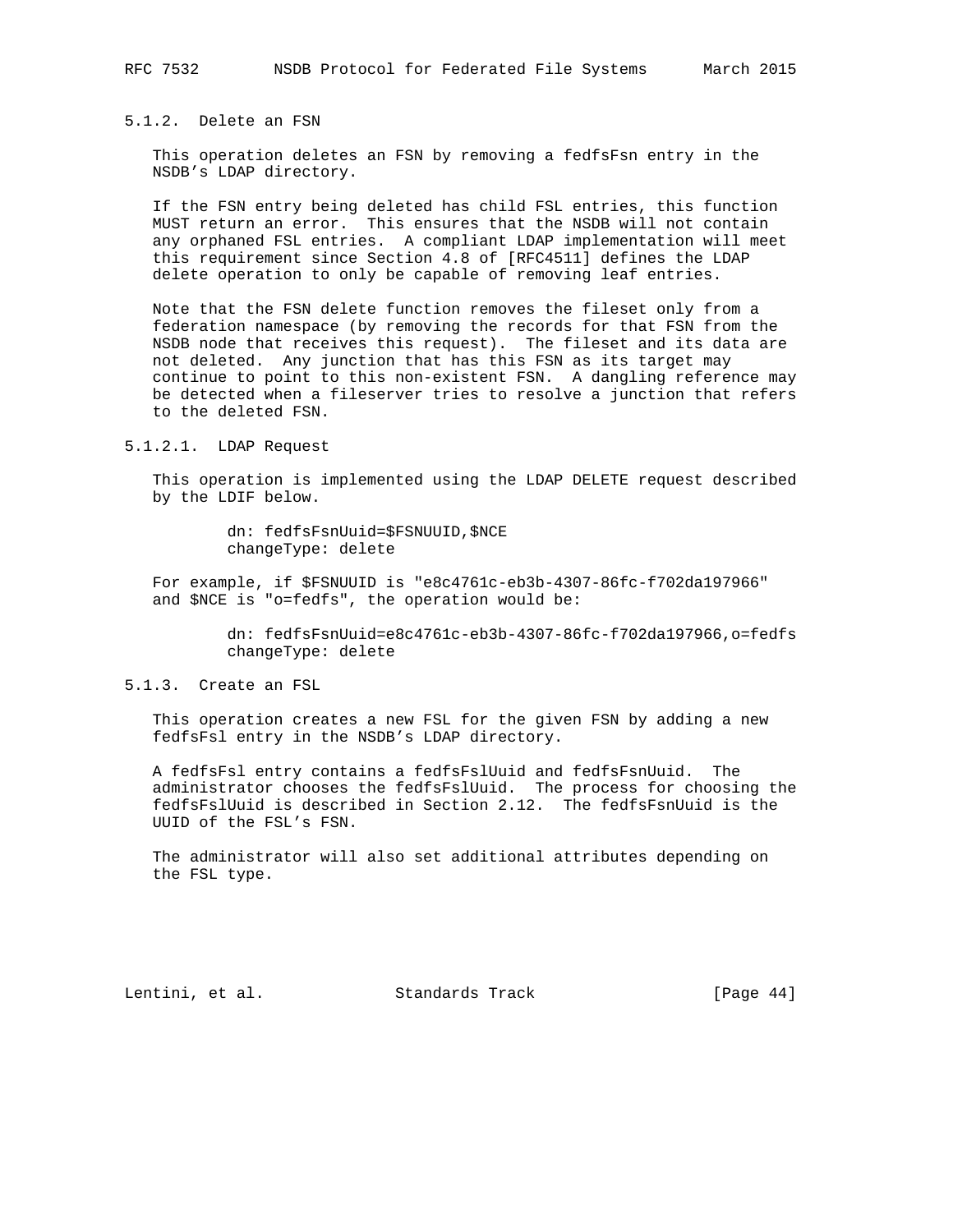#### 5.1.2. Delete an FSN

This operation deletes an FSN by removing a fedfsFsn entry in the NSDB's LDAP directory.

If the FSN entry being deleted has child FSL entries, this function MUST return an error. This ensures that the NSDB will not contain any orphaned FSL entries. A compliant LDAP implementation will meet this requirement since Section 4.8 of [RFC4511] defines the LDAP delete operation to only be capable of removing leaf entries.

Note that the FSN delete function removes the fileset only from a federation namespace (by removing the records for that FSN from the NSDB node that receives this request). The fileset and its data are not deleted. Any junction that has this FSN as its target may continue to point to this non-existent FSN. A dangling reference may be detected when a fileserver tries to resolve a junction that refers to the deleted FSN.

##### 5.1.2.1. LDAP Request

This operation is implemented using the LDAP DELETE request described by the LDIF below.

```
dn: fedfsFsnUuid=$FSNUUID,$NCE
changeType: delete
```

For example, if $FSNUUID is "e8c4761c-eb3b-4307-86fc-f702da197966" and $NCE is "o=fedfs", the operation would be:

```
dn: fedfsFsnUuid=e8c4761c-eb3b-4307-86fc-f702da197966,o=fedfs
changeType: delete
```

#### 5.1.3. Create an FSL

This operation creates a new FSL for the given FSN by adding a new fedfsFsl entry in the NSDB's LDAP directory.

A fedfsFsl entry contains a fedfsFslUuid and fedfsFsnUuid. The administrator chooses the fedfsFslUuid. The process for choosing the fedfsFslUuid is described in Section 2.12. The fedfsFsnUuid is the UUID of the FSL's FSN.

The administrator will also set additional attributes depending on the FSL type.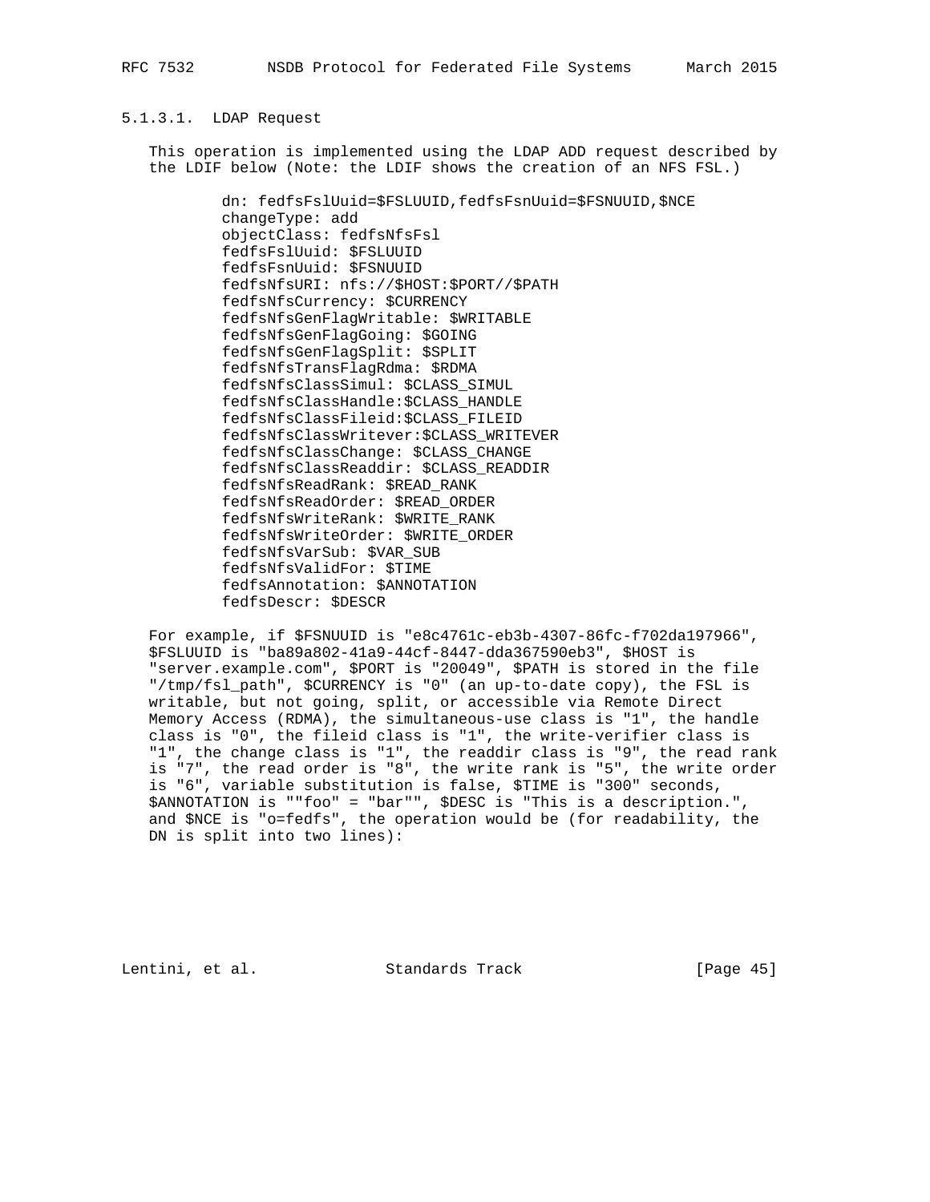#### 5.1.3.1. LDAP Request

This operation is implemented using the LDAP ADD request described by the LDIF below (Note: the LDIF shows the creation of an NFS FSL.)

```
dn: fedfsFslUuid=$FSLUUID,fedfsFsnUuid=$FSNUUID,$NCE
changeType: add
objectClass: fedfsNfsFsl
fedfsFslUuid: $FSLUUID
fedfsFsnUuid: $FSNUUID
fedfsNfsURI: nfs://$HOST:$PORT//$PATH
fedfsNfsCurrency: $CURRENCY
fedfsNfsGenFlagWritable: $WRITABLE
fedfsNfsGenFlagGoing: $GOING
fedfsNfsGenFlagSplit: $SPLIT
fedfsNfsTransFlagRdma: $RDMA
fedfsNfsClassSimul: $CLASS_SIMUL
fedfsNfsClassHandle:$CLASS_HANDLE
fedfsNfsClassFileid:$CLASS_FILEID
fedfsNfsClassWritever:$CLASS_WRITEVER
fedfsNfsClassChange: $CLASS_CHANGE
fedfsNfsClassReaddir: $CLASS_READDIR
fedfsNfsReadRank: $READ_RANK
fedfsNfsReadOrder: $READ_ORDER
fedfsNfsWriteRank: $WRITE_RANK
fedfsNfsWriteOrder: $WRITE_ORDER
fedfsNfsVarSub: $VAR_SUB
fedfsNfsValidFor: $TIME
fedfsAnnotation: $ANNOTATION
fedfsDescr: $DESCR
```

For example, if $FSNUUID is "e8c4761c-eb3b-4307-86fc-f702da197966", $FSLUUID is "ba89a802-41a9-44cf-8447-dda367590eb3", $HOST is "server.example.com", $PORT is "20049", $PATH is stored in the file "/tmp/fsl_path", $CURRENCY is "0" (an up-to-date copy), the FSL is writable, but not going, split, or accessible via Remote Direct Memory Access (RDMA), the simultaneous-use class is "1", the handle class is "0", the fileid class is "1", the write-verifier class is "1", the change class is "1", the readdir class is "9", the read rank is "7", the read order is "8", the write rank is "5", the write order is "6", variable substitution is false, $TIME is "300" seconds, $ANNOTATION is ""foo" = "bar"", $DESC is "This is a description.", and $NCE is "o=fedfs", the operation would be (for readability, the DN is split into two lines):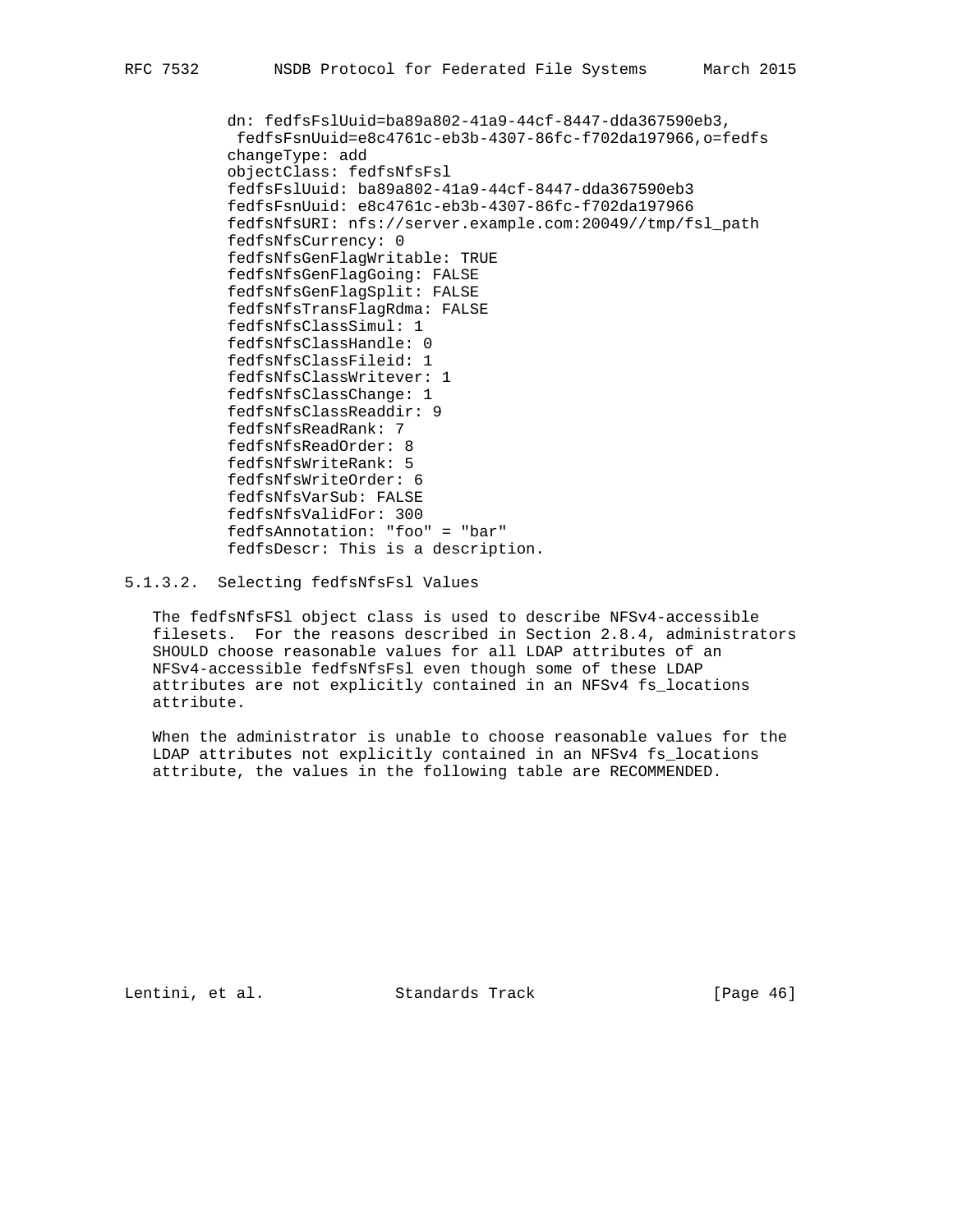```
dn: fedfsFslUuid=ba89a802-41a9-44cf-8447-dda367590eb3,
 fedfsFsnUuid=e8c4761c-eb3b-4307-86fc-f702da197966,o=fedfs
changeType: add
objectClass: fedfsNfsFsl
fedfsFslUuid: ba89a802-41a9-44cf-8447-dda367590eb3
fedfsFsnUuid: e8c4761c-eb3b-4307-86fc-f702da197966
fedfsNfsURI: nfs://server.example.com:20049//tmp/fsl_path
fedfsNfsCurrency: 0
fedfsNfsGenFlagWritable: TRUE
fedfsNfsGenFlagGoing: FALSE
fedfsNfsGenFlagSplit: FALSE
fedfsNfsTransFlagRdma: FALSE
fedfsNfsClassSimul: 1
fedfsNfsClassHandle: 0
fedfsNfsClassFileid: 1
fedfsNfsClassWritever: 1
fedfsNfsClassChange: 1
fedfsNfsClassReaddir: 9
fedfsNfsReadRank: 7
fedfsNfsReadOrder: 8
fedfsNfsWriteRank: 5
fedfsNfsWriteOrder: 6
fedfsNfsVarSub: FALSE
fedfsNfsValidFor: 300
fedfsAnnotation: "foo" = "bar"
fedfsDescr: This is a description.
```

#### 5.1.3.2. Selecting fedfsNfsFsl Values

The fedfsNfsFSl object class is used to describe NFSv4-accessible filesets. For the reasons described in Section 2.8.4, administrators SHOULD choose reasonable values for all LDAP attributes of an NFSv4-accessible fedfsNfsFsl even though some of these LDAP attributes are not explicitly contained in an NFSv4 fs_locations attribute.

When the administrator is unable to choose reasonable values for the LDAP attributes not explicitly contained in an NFSv4 fs_locations attribute, the values in the following table are RECOMMENDED.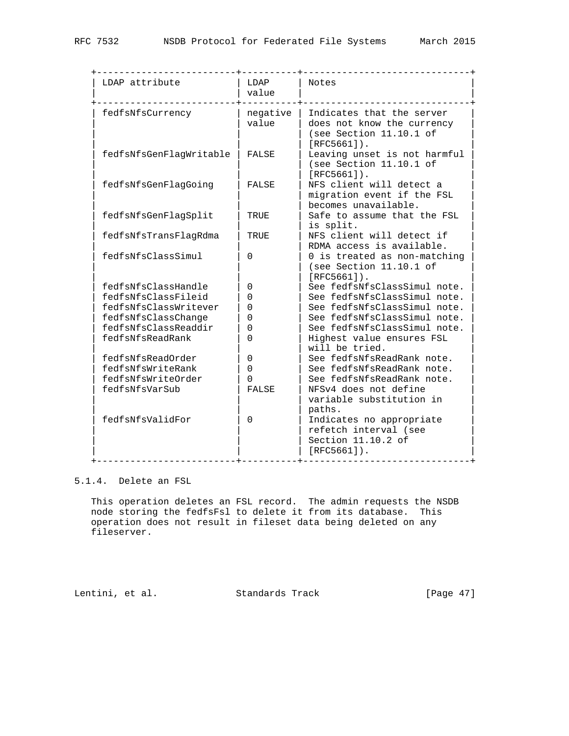| LDAP attribute | LDAP value | Notes |
|---|---|---|
| fedfsNfsCurrency | negative value | Indicates that the server does not know the currency (see Section 11.10.1 of [RFC5661]). |
| fedfsNfsGenFlagWritable | FALSE | Leaving unset is not harmful (see Section 11.10.1 of [RFC5661]). |
| fedfsNfsGenFlagGoing | FALSE | NFS client will detect a migration event if the FSL becomes unavailable. |
| fedfsNfsGenFlagSplit | TRUE | Safe to assume that the FSL is split. |
| fedfsNfsTransFlagRdma | TRUE | NFS client will detect if RDMA access is available. |
| fedfsNfsClassSimul | 0 | 0 is treated as non-matching (see Section 11.10.1 of [RFC5661]). |
| fedfsNfsClassHandle | 0 | See fedfsNfsClassSimul note. |
| fedfsNfsClassFileid | 0 | See fedfsNfsClassSimul note. |
| fedfsNfsClassWritever | 0 | See fedfsNfsClassSimul note. |
| fedfsNfsClassChange | 0 | See fedfsNfsClassSimul note. |
| fedfsNfsClassReaddir | 0 | See fedfsNfsClassSimul note. |
| fedfsNfsReadRank | 0 | Highest value ensures FSL will be tried. |
| fedfsNfsReadOrder | 0 | See fedfsNfsReadRank note. |
| fedfsNfsWriteRank | 0 | See fedfsNfsReadRank note. |
| fedfsNfsWriteOrder | 0 | See fedfsNfsReadRank note. |
| fedfsNfsVarSub | FALSE | NFSv4 does not define variable substitution in paths. |
| fedfsNfsValidFor | 0 | Indicates no appropriate refetch interval (see Section 11.10.2 of [RFC5661]). |

#### 5.1.4. Delete an FSL

This operation deletes an FSL record. The admin requests the NSDB node storing the fedfsFsl to delete it from its database. This operation does not result in fileset data being deleted on any fileserver.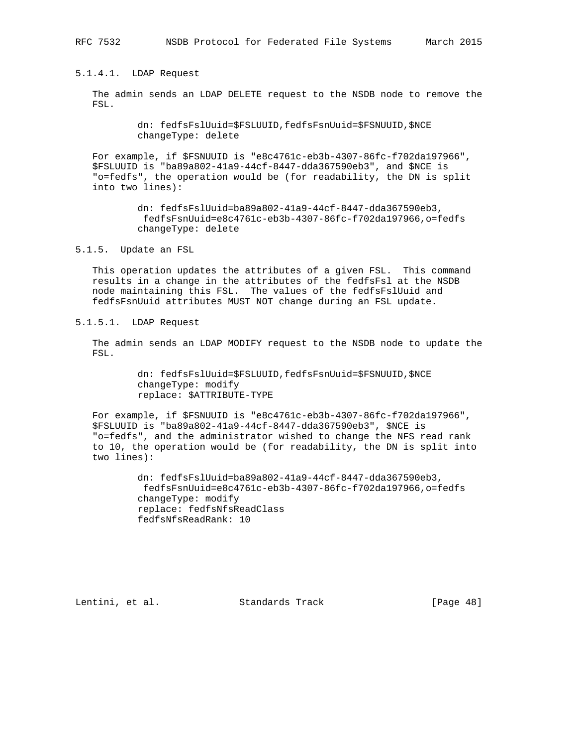#### 5.1.4.1. LDAP Request

The admin sends an LDAP DELETE request to the NSDB node to remove the FSL.

```
dn: fedfsFslUuid=$FSLUUID,fedfsFsnUuid=$FSNUUID,$NCE
changeType: delete
```

For example, if $FSNUUID is "e8c4761c-eb3b-4307-86fc-f702da197966", $FSLUUID is "ba89a802-41a9-44cf-8447-dda367590eb3", and $NCE is "o=fedfs", the operation would be (for readability, the DN is split into two lines):

```
dn: fedfsFslUuid=ba89a802-41a9-44cf-8447-dda367590eb3,
 fedfsFsnUuid=e8c4761c-eb3b-4307-86fc-f702da197966,o=fedfs
changeType: delete
```

### 5.1.5. Update an FSL

This operation updates the attributes of a given FSL. This command results in a change in the attributes of the fedfsFsl at the NSDB node maintaining this FSL. The values of the fedfsFslUuid and fedfsFsnUuid attributes MUST NOT change during an FSL update.

#### 5.1.5.1. LDAP Request

The admin sends an LDAP MODIFY request to the NSDB node to update the FSL.

```
dn: fedfsFslUuid=$FSLUUID,fedfsFsnUuid=$FSNUUID,$NCE
changeType: modify
replace: $ATTRIBUTE-TYPE
```

For example, if $FSNUUID is "e8c4761c-eb3b-4307-86fc-f702da197966", $FSLUUID is "ba89a802-41a9-44cf-8447-dda367590eb3", $NCE is "o=fedfs", and the administrator wished to change the NFS read rank to 10, the operation would be (for readability, the DN is split into two lines):

```
dn: fedfsFslUuid=ba89a802-41a9-44cf-8447-dda367590eb3,
 fedfsFsnUuid=e8c4761c-eb3b-4307-86fc-f702da197966,o=fedfs
changeType: modify
replace: fedfsNfsReadClass
fedfsNfsReadRank: 10
```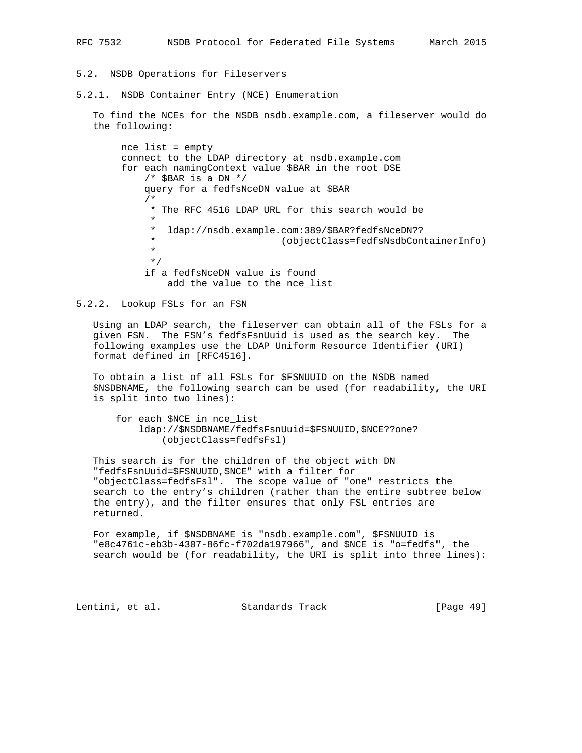### 5.2. NSDB Operations for Fileservers

#### 5.2.1. NSDB Container Entry (NCE) Enumeration

To find the NCEs for the NSDB nsdb.example.com, a fileserver would do the following:

```
nce_list = empty
connect to the LDAP directory at nsdb.example.com
for each namingContext value $BAR in the root DSE
    /* $BAR is a DN */
    query for a fedfsNceDN value at $BAR
    /*
     * The RFC 4516 LDAP URL for this search would be
     *
     *  ldap://nsdb.example.com:389/$BAR?fedfsNceDN??
     *                      (objectClass=fedfsNsdbContainerInfo)
     *
     */
    if a fedfsNceDN value is found
        add the value to the nce_list
```

#### 5.2.2. Lookup FSLs for an FSN

Using an LDAP search, the fileserver can obtain all of the FSLs for a given FSN. The FSN's fedfsFsnUuid is used as the search key. The following examples use the LDAP Uniform Resource Identifier (URI) format defined in [RFC4516].

To obtain a list of all FSLs for $FSNUUID on the NSDB named $NSDBNAME, the following search can be used (for readability, the URI is split into two lines):

```
for each $NCE in nce_list
    ldap://$NSDBNAME/fedfsFsnUuid=$FSNUUID,$NCE??one?
        (objectClass=fedfsFsl)
```

This search is for the children of the object with DN "fedfsFsnUuid=$FSNUUID,$NCE" with a filter for "objectClass=fedfsFsl". The scope value of "one" restricts the search to the entry's children (rather than the entire subtree below the entry), and the filter ensures that only FSL entries are returned.

For example, if $NSDBNAME is "nsdb.example.com", $FSNUUID is "e8c4761c-eb3b-4307-86fc-f702da197966", and $NCE is "o=fedfs", the search would be (for readability, the URI is split into three lines):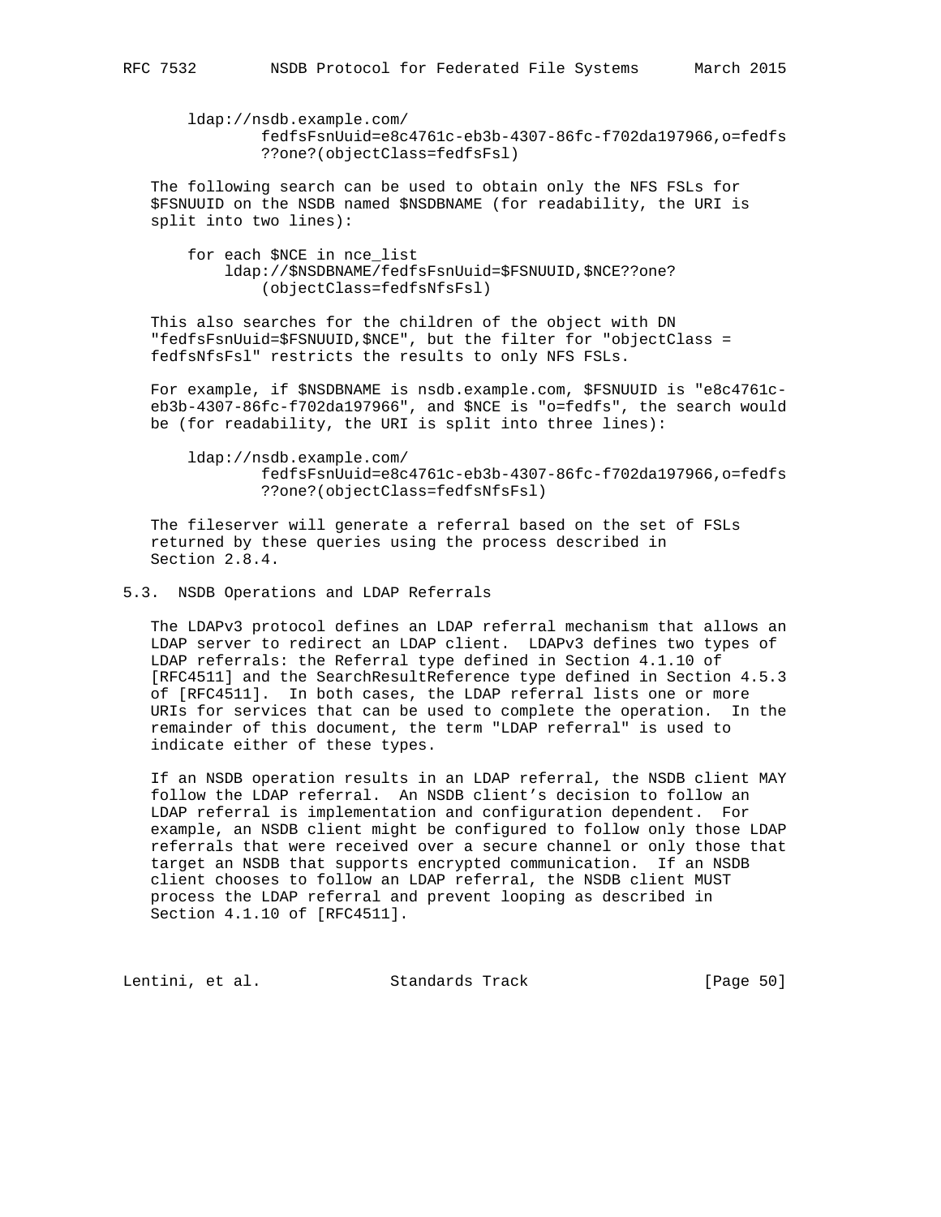```
ldap://nsdb.example.com/
        fedfsFsnUuid=e8c4761c-eb3b-4307-86fc-f702da197966,o=fedfs
        ??one?(objectClass=fedfsFsl)
```

The following search can be used to obtain only the NFS FSLs for $FSNUUID on the NSDB named $NSDBNAME (for readability, the URI is split into two lines):

```
for each $NCE in nce_list
    ldap://$NSDBNAME/fedfsFsnUuid=$FSNUUID,$NCE??one?
        (objectClass=fedfsNfsFsl)
```

This also searches for the children of the object with DN "fedfsFsnUuid=$FSNUUID,$NCE", but the filter for "objectClass = fedfsNfsFsl" restricts the results to only NFS FSLs.

For example, if $NSDBNAME is nsdb.example.com, $FSNUUID is "e8c4761c-eb3b-4307-86fc-f702da197966", and $NCE is "o=fedfs", the search would be (for readability, the URI is split into three lines):

```
ldap://nsdb.example.com/
        fedfsFsnUuid=e8c4761c-eb3b-4307-86fc-f702da197966,o=fedfs
        ??one?(objectClass=fedfsNfsFsl)
```

The fileserver will generate a referral based on the set of FSLs returned by these queries using the process described in Section 2.8.4.

## 5.3. NSDB Operations and LDAP Referrals

The LDAPv3 protocol defines an LDAP referral mechanism that allows an LDAP server to redirect an LDAP client. LDAPv3 defines two types of LDAP referrals: the Referral type defined in Section 4.1.10 of [RFC4511] and the SearchResultReference type defined in Section 4.5.3 of [RFC4511]. In both cases, the LDAP referral lists one or more URIs for services that can be used to complete the operation. In the remainder of this document, the term "LDAP referral" is used to indicate either of these types.

If an NSDB operation results in an LDAP referral, the NSDB client MAY follow the LDAP referral. An NSDB client's decision to follow an LDAP referral is implementation and configuration dependent. For example, an NSDB client might be configured to follow only those LDAP referrals that were received over a secure channel or only those that target an NSDB that supports encrypted communication. If an NSDB client chooses to follow an LDAP referral, the NSDB client MUST process the LDAP referral and prevent looping as described in Section 4.1.10 of [RFC4511].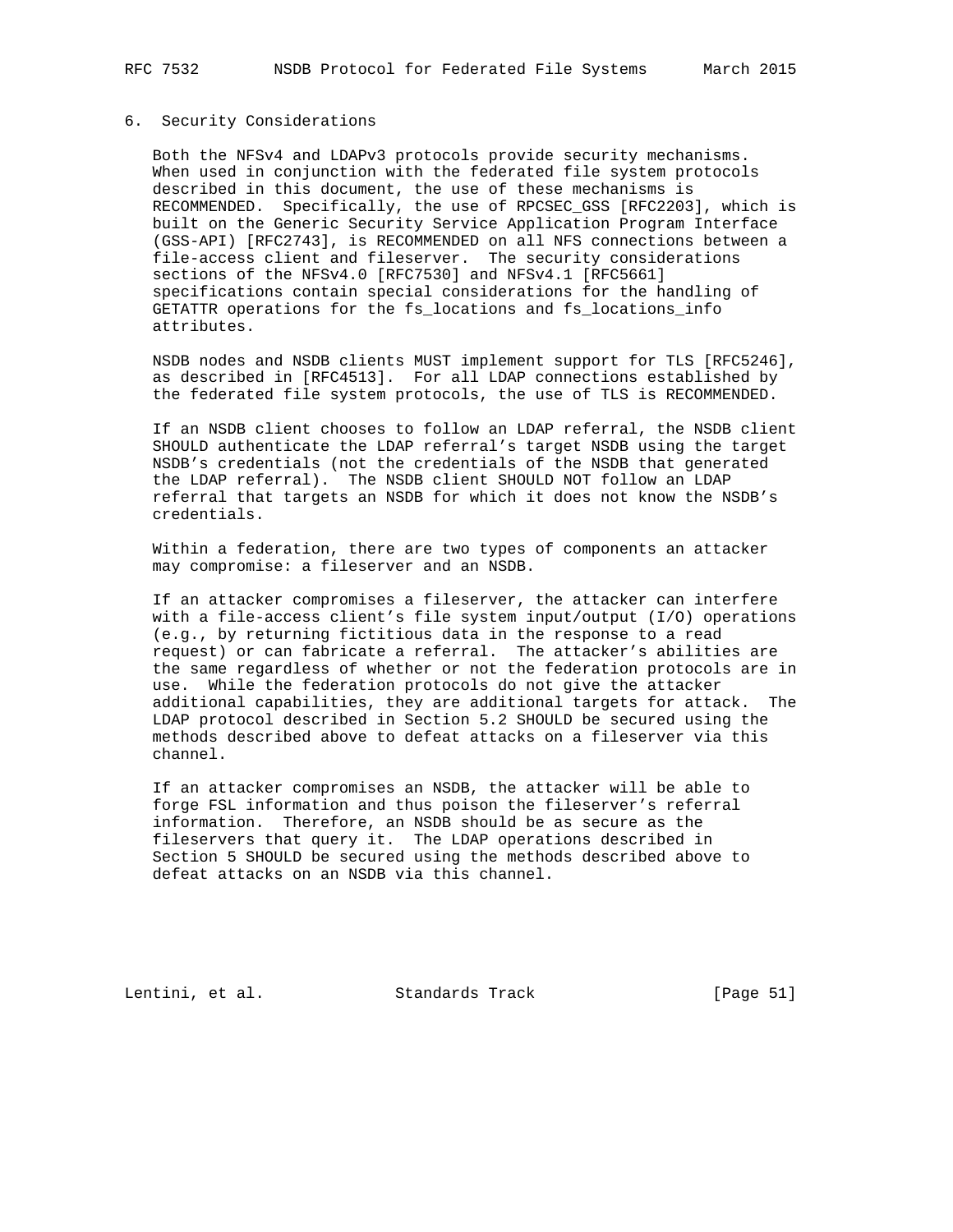## 6. Security Considerations

Both the NFSv4 and LDAPv3 protocols provide security mechanisms. When used in conjunction with the federated file system protocols described in this document, the use of these mechanisms is RECOMMENDED. Specifically, the use of RPCSEC_GSS [RFC2203], which is built on the Generic Security Service Application Program Interface (GSS-API) [RFC2743], is RECOMMENDED on all NFS connections between a file-access client and fileserver. The security considerations sections of the NFSv4.0 [RFC7530] and NFSv4.1 [RFC5661] specifications contain special considerations for the handling of GETATTR operations for the fs_locations and fs_locations_info attributes.

NSDB nodes and NSDB clients MUST implement support for TLS [RFC5246], as described in [RFC4513]. For all LDAP connections established by the federated file system protocols, the use of TLS is RECOMMENDED.

If an NSDB client chooses to follow an LDAP referral, the NSDB client SHOULD authenticate the LDAP referral's target NSDB using the target NSDB's credentials (not the credentials of the NSDB that generated the LDAP referral). The NSDB client SHOULD NOT follow an LDAP referral that targets an NSDB for which it does not know the NSDB's credentials.

Within a federation, there are two types of components an attacker may compromise: a fileserver and an NSDB.

If an attacker compromises a fileserver, the attacker can interfere with a file-access client's file system input/output (I/O) operations (e.g., by returning fictitious data in the response to a read request) or can fabricate a referral. The attacker's abilities are the same regardless of whether or not the federation protocols are in use. While the federation protocols do not give the attacker additional capabilities, they are additional targets for attack. The LDAP protocol described in Section 5.2 SHOULD be secured using the methods described above to defeat attacks on a fileserver via this channel.

If an attacker compromises an NSDB, the attacker will be able to forge FSL information and thus poison the fileserver's referral information. Therefore, an NSDB should be as secure as the fileservers that query it. The LDAP operations described in Section 5 SHOULD be secured using the methods described above to defeat attacks on an NSDB via this channel.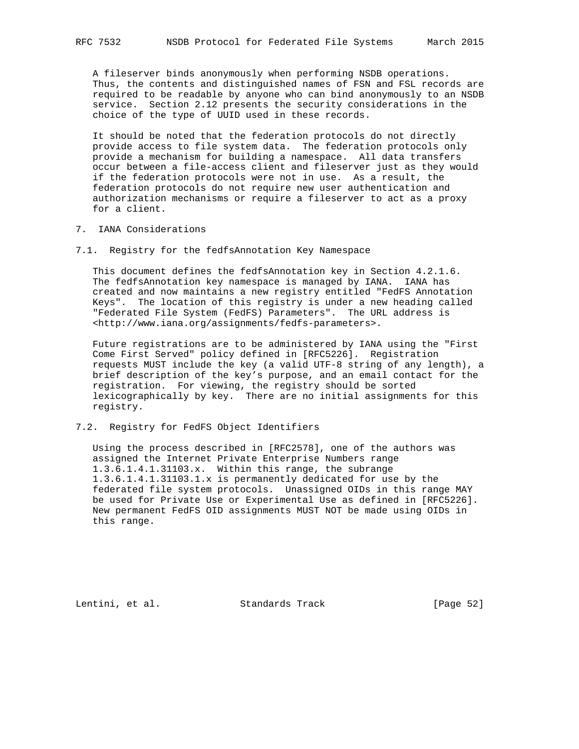A fileserver binds anonymously when performing NSDB operations. Thus, the contents and distinguished names of FSN and FSL records are required to be readable by anyone who can bind anonymously to an NSDB service. Section 2.12 presents the security considerations in the choice of the type of UUID used in these records.

It should be noted that the federation protocols do not directly provide access to file system data. The federation protocols only provide a mechanism for building a namespace. All data transfers occur between a file-access client and fileserver just as they would if the federation protocols were not in use. As a result, the federation protocols do not require new user authentication and authorization mechanisms or require a fileserver to act as a proxy for a client.

## 7. IANA Considerations

### 7.1. Registry for the fedfsAnnotation Key Namespace

This document defines the fedfsAnnotation key in Section 4.2.1.6. The fedfsAnnotation key namespace is managed by IANA. IANA has created and now maintains a new registry entitled "FedFS Annotation Keys". The location of this registry is under a new heading called "Federated File System (FedFS) Parameters". The URL address is <http://www.iana.org/assignments/fedfs-parameters>.

Future registrations are to be administered by IANA using the "First Come First Served" policy defined in [RFC5226]. Registration requests MUST include the key (a valid UTF-8 string of any length), a brief description of the key's purpose, and an email contact for the registration. For viewing, the registry should be sorted lexicographically by key. There are no initial assignments for this registry.

### 7.2. Registry for FedFS Object Identifiers

Using the process described in [RFC2578], one of the authors was assigned the Internet Private Enterprise Numbers range 1.3.6.1.4.1.31103.x. Within this range, the subrange 1.3.6.1.4.1.31103.1.x is permanently dedicated for use by the federated file system protocols. Unassigned OIDs in this range MAY be used for Private Use or Experimental Use as defined in [RFC5226]. New permanent FedFS OID assignments MUST NOT be made using OIDs in this range.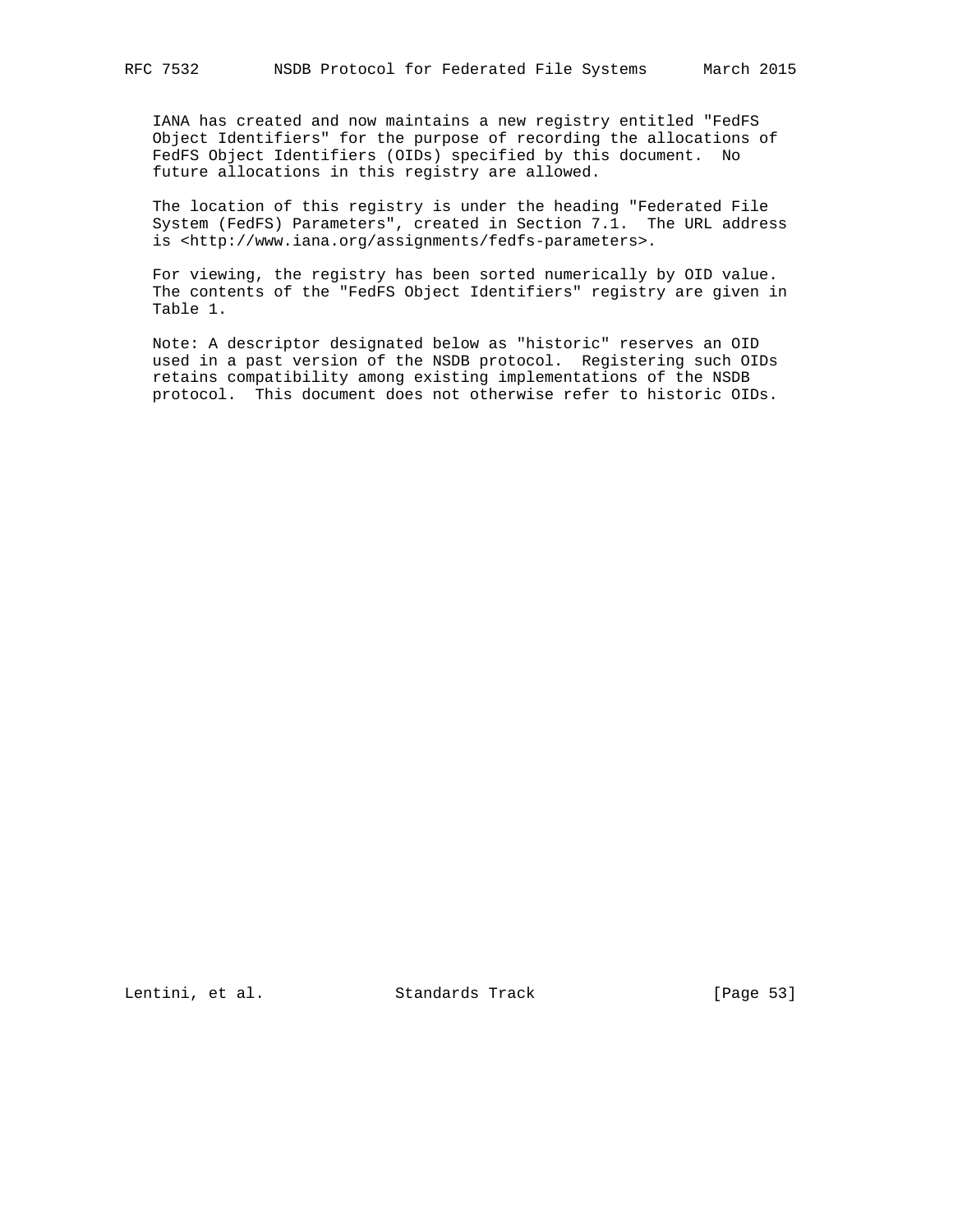IANA has created and now maintains a new registry entitled "FedFS Object Identifiers" for the purpose of recording the allocations of FedFS Object Identifiers (OIDs) specified by this document. No future allocations in this registry are allowed.

The location of this registry is under the heading "Federated File System (FedFS) Parameters", created in Section 7.1. The URL address is <http://www.iana.org/assignments/fedfs-parameters>.

For viewing, the registry has been sorted numerically by OID value. The contents of the "FedFS Object Identifiers" registry are given in Table 1.

Note: A descriptor designated below as "historic" reserves an OID used in a past version of the NSDB protocol. Registering such OIDs retains compatibility among existing implementations of the NSDB protocol. This document does not otherwise refer to historic OIDs.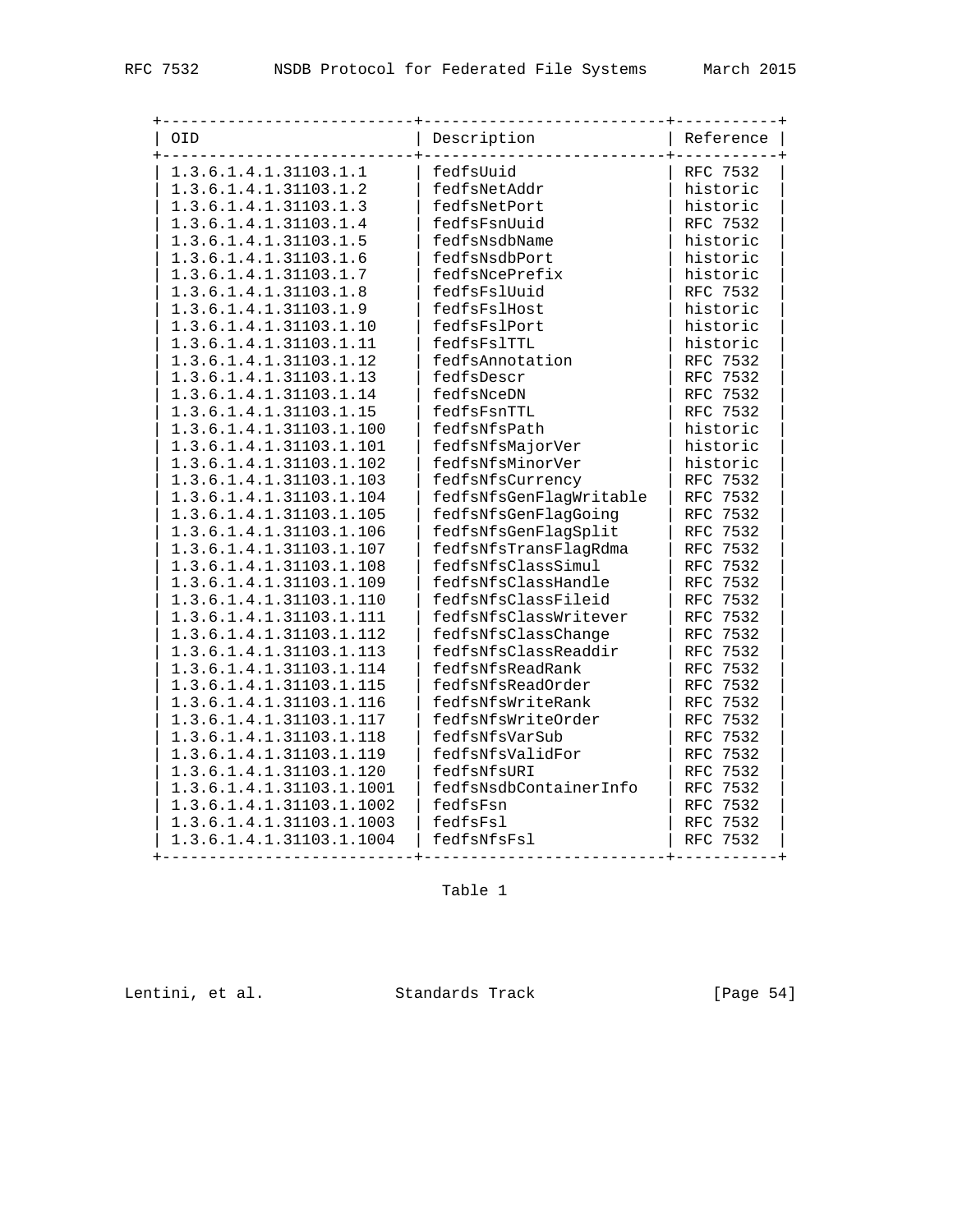| OID | Description | Reference |
|---|---|---|
| 1.3.6.1.4.1.31103.1.1 | fedfsUuid | RFC 7532 |
| 1.3.6.1.4.1.31103.1.2 | fedfsNetAddr | historic |
| 1.3.6.1.4.1.31103.1.3 | fedfsNetPort | historic |
| 1.3.6.1.4.1.31103.1.4 | fedfsFsnUuid | RFC 7532 |
| 1.3.6.1.4.1.31103.1.5 | fedfsNsdbName | historic |
| 1.3.6.1.4.1.31103.1.6 | fedfsNsdbPort | historic |
| 1.3.6.1.4.1.31103.1.7 | fedfsNcePrefix | historic |
| 1.3.6.1.4.1.31103.1.8 | fedfsFslUuid | RFC 7532 |
| 1.3.6.1.4.1.31103.1.9 | fedfsFslHost | historic |
| 1.3.6.1.4.1.31103.1.10 | fedfsFslPort | historic |
| 1.3.6.1.4.1.31103.1.11 | fedfsFslTTL | historic |
| 1.3.6.1.4.1.31103.1.12 | fedfsAnnotation | RFC 7532 |
| 1.3.6.1.4.1.31103.1.13 | fedfsDescr | RFC 7532 |
| 1.3.6.1.4.1.31103.1.14 | fedfsNceDN | RFC 7532 |
| 1.3.6.1.4.1.31103.1.15 | fedfsFsnTTL | RFC 7532 |
| 1.3.6.1.4.1.31103.1.100 | fedfsNfsPath | historic |
| 1.3.6.1.4.1.31103.1.101 | fedfsNfsMajorVer | historic |
| 1.3.6.1.4.1.31103.1.102 | fedfsNfsMinorVer | historic |
| 1.3.6.1.4.1.31103.1.103 | fedfsNfsCurrency | RFC 7532 |
| 1.3.6.1.4.1.31103.1.104 | fedfsNfsGenFlagWritable | RFC 7532 |
| 1.3.6.1.4.1.31103.1.105 | fedfsNfsGenFlagGoing | RFC 7532 |
| 1.3.6.1.4.1.31103.1.106 | fedfsNfsGenFlagSplit | RFC 7532 |
| 1.3.6.1.4.1.31103.1.107 | fedfsNfsTransFlagRdma | RFC 7532 |
| 1.3.6.1.4.1.31103.1.108 | fedfsNfsClassSimul | RFC 7532 |
| 1.3.6.1.4.1.31103.1.109 | fedfsNfsClassHandle | RFC 7532 |
| 1.3.6.1.4.1.31103.1.110 | fedfsNfsClassFileid | RFC 7532 |
| 1.3.6.1.4.1.31103.1.111 | fedfsNfsClassWritever | RFC 7532 |
| 1.3.6.1.4.1.31103.1.112 | fedfsNfsClassChange | RFC 7532 |
| 1.3.6.1.4.1.31103.1.113 | fedfsNfsClassReaddir | RFC 7532 |
| 1.3.6.1.4.1.31103.1.114 | fedfsNfsReadRank | RFC 7532 |
| 1.3.6.1.4.1.31103.1.115 | fedfsNfsReadOrder | RFC 7532 |
| 1.3.6.1.4.1.31103.1.116 | fedfsNfsWriteRank | RFC 7532 |
| 1.3.6.1.4.1.31103.1.117 | fedfsNfsWriteOrder | RFC 7532 |
| 1.3.6.1.4.1.31103.1.118 | fedfsNfsVarSub | RFC 7532 |
| 1.3.6.1.4.1.31103.1.119 | fedfsNfsValidFor | RFC 7532 |
| 1.3.6.1.4.1.31103.1.120 | fedfsNfsURI | RFC 7532 |
| 1.3.6.1.4.1.31103.1.1001 | fedfsNsdbContainerInfo | RFC 7532 |
| 1.3.6.1.4.1.31103.1.1002 | fedfsFsn | RFC 7532 |
| 1.3.6.1.4.1.31103.1.1003 | fedfsFsl | RFC 7532 |
| 1.3.6.1.4.1.31103.1.1004 | fedfsNfsFsl | RFC 7532 |

Table 1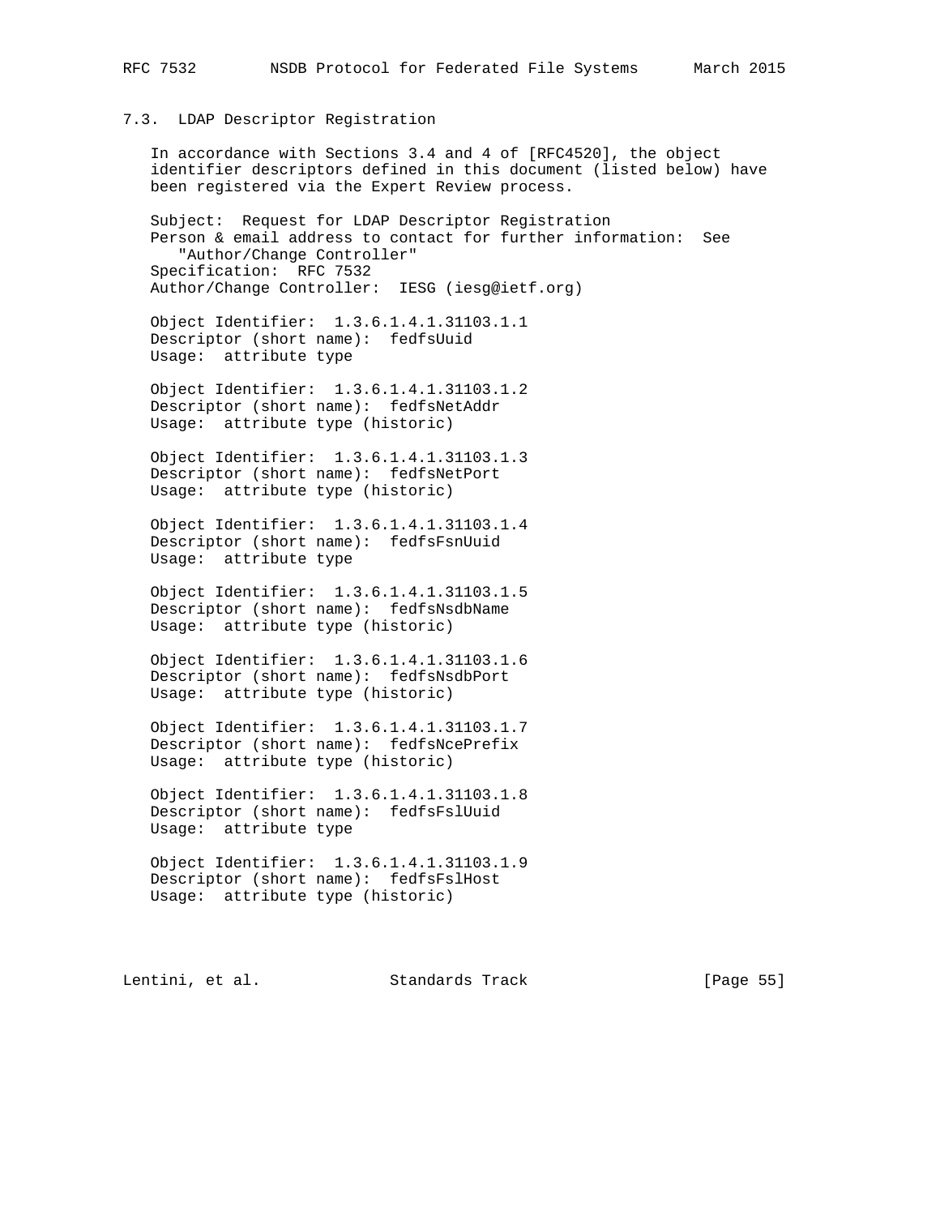### 7.3. LDAP Descriptor Registration

In accordance with Sections 3.4 and 4 of [RFC4520], the object identifier descriptors defined in this document (listed below) have been registered via the Expert Review process.

Subject: Request for LDAP Descriptor Registration
Person & email address to contact for further information: See "Author/Change Controller"
Specification: RFC 7532
Author/Change Controller: IESG (iesg@ietf.org)

Object Identifier: 1.3.6.1.4.1.31103.1.1
Descriptor (short name): fedfsUuid
Usage: attribute type

Object Identifier: 1.3.6.1.4.1.31103.1.2
Descriptor (short name): fedfsNetAddr
Usage: attribute type (historic)

Object Identifier: 1.3.6.1.4.1.31103.1.3
Descriptor (short name): fedfsNetPort
Usage: attribute type (historic)

Object Identifier: 1.3.6.1.4.1.31103.1.4
Descriptor (short name): fedfsFsnUuid
Usage: attribute type

Object Identifier: 1.3.6.1.4.1.31103.1.5
Descriptor (short name): fedfsNsdbName
Usage: attribute type (historic)

Object Identifier: 1.3.6.1.4.1.31103.1.6
Descriptor (short name): fedfsNsdbPort
Usage: attribute type (historic)

Object Identifier: 1.3.6.1.4.1.31103.1.7
Descriptor (short name): fedfsNcePrefix
Usage: attribute type (historic)

Object Identifier: 1.3.6.1.4.1.31103.1.8
Descriptor (short name): fedfsFslUuid
Usage: attribute type

Object Identifier: 1.3.6.1.4.1.31103.1.9
Descriptor (short name): fedfsFslHost
Usage: attribute type (historic)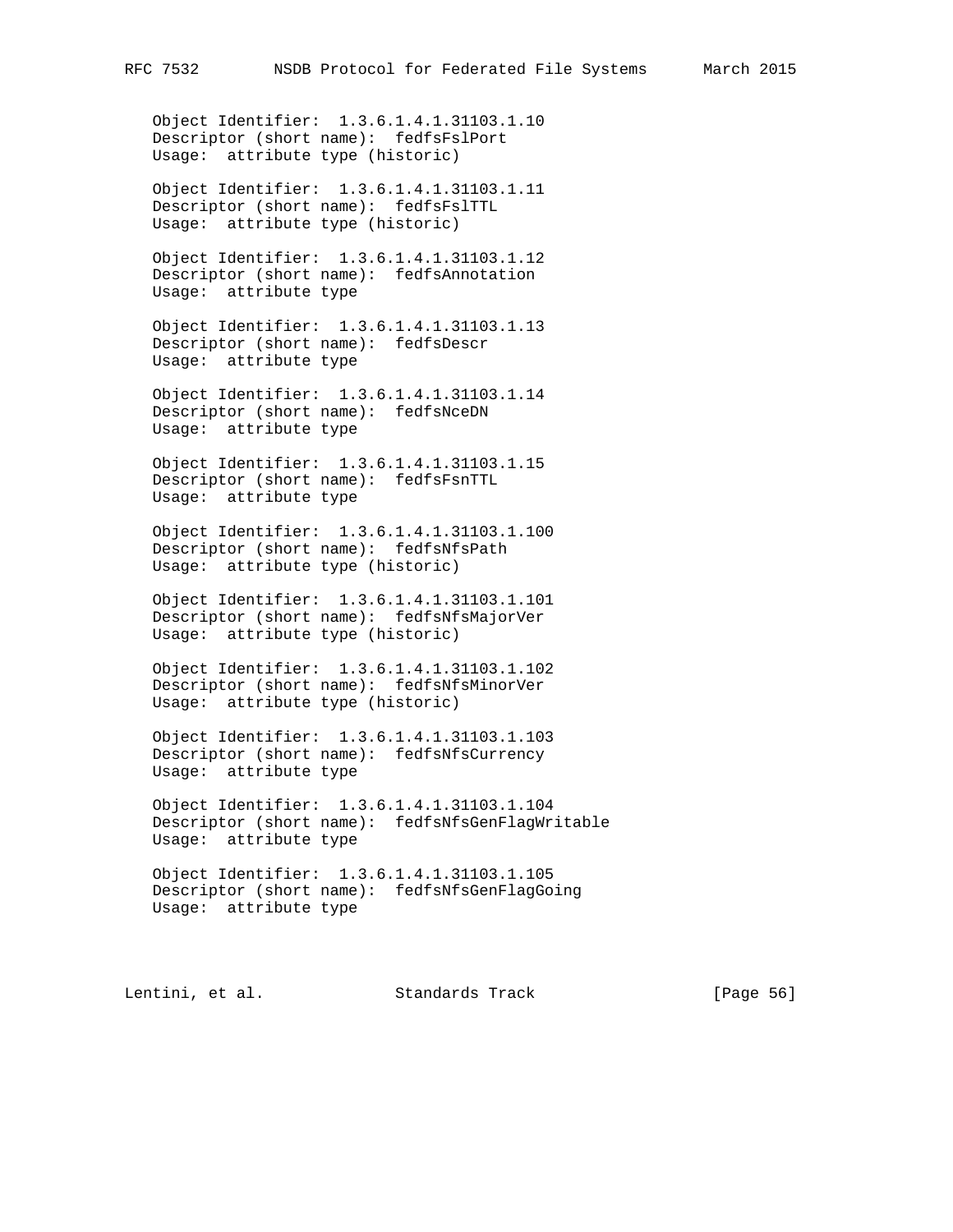Object Identifier:  1.3.6.1.4.1.31103.1.10
Descriptor (short name):  fedfsFslPort
Usage:  attribute type (historic)

Object Identifier:  1.3.6.1.4.1.31103.1.11
Descriptor (short name):  fedfsFslTTL
Usage:  attribute type (historic)

Object Identifier:  1.3.6.1.4.1.31103.1.12
Descriptor (short name):  fedfsAnnotation
Usage:  attribute type

Object Identifier:  1.3.6.1.4.1.31103.1.13
Descriptor (short name):  fedfsDescr
Usage:  attribute type

Object Identifier:  1.3.6.1.4.1.31103.1.14
Descriptor (short name):  fedfsNceDN
Usage:  attribute type

Object Identifier:  1.3.6.1.4.1.31103.1.15
Descriptor (short name):  fedfsFsnTTL
Usage:  attribute type

Object Identifier:  1.3.6.1.4.1.31103.1.100
Descriptor (short name):  fedfsNfsPath
Usage:  attribute type (historic)

Object Identifier:  1.3.6.1.4.1.31103.1.101
Descriptor (short name):  fedfsNfsMajorVer
Usage:  attribute type (historic)

Object Identifier:  1.3.6.1.4.1.31103.1.102
Descriptor (short name):  fedfsNfsMinorVer
Usage:  attribute type (historic)

Object Identifier:  1.3.6.1.4.1.31103.1.103
Descriptor (short name):  fedfsNfsCurrency
Usage:  attribute type

Object Identifier:  1.3.6.1.4.1.31103.1.104
Descriptor (short name):  fedfsNfsGenFlagWritable
Usage:  attribute type

Object Identifier:  1.3.6.1.4.1.31103.1.105
Descriptor (short name):  fedfsNfsGenFlagGoing
Usage:  attribute type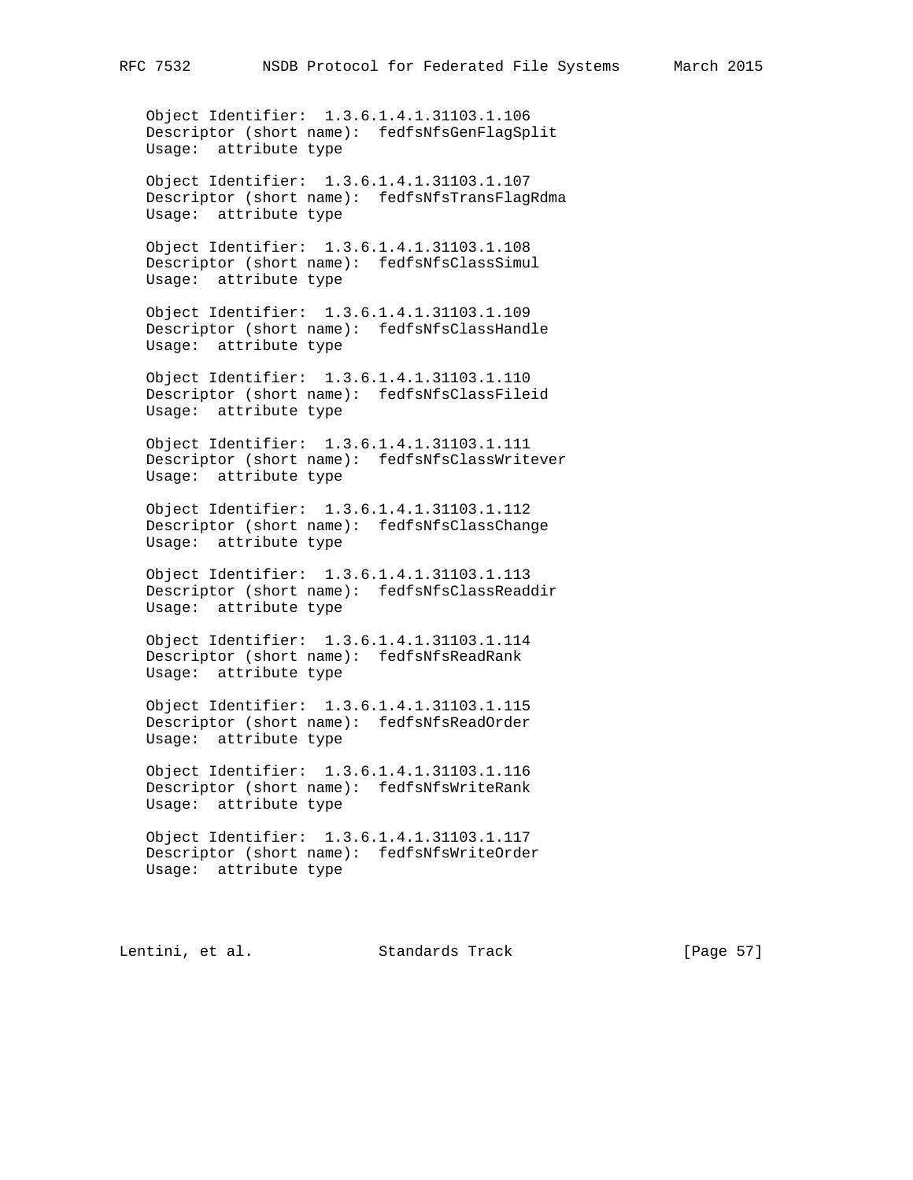Object Identifier:  1.3.6.1.4.1.31103.1.106
Descriptor (short name):  fedfsNfsGenFlagSplit
Usage:  attribute type

Object Identifier:  1.3.6.1.4.1.31103.1.107
Descriptor (short name):  fedfsNfsTransFlagRdma
Usage:  attribute type

Object Identifier:  1.3.6.1.4.1.31103.1.108
Descriptor (short name):  fedfsNfsClassSimul
Usage:  attribute type

Object Identifier:  1.3.6.1.4.1.31103.1.109
Descriptor (short name):  fedfsNfsClassHandle
Usage:  attribute type

Object Identifier:  1.3.6.1.4.1.31103.1.110
Descriptor (short name):  fedfsNfsClassFileid
Usage:  attribute type

Object Identifier:  1.3.6.1.4.1.31103.1.111
Descriptor (short name):  fedfsNfsClassWritever
Usage:  attribute type

Object Identifier:  1.3.6.1.4.1.31103.1.112
Descriptor (short name):  fedfsNfsClassChange
Usage:  attribute type

Object Identifier:  1.3.6.1.4.1.31103.1.113
Descriptor (short name):  fedfsNfsClassReaddir
Usage:  attribute type

Object Identifier:  1.3.6.1.4.1.31103.1.114
Descriptor (short name):  fedfsNfsReadRank
Usage:  attribute type

Object Identifier:  1.3.6.1.4.1.31103.1.115
Descriptor (short name):  fedfsNfsReadOrder
Usage:  attribute type

Object Identifier:  1.3.6.1.4.1.31103.1.116
Descriptor (short name):  fedfsNfsWriteRank
Usage:  attribute type

Object Identifier:  1.3.6.1.4.1.31103.1.117
Descriptor (short name):  fedfsNfsWriteOrder
Usage:  attribute type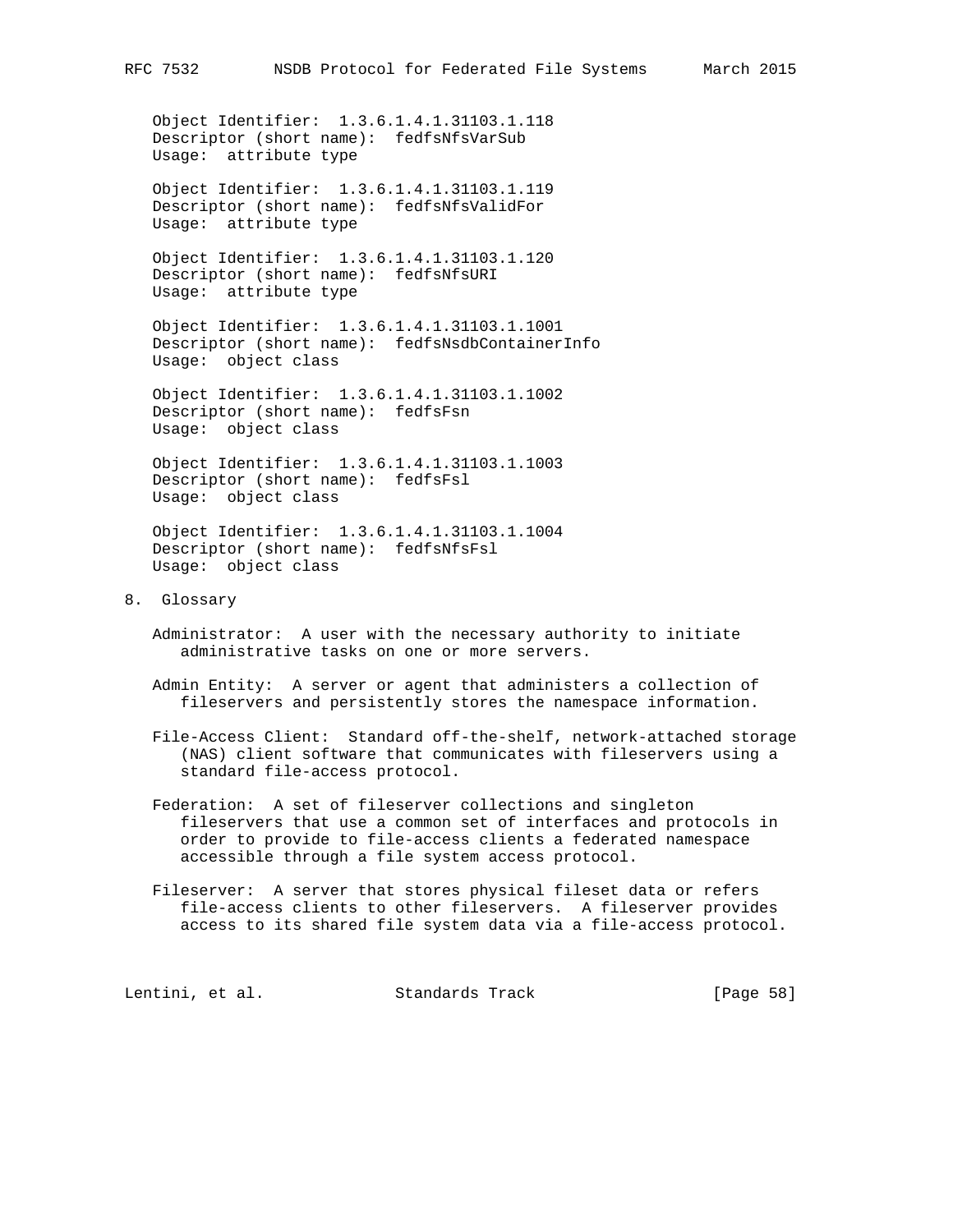Object Identifier: 1.3.6.1.4.1.31103.1.118
Descriptor (short name): fedfsNfsVarSub
Usage: attribute type

Object Identifier: 1.3.6.1.4.1.31103.1.119
Descriptor (short name): fedfsNfsValidFor
Usage: attribute type

Object Identifier: 1.3.6.1.4.1.31103.1.120
Descriptor (short name): fedfsNfsURI
Usage: attribute type

Object Identifier: 1.3.6.1.4.1.31103.1.1001
Descriptor (short name): fedfsNsdbContainerInfo
Usage: object class

Object Identifier: 1.3.6.1.4.1.31103.1.1002
Descriptor (short name): fedfsFsn
Usage: object class

Object Identifier: 1.3.6.1.4.1.31103.1.1003
Descriptor (short name): fedfsFsl
Usage: object class

Object Identifier: 1.3.6.1.4.1.31103.1.1004
Descriptor (short name): fedfsNfsFsl
Usage: object class

## 8. Glossary

Administrator: A user with the necessary authority to initiate administrative tasks on one or more servers.

Admin Entity: A server or agent that administers a collection of fileservers and persistently stores the namespace information.

File-Access Client: Standard off-the-shelf, network-attached storage (NAS) client software that communicates with fileservers using a standard file-access protocol.

Federation: A set of fileserver collections and singleton fileservers that use a common set of interfaces and protocols in order to provide to file-access clients a federated namespace accessible through a file system access protocol.

Fileserver: A server that stores physical fileset data or refers file-access clients to other fileservers. A fileserver provides access to its shared file system data via a file-access protocol.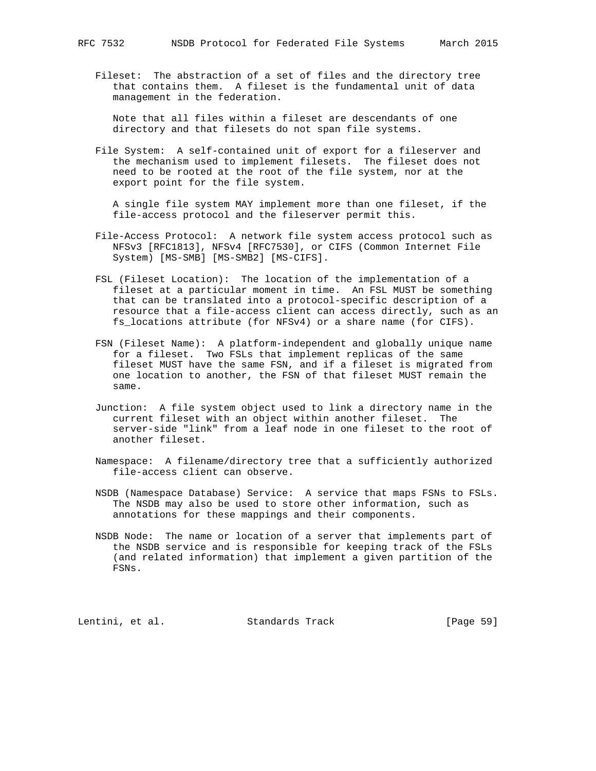Fileset: The abstraction of a set of files and the directory tree that contains them. A fileset is the fundamental unit of data management in the federation.

Note that all files within a fileset are descendants of one directory and that filesets do not span file systems.

File System: A self-contained unit of export for a fileserver and the mechanism used to implement filesets. The fileset does not need to be rooted at the root of the file system, nor at the export point for the file system.

A single file system MAY implement more than one fileset, if the file-access protocol and the fileserver permit this.

File-Access Protocol: A network file system access protocol such as NFSv3 [RFC1813], NFSv4 [RFC7530], or CIFS (Common Internet File System) [MS-SMB] [MS-SMB2] [MS-CIFS].

FSL (Fileset Location): The location of the implementation of a fileset at a particular moment in time. An FSL MUST be something that can be translated into a protocol-specific description of a resource that a file-access client can access directly, such as an fs_locations attribute (for NFSv4) or a share name (for CIFS).

FSN (Fileset Name): A platform-independent and globally unique name for a fileset. Two FSLs that implement replicas of the same fileset MUST have the same FSN, and if a fileset is migrated from one location to another, the FSN of that fileset MUST remain the same.

Junction: A file system object used to link a directory name in the current fileset with an object within another fileset. The server-side "link" from a leaf node in one fileset to the root of another fileset.

Namespace: A filename/directory tree that a sufficiently authorized file-access client can observe.

NSDB (Namespace Database) Service: A service that maps FSNs to FSLs. The NSDB may also be used to store other information, such as annotations for these mappings and their components.

NSDB Node: The name or location of a server that implements part of the NSDB service and is responsible for keeping track of the FSLs (and related information) that implement a given partition of the FSNs.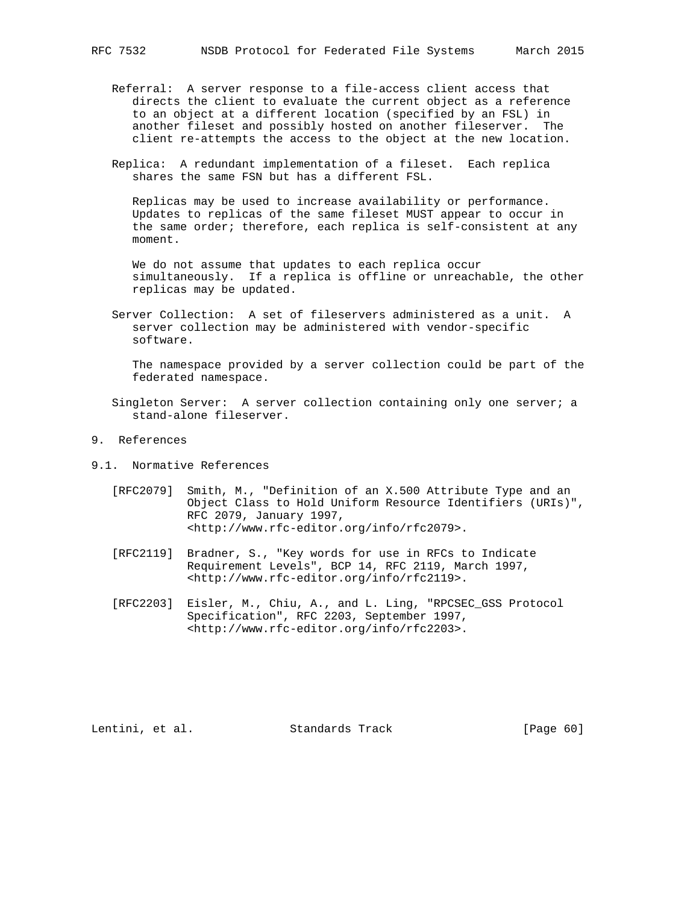Referral: A server response to a file-access client access that directs the client to evaluate the current object as a reference to an object at a different location (specified by an FSL) in another fileset and possibly hosted on another fileserver. The client re-attempts the access to the object at the new location.

Replica: A redundant implementation of a fileset. Each replica shares the same FSN but has a different FSL.

Replicas may be used to increase availability or performance. Updates to replicas of the same fileset MUST appear to occur in the same order; therefore, each replica is self-consistent at any moment.

We do not assume that updates to each replica occur simultaneously. If a replica is offline or unreachable, the other replicas may be updated.

Server Collection: A set of fileservers administered as a unit. A server collection may be administered with vendor-specific software.

The namespace provided by a server collection could be part of the federated namespace.

Singleton Server: A server collection containing only one server; a stand-alone fileserver.

# 9. References

## 9.1. Normative References

[RFC2079] Smith, M., "Definition of an X.500 Attribute Type and an Object Class to Hold Uniform Resource Identifiers (URIs)", RFC 2079, January 1997, <http://www.rfc-editor.org/info/rfc2079>.

[RFC2119] Bradner, S., "Key words for use in RFCs to Indicate Requirement Levels", BCP 14, RFC 2119, March 1997, <http://www.rfc-editor.org/info/rfc2119>.

[RFC2203] Eisler, M., Chiu, A., and L. Ling, "RPCSEC_GSS Protocol Specification", RFC 2203, September 1997, <http://www.rfc-editor.org/info/rfc2203>.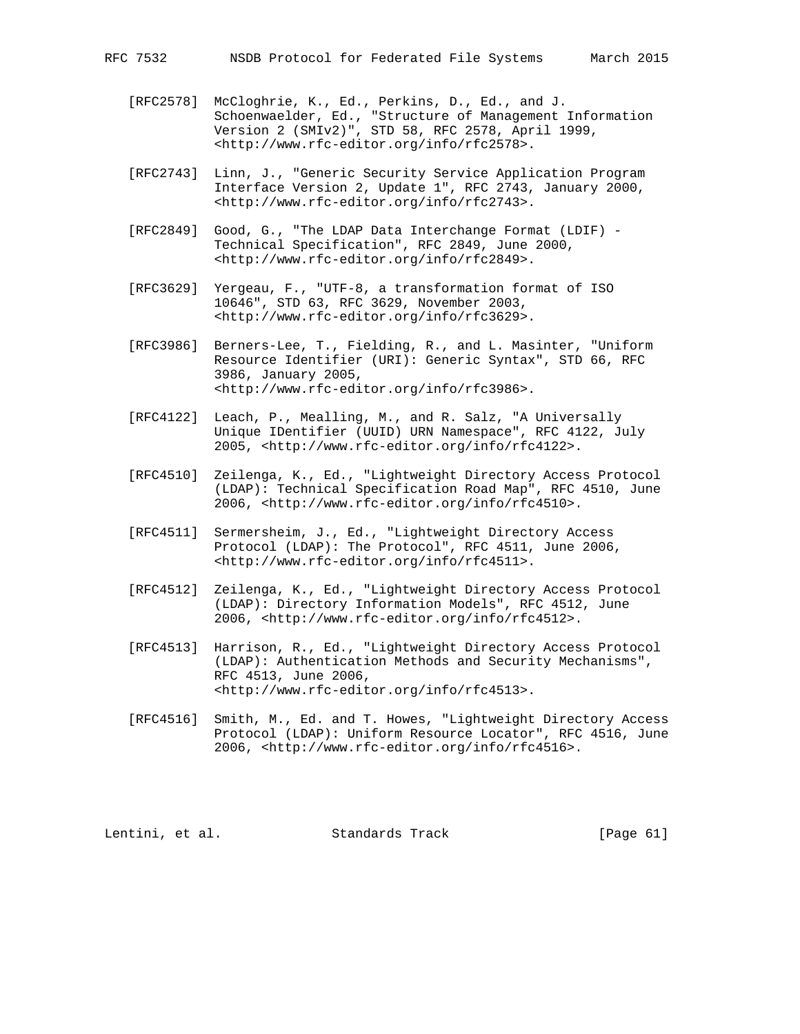[RFC2578] McCloghrie, K., Ed., Perkins, D., Ed., and J. Schoenwaelder, Ed., "Structure of Management Information Version 2 (SMIv2)", STD 58, RFC 2578, April 1999, <http://www.rfc-editor.org/info/rfc2578>.

[RFC2743] Linn, J., "Generic Security Service Application Program Interface Version 2, Update 1", RFC 2743, January 2000, <http://www.rfc-editor.org/info/rfc2743>.

[RFC2849] Good, G., "The LDAP Data Interchange Format (LDIF) - Technical Specification", RFC 2849, June 2000, <http://www.rfc-editor.org/info/rfc2849>.

[RFC3629] Yergeau, F., "UTF-8, a transformation format of ISO 10646", STD 63, RFC 3629, November 2003, <http://www.rfc-editor.org/info/rfc3629>.

[RFC3986] Berners-Lee, T., Fielding, R., and L. Masinter, "Uniform Resource Identifier (URI): Generic Syntax", STD 66, RFC 3986, January 2005, <http://www.rfc-editor.org/info/rfc3986>.

[RFC4122] Leach, P., Mealling, M., and R. Salz, "A Universally Unique IDentifier (UUID) URN Namespace", RFC 4122, July 2005, <http://www.rfc-editor.org/info/rfc4122>.

[RFC4510] Zeilenga, K., Ed., "Lightweight Directory Access Protocol (LDAP): Technical Specification Road Map", RFC 4510, June 2006, <http://www.rfc-editor.org/info/rfc4510>.

[RFC4511] Sermersheim, J., Ed., "Lightweight Directory Access Protocol (LDAP): The Protocol", RFC 4511, June 2006, <http://www.rfc-editor.org/info/rfc4511>.

[RFC4512] Zeilenga, K., Ed., "Lightweight Directory Access Protocol (LDAP): Directory Information Models", RFC 4512, June 2006, <http://www.rfc-editor.org/info/rfc4512>.

[RFC4513] Harrison, R., Ed., "Lightweight Directory Access Protocol (LDAP): Authentication Methods and Security Mechanisms", RFC 4513, June 2006, <http://www.rfc-editor.org/info/rfc4513>.

[RFC4516] Smith, M., Ed. and T. Howes, "Lightweight Directory Access Protocol (LDAP): Uniform Resource Locator", RFC 4516, June 2006, <http://www.rfc-editor.org/info/rfc4516>.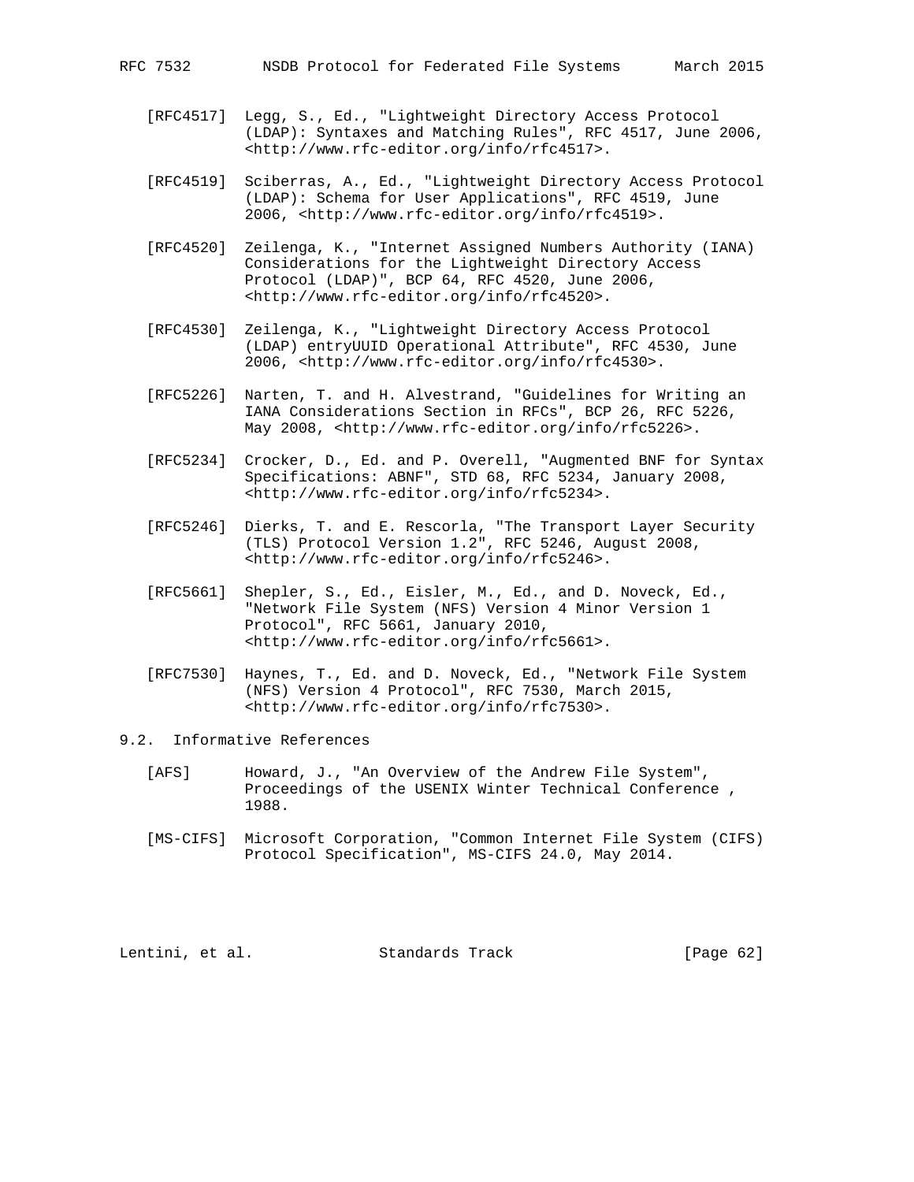[RFC4517] Legg, S., Ed., "Lightweight Directory Access Protocol (LDAP): Syntaxes and Matching Rules", RFC 4517, June 2006, <http://www.rfc-editor.org/info/rfc4517>.

[RFC4519] Sciberras, A., Ed., "Lightweight Directory Access Protocol (LDAP): Schema for User Applications", RFC 4519, June 2006, <http://www.rfc-editor.org/info/rfc4519>.

[RFC4520] Zeilenga, K., "Internet Assigned Numbers Authority (IANA) Considerations for the Lightweight Directory Access Protocol (LDAP)", BCP 64, RFC 4520, June 2006, <http://www.rfc-editor.org/info/rfc4520>.

[RFC4530] Zeilenga, K., "Lightweight Directory Access Protocol (LDAP) entryUUID Operational Attribute", RFC 4530, June 2006, <http://www.rfc-editor.org/info/rfc4530>.

[RFC5226] Narten, T. and H. Alvestrand, "Guidelines for Writing an IANA Considerations Section in RFCs", BCP 26, RFC 5226, May 2008, <http://www.rfc-editor.org/info/rfc5226>.

[RFC5234] Crocker, D., Ed. and P. Overell, "Augmented BNF for Syntax Specifications: ABNF", STD 68, RFC 5234, January 2008, <http://www.rfc-editor.org/info/rfc5234>.

[RFC5246] Dierks, T. and E. Rescorla, "The Transport Layer Security (TLS) Protocol Version 1.2", RFC 5246, August 2008, <http://www.rfc-editor.org/info/rfc5246>.

[RFC5661] Shepler, S., Ed., Eisler, M., Ed., and D. Noveck, Ed., "Network File System (NFS) Version 4 Minor Version 1 Protocol", RFC 5661, January 2010, <http://www.rfc-editor.org/info/rfc5661>.

[RFC7530] Haynes, T., Ed. and D. Noveck, Ed., "Network File System (NFS) Version 4 Protocol", RFC 7530, March 2015, <http://www.rfc-editor.org/info/rfc7530>.

## 9.2. Informative References

[AFS] Howard, J., "An Overview of the Andrew File System", Proceedings of the USENIX Winter Technical Conference , 1988.

[MS-CIFS] Microsoft Corporation, "Common Internet File System (CIFS) Protocol Specification", MS-CIFS 24.0, May 2014.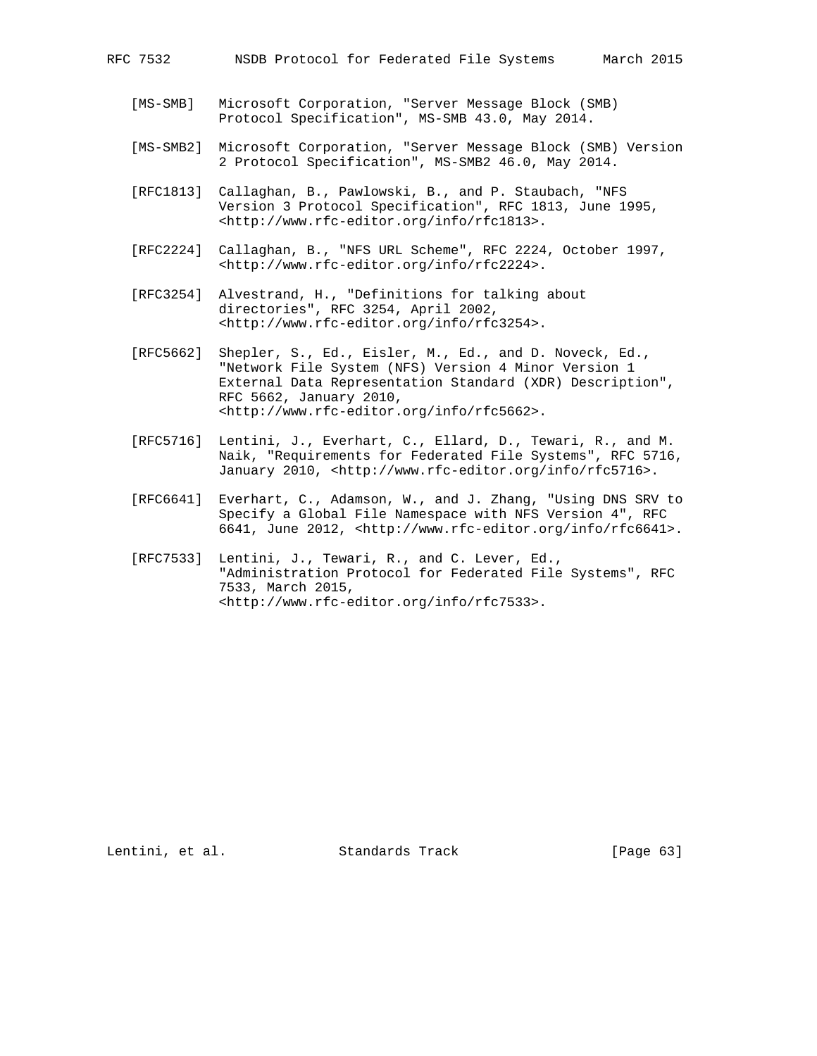[MS-SMB] Microsoft Corporation, "Server Message Block (SMB) Protocol Specification", MS-SMB 43.0, May 2014.

[MS-SMB2] Microsoft Corporation, "Server Message Block (SMB) Version 2 Protocol Specification", MS-SMB2 46.0, May 2014.

[RFC1813] Callaghan, B., Pawlowski, B., and P. Staubach, "NFS Version 3 Protocol Specification", RFC 1813, June 1995, <http://www.rfc-editor.org/info/rfc1813>.

[RFC2224] Callaghan, B., "NFS URL Scheme", RFC 2224, October 1997, <http://www.rfc-editor.org/info/rfc2224>.

[RFC3254] Alvestrand, H., "Definitions for talking about directories", RFC 3254, April 2002, <http://www.rfc-editor.org/info/rfc3254>.

[RFC5662] Shepler, S., Ed., Eisler, M., Ed., and D. Noveck, Ed., "Network File System (NFS) Version 4 Minor Version 1 External Data Representation Standard (XDR) Description", RFC 5662, January 2010, <http://www.rfc-editor.org/info/rfc5662>.

[RFC5716] Lentini, J., Everhart, C., Ellard, D., Tewari, R., and M. Naik, "Requirements for Federated File Systems", RFC 5716, January 2010, <http://www.rfc-editor.org/info/rfc5716>.

[RFC6641] Everhart, C., Adamson, W., and J. Zhang, "Using DNS SRV to Specify a Global File Namespace with NFS Version 4", RFC 6641, June 2012, <http://www.rfc-editor.org/info/rfc6641>.

[RFC7533] Lentini, J., Tewari, R., and C. Lever, Ed., "Administration Protocol for Federated File Systems", RFC 7533, March 2015, <http://www.rfc-editor.org/info/rfc7533>.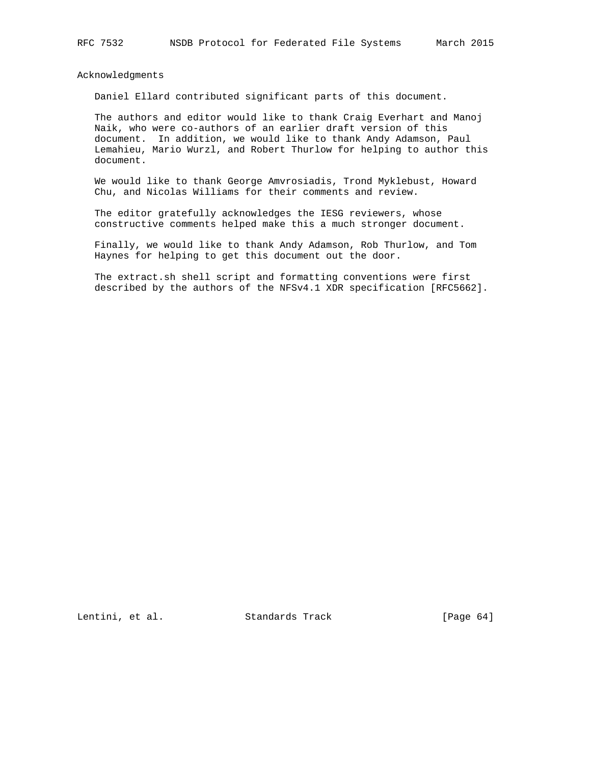## Acknowledgments

Daniel Ellard contributed significant parts of this document.

The authors and editor would like to thank Craig Everhart and Manoj Naik, who were co-authors of an earlier draft version of this document. In addition, we would like to thank Andy Adamson, Paul Lemahieu, Mario Wurzl, and Robert Thurlow for helping to author this document.

We would like to thank George Amvrosiadis, Trond Myklebust, Howard Chu, and Nicolas Williams for their comments and review.

The editor gratefully acknowledges the IESG reviewers, whose constructive comments helped make this a much stronger document.

Finally, we would like to thank Andy Adamson, Rob Thurlow, and Tom Haynes for helping to get this document out the door.

The extract.sh shell script and formatting conventions were first described by the authors of the NFSv4.1 XDR specification [RFC5662].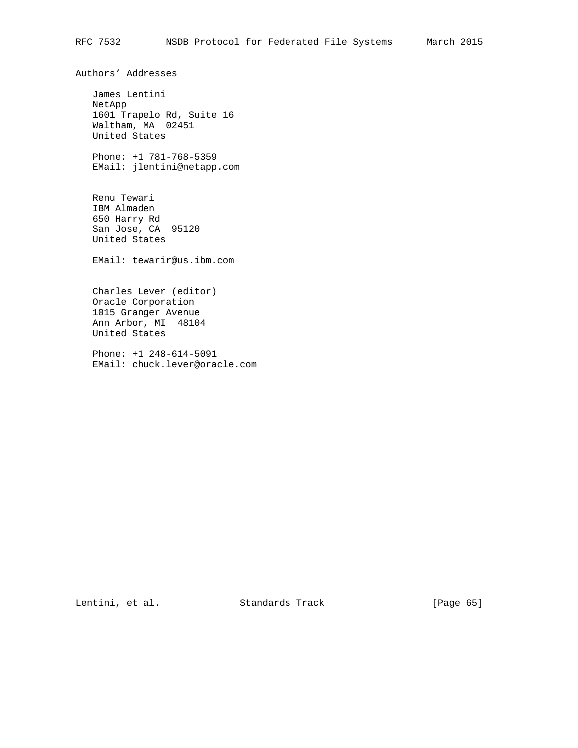## Authors' Addresses

James Lentini
NetApp
1601 Trapelo Rd, Suite 16
Waltham, MA  02451
United States

Phone: +1 781-768-5359
EMail: jlentini@netapp.com

Renu Tewari
IBM Almaden
650 Harry Rd
San Jose, CA  95120
United States

EMail: tewarir@us.ibm.com

Charles Lever (editor)
Oracle Corporation
1015 Granger Avenue
Ann Arbor, MI  48104
United States

Phone: +1 248-614-5091
EMail: chuck.lever@oracle.com